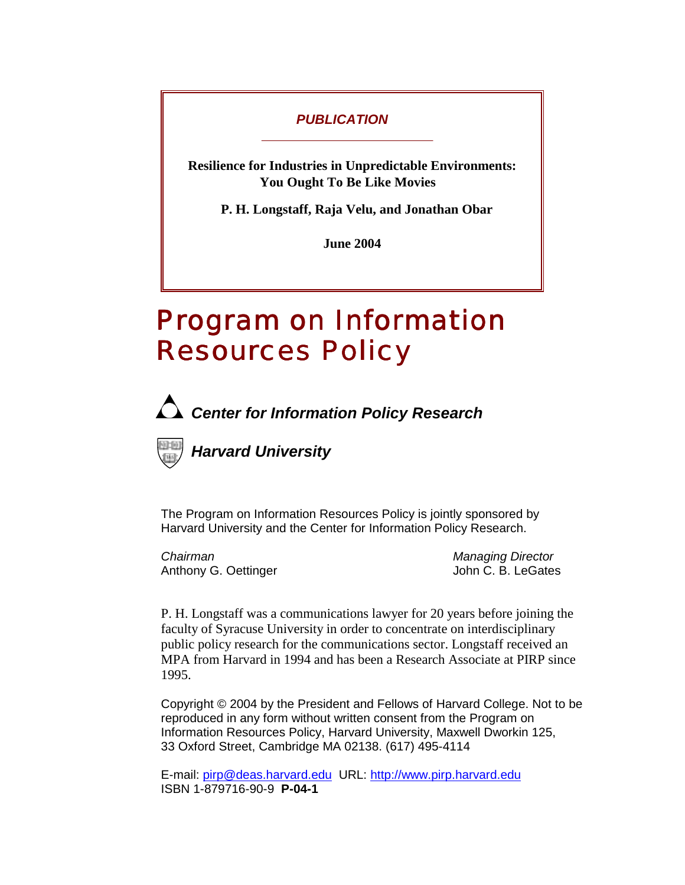***PUBLICATION***

**Resilience for Industries in Unpredictable Environments: You Ought To Be Like Movies**

**P. H. Longstaff, Raja Velu, and Jonathan Obar**

**June 2004**

# Program on Information Resources Policy

***Center for Information Policy Research***

***Harvard University***

The Program on Information Resources Policy is jointly sponsored by Harvard University and the Center for Information Policy Research.

| *Chairman* | *Managing Director* |
| --- | --- |
| Anthony G. Oettinger | John C. B. LeGates |

P. H. Longstaff was a communications lawyer for 20 years before joining the faculty of Syracuse University in order to concentrate on interdisciplinary public policy research for the communications sector. Longstaff received an MPA from Harvard in 1994 and has been a Research Associate at PIRP since 1995.

Copyright © 2004 by the President and Fellows of Harvard College. Not to be reproduced in any form without written consent from the Program on Information Resources Policy, Harvard University, Maxwell Dworkin 125, 33 Oxford Street, Cambridge MA 02138. (617) 495-4114

E-mail: pirp@deas.harvard.edu URL: http://www.pirp.harvard.edu
ISBN 1-879716-90-9 **P-04-1**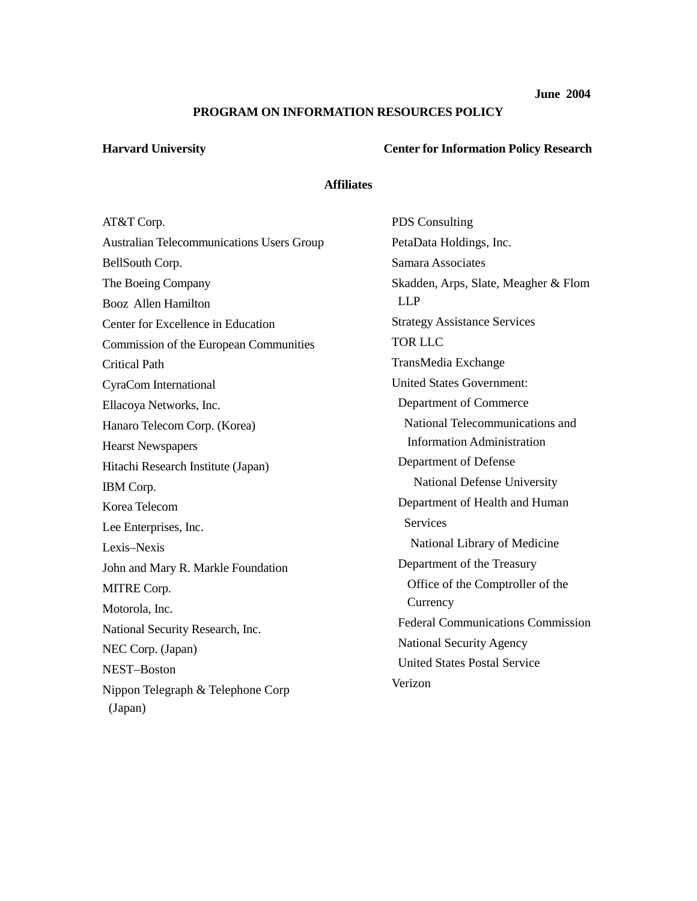June 2004

## PROGRAM ON INFORMATION RESOURCES POLICY

**Harvard University** **Center for Information Policy Research**

### Affiliates

AT&T Corp.
Australian Telecommunications Users Group
BellSouth Corp.
The Boeing Company
Booz Allen Hamilton
Center for Excellence in Education
Commission of the European Communities
Critical Path
CyraCom International
Ellacoya Networks, Inc.
Hanaro Telecom Corp. (Korea)
Hearst Newspapers
Hitachi Research Institute (Japan)
IBM Corp.
Korea Telecom
Lee Enterprises, Inc.
Lexis–Nexis
John and Mary R. Markle Foundation
MITRE Corp.
Motorola, Inc.
National Security Research, Inc.
NEC Corp. (Japan)
NEST–Boston
Nippon Telegraph & Telephone Corp (Japan)
PDS Consulting
PetaData Holdings, Inc.
Samara Associates
Skadden, Arps, Slate, Meagher & Flom LLP
Strategy Assistance Services
TOR LLC
TransMedia Exchange
United States Government:
- Department of Commerce
  - National Telecommunications and Information Administration
- Department of Defense
  - National Defense University
- Department of Health and Human Services
  - National Library of Medicine
- Department of the Treasury
  - Office of the Comptroller of the Currency
- Federal Communications Commission
- National Security Agency
- United States Postal Service

Verizon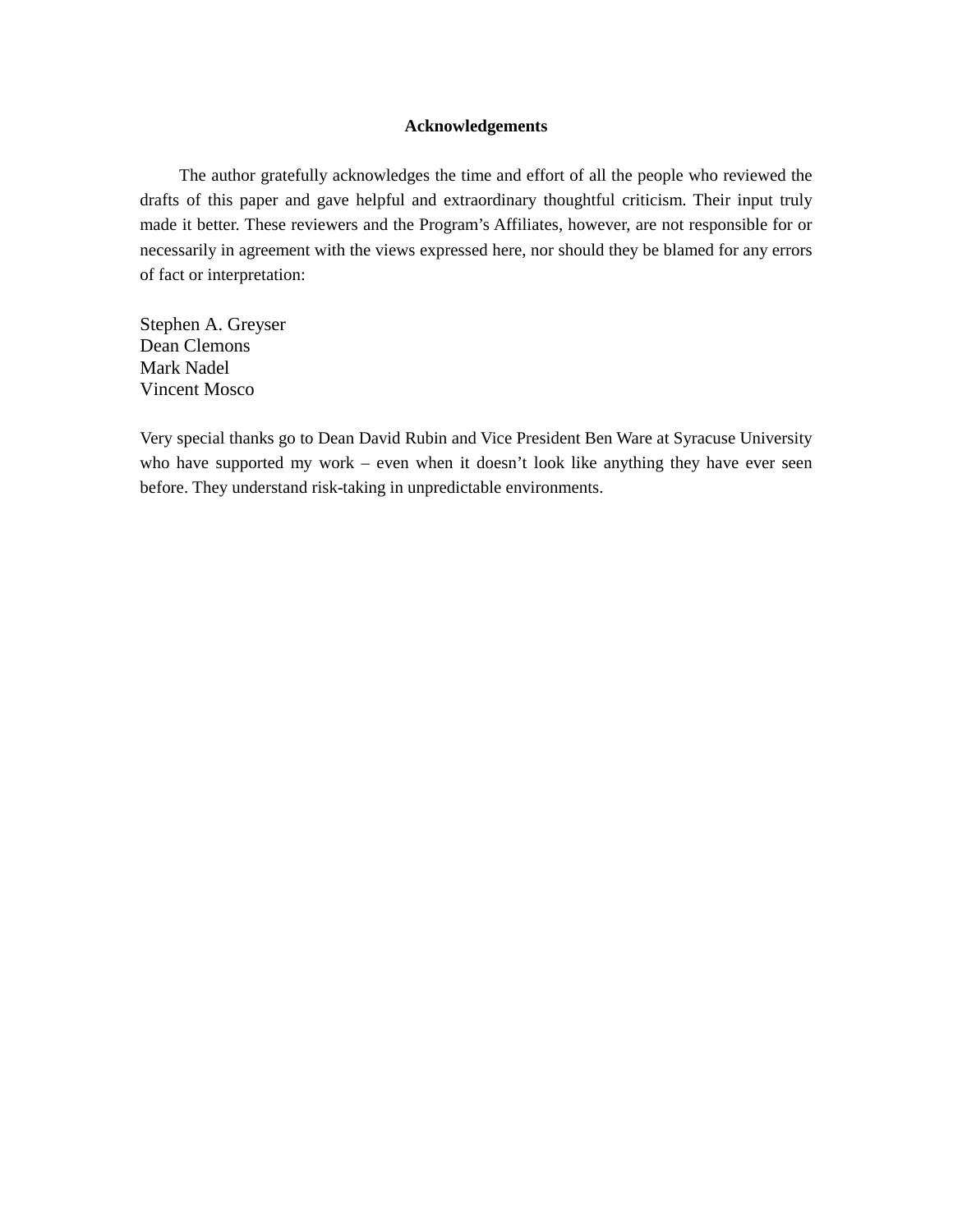## Acknowledgements

The author gratefully acknowledges the time and effort of all the people who reviewed the drafts of this paper and gave helpful and extraordinary thoughtful criticism. Their input truly made it better. These reviewers and the Program's Affiliates, however, are not responsible for or necessarily in agreement with the views expressed here, nor should they be blamed for any errors of fact or interpretation:

Stephen A. Greyser
Dean Clemons
Mark Nadel
Vincent Mosco

Very special thanks go to Dean David Rubin and Vice President Ben Ware at Syracuse University who have supported my work – even when it doesn't look like anything they have ever seen before. They understand risk-taking in unpredictable environments.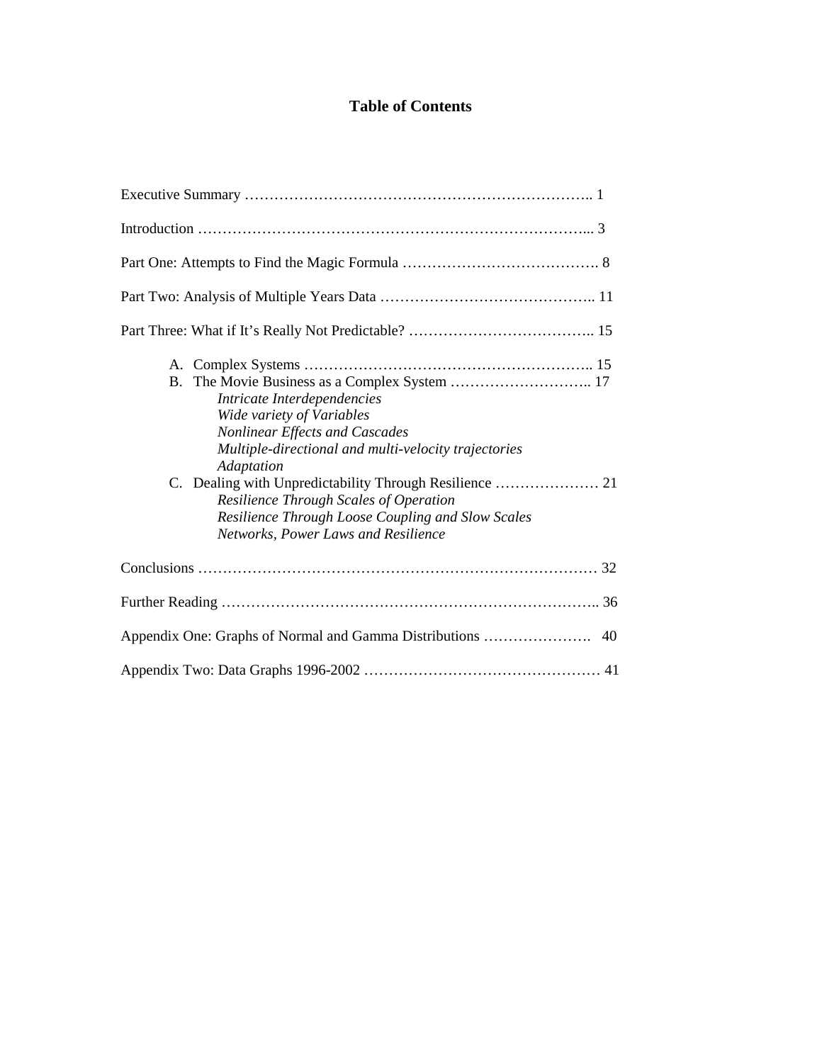# Table of Contents

Executive Summary ………………………………………………………………….. 1

Introduction ……………………………………………………………………... 3

Part One: Attempts to Find the Magic Formula …………………………………. 8

Part Two: Analysis of Multiple Years Data …………………………………….. 11

Part Three: What if It's Really Not Predictable? ……………………………….. 15

- A. Complex Systems ………………………………………………….. 15
- B. The Movie Business as a Complex System ……………………….. 17
  - *Intricate Interdependencies*
  - *Wide variety of Variables*
  - *Nonlinear Effects and Cascades*
  - *Multiple-directional and multi-velocity trajectories*
  - *Adaptation*
- C. Dealing with Unpredictability Through Resilience ………………… 21
  - *Resilience Through Scales of Operation*
  - *Resilience Through Loose Coupling and Slow Scales*
  - *Networks, Power Laws and Resilience*

Conclusions ……………………………………………………………………… 32

Further Reading ………………………………………………………………….. 36

Appendix One: Graphs of Normal and Gamma Distributions …………………. 40

Appendix Two: Data Graphs 1996-2002 ………………………………………… 41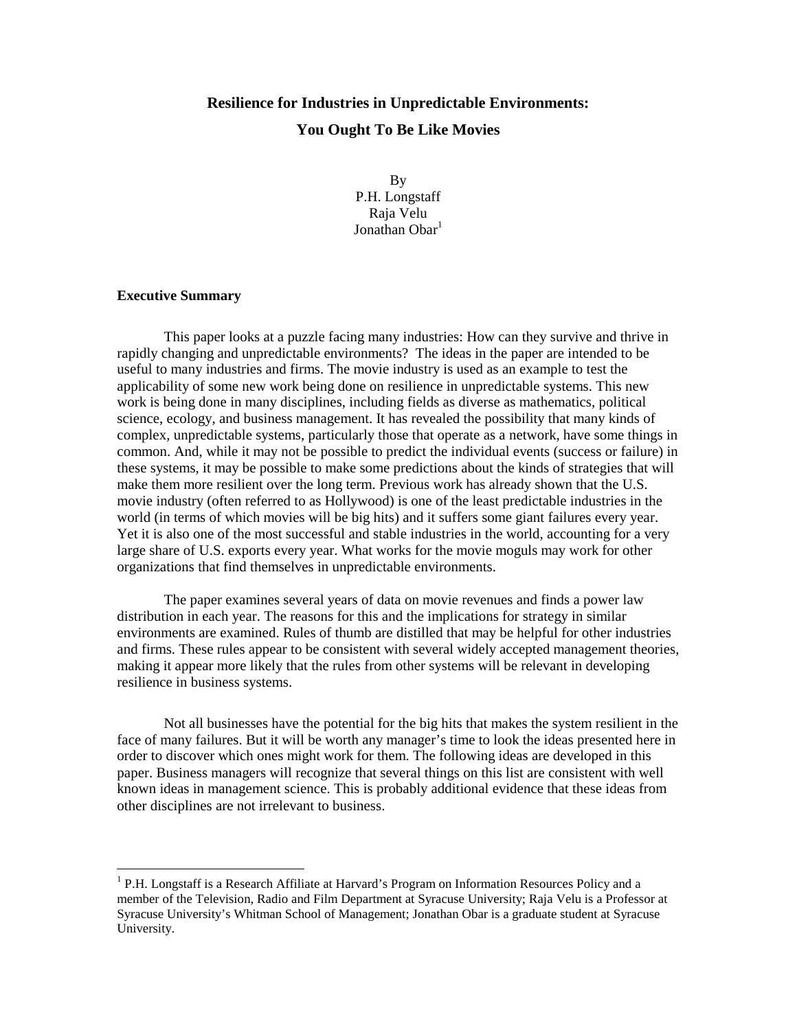# Resilience for Industries in Unpredictable Environments:

# You Ought To Be Like Movies

By
P.H. Longstaff
Raja Velu
Jonathan Obar[1]

## Executive Summary

This paper looks at a puzzle facing many industries: How can they survive and thrive in rapidly changing and unpredictable environments? The ideas in the paper are intended to be useful to many industries and firms. The movie industry is used as an example to test the applicability of some new work being done on resilience in unpredictable systems. This new work is being done in many disciplines, including fields as diverse as mathematics, political science, ecology, and business management. It has revealed the possibility that many kinds of complex, unpredictable systems, particularly those that operate as a network, have some things in common. And, while it may not be possible to predict the individual events (success or failure) in these systems, it may be possible to make some predictions about the kinds of strategies that will make them more resilient over the long term. Previous work has already shown that the U.S. movie industry (often referred to as Hollywood) is one of the least predictable industries in the world (in terms of which movies will be big hits) and it suffers some giant failures every year. Yet it is also one of the most successful and stable industries in the world, accounting for a very large share of U.S. exports every year. What works for the movie moguls may work for other organizations that find themselves in unpredictable environments.

The paper examines several years of data on movie revenues and finds a power law distribution in each year. The reasons for this and the implications for strategy in similar environments are examined. Rules of thumb are distilled that may be helpful for other industries and firms. These rules appear to be consistent with several widely accepted management theories, making it appear more likely that the rules from other systems will be relevant in developing resilience in business systems.

Not all businesses have the potential for the big hits that makes the system resilient in the face of many failures. But it will be worth any manager's time to look the ideas presented here in order to discover which ones might work for them. The following ideas are developed in this paper. Business managers will recognize that several things on this list are consistent with well known ideas in management science. This is probably additional evidence that these ideas from other disciplines are not irrelevant to business.

---

[1] P.H. Longstaff is a Research Affiliate at Harvard's Program on Information Resources Policy and a member of the Television, Radio and Film Department at Syracuse University; Raja Velu is a Professor at Syracuse University's Whitman School of Management; Jonathan Obar is a graduate student at Syracuse University.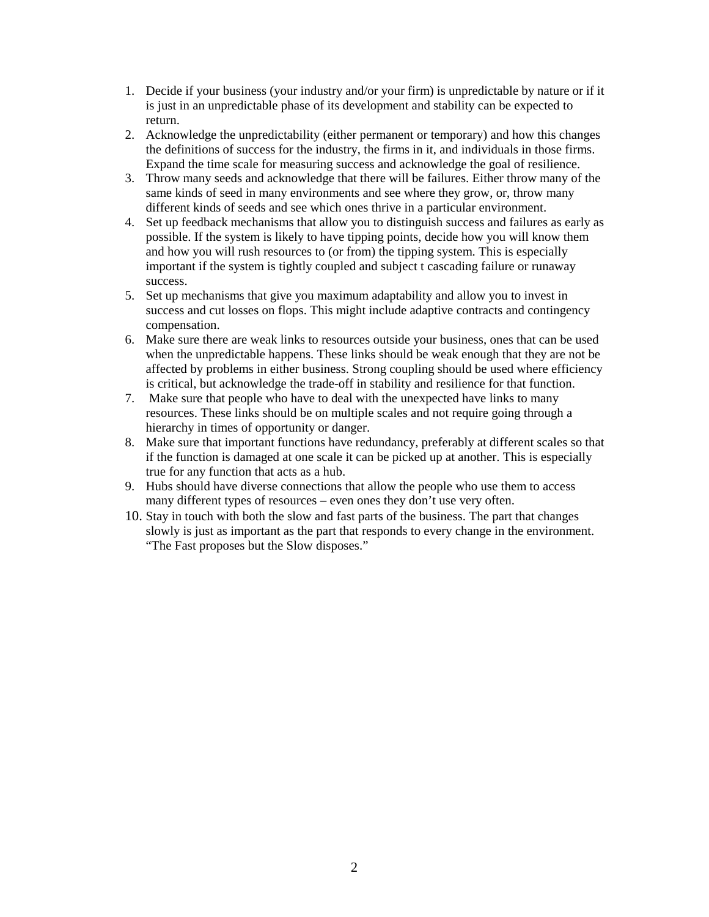1. Decide if your business (your industry and/or your firm) is unpredictable by nature or if it is just in an unpredictable phase of its development and stability can be expected to return.
2. Acknowledge the unpredictability (either permanent or temporary) and how this changes the definitions of success for the industry, the firms in it, and individuals in those firms. Expand the time scale for measuring success and acknowledge the goal of resilience.
3. Throw many seeds and acknowledge that there will be failures. Either throw many of the same kinds of seed in many environments and see where they grow, or, throw many different kinds of seeds and see which ones thrive in a particular environment.
4. Set up feedback mechanisms that allow you to distinguish success and failures as early as possible. If the system is likely to have tipping points, decide how you will know them and how you will rush resources to (or from) the tipping system. This is especially important if the system is tightly coupled and subject t cascading failure or runaway success.
5. Set up mechanisms that give you maximum adaptability and allow you to invest in success and cut losses on flops. This might include adaptive contracts and contingency compensation.
6. Make sure there are weak links to resources outside your business, ones that can be used when the unpredictable happens. These links should be weak enough that they are not be affected by problems in either business. Strong coupling should be used where efficiency is critical, but acknowledge the trade-off in stability and resilience for that function.
7. Make sure that people who have to deal with the unexpected have links to many resources. These links should be on multiple scales and not require going through a hierarchy in times of opportunity or danger.
8. Make sure that important functions have redundancy, preferably at different scales so that if the function is damaged at one scale it can be picked up at another. This is especially true for any function that acts as a hub.
9. Hubs should have diverse connections that allow the people who use them to access many different types of resources – even ones they don't use very often.
10. Stay in touch with both the slow and fast parts of the business. The part that changes slowly is just as important as the part that responds to every change in the environment. "The Fast proposes but the Slow disposes."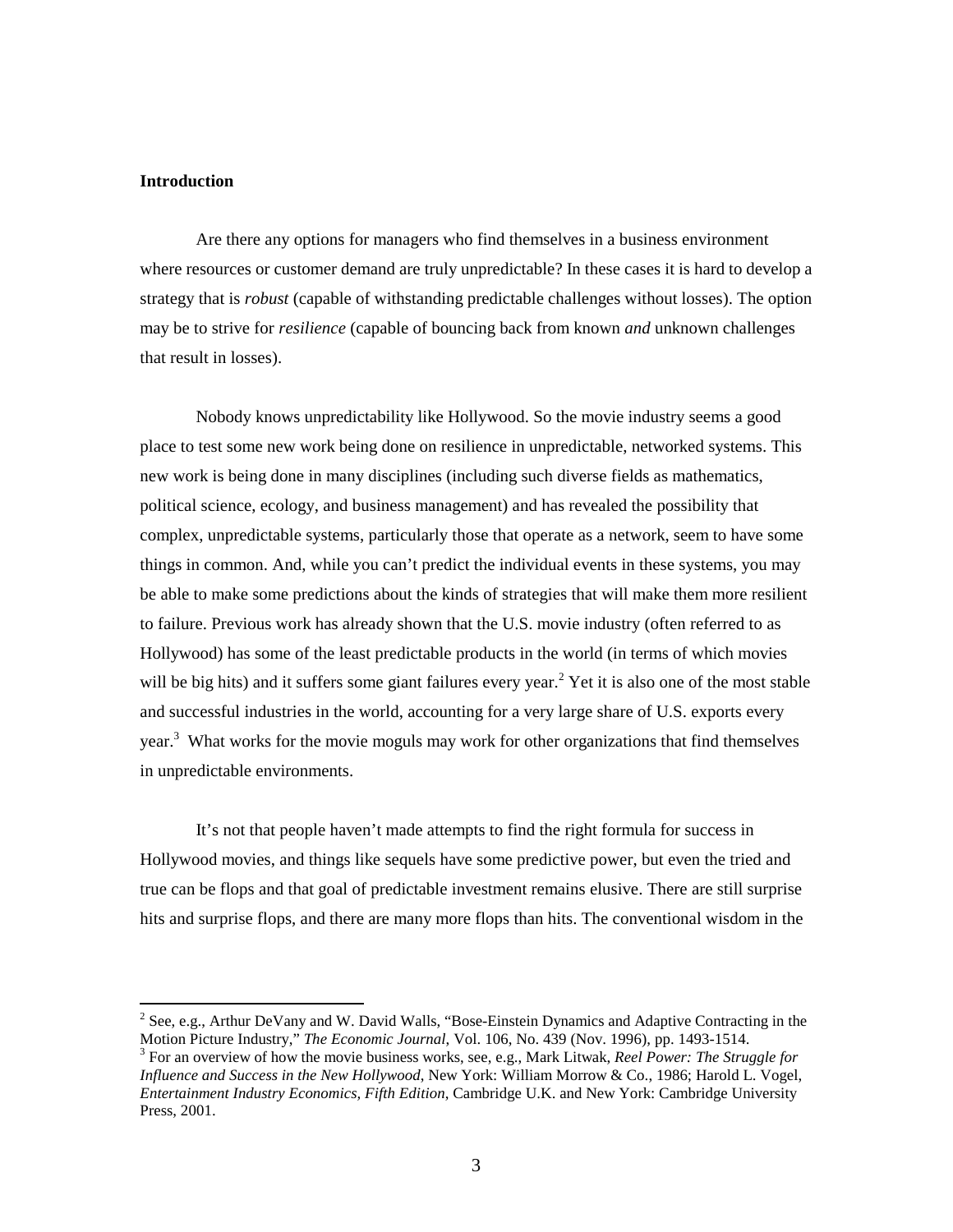## Introduction

Are there any options for managers who find themselves in a business environment where resources or customer demand are truly unpredictable? In these cases it is hard to develop a strategy that is *robust* (capable of withstanding predictable challenges without losses). The option may be to strive for *resilience* (capable of bouncing back from known *and* unknown challenges that result in losses).

Nobody knows unpredictability like Hollywood. So the movie industry seems a good place to test some new work being done on resilience in unpredictable, networked systems. This new work is being done in many disciplines (including such diverse fields as mathematics, political science, ecology, and business management) and has revealed the possibility that complex, unpredictable systems, particularly those that operate as a network, seem to have some things in common. And, while you can't predict the individual events in these systems, you may be able to make some predictions about the kinds of strategies that will make them more resilient to failure. Previous work has already shown that the U.S. movie industry (often referred to as Hollywood) has some of the least predictable products in the world (in terms of which movies will be big hits) and it suffers some giant failures every year.[2] Yet it is also one of the most stable and successful industries in the world, accounting for a very large share of U.S. exports every year.[3] What works for the movie moguls may work for other organizations that find themselves in unpredictable environments.

It's not that people haven't made attempts to find the right formula for success in Hollywood movies, and things like sequels have some predictive power, but even the tried and true can be flops and that goal of predictable investment remains elusive. There are still surprise hits and surprise flops, and there are many more flops than hits. The conventional wisdom in the

---

[2] See, e.g., Arthur DeVany and W. David Walls, "Bose-Einstein Dynamics and Adaptive Contracting in the Motion Picture Industry," *The Economic Journal*, Vol. 106, No. 439 (Nov. 1996), pp. 1493-1514.

[3] For an overview of how the movie business works, see, e.g., Mark Litwak, *Reel Power: The Struggle for Influence and Success in the New Hollywood*, New York: William Morrow & Co., 1986; Harold L. Vogel, *Entertainment Industry Economics, Fifth Edition*, Cambridge U.K. and New York: Cambridge University Press, 2001.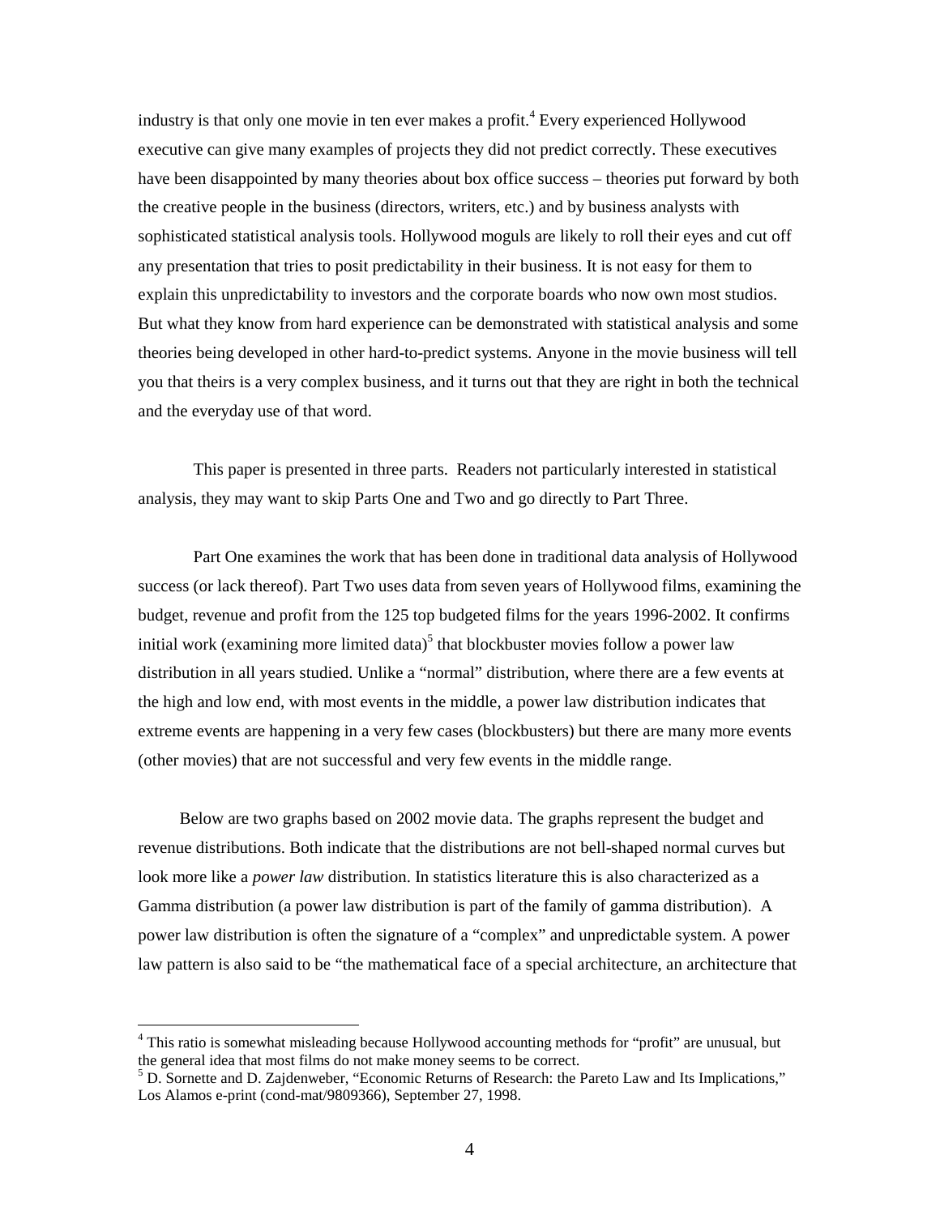industry is that only one movie in ten ever makes a profit.[4] Every experienced Hollywood executive can give many examples of projects they did not predict correctly. These executives have been disappointed by many theories about box office success – theories put forward by both the creative people in the business (directors, writers, etc.) and by business analysts with sophisticated statistical analysis tools. Hollywood moguls are likely to roll their eyes and cut off any presentation that tries to posit predictability in their business. It is not easy for them to explain this unpredictability to investors and the corporate boards who now own most studios. But what they know from hard experience can be demonstrated with statistical analysis and some theories being developed in other hard-to-predict systems. Anyone in the movie business will tell you that theirs is a very complex business, and it turns out that they are right in both the technical and the everyday use of that word.

This paper is presented in three parts. Readers not particularly interested in statistical analysis, they may want to skip Parts One and Two and go directly to Part Three.

Part One examines the work that has been done in traditional data analysis of Hollywood success (or lack thereof). Part Two uses data from seven years of Hollywood films, examining the budget, revenue and profit from the 125 top budgeted films for the years 1996-2002. It confirms initial work (examining more limited data)[5] that blockbuster movies follow a power law distribution in all years studied. Unlike a "normal" distribution, where there are a few events at the high and low end, with most events in the middle, a power law distribution indicates that extreme events are happening in a very few cases (blockbusters) but there are many more events (other movies) that are not successful and very few events in the middle range.

Below are two graphs based on 2002 movie data. The graphs represent the budget and revenue distributions. Both indicate that the distributions are not bell-shaped normal curves but look more like a *power law* distribution. In statistics literature this is also characterized as a Gamma distribution (a power law distribution is part of the family of gamma distribution). A power law distribution is often the signature of a "complex" and unpredictable system. A power law pattern is also said to be "the mathematical face of a special architecture, an architecture that

---

[4] This ratio is somewhat misleading because Hollywood accounting methods for "profit" are unusual, but the general idea that most films do not make money seems to be correct.

[5] D. Sornette and D. Zajdenweber, "Economic Returns of Research: the Pareto Law and Its Implications," Los Alamos e-print (cond-mat/9809366), September 27, 1998.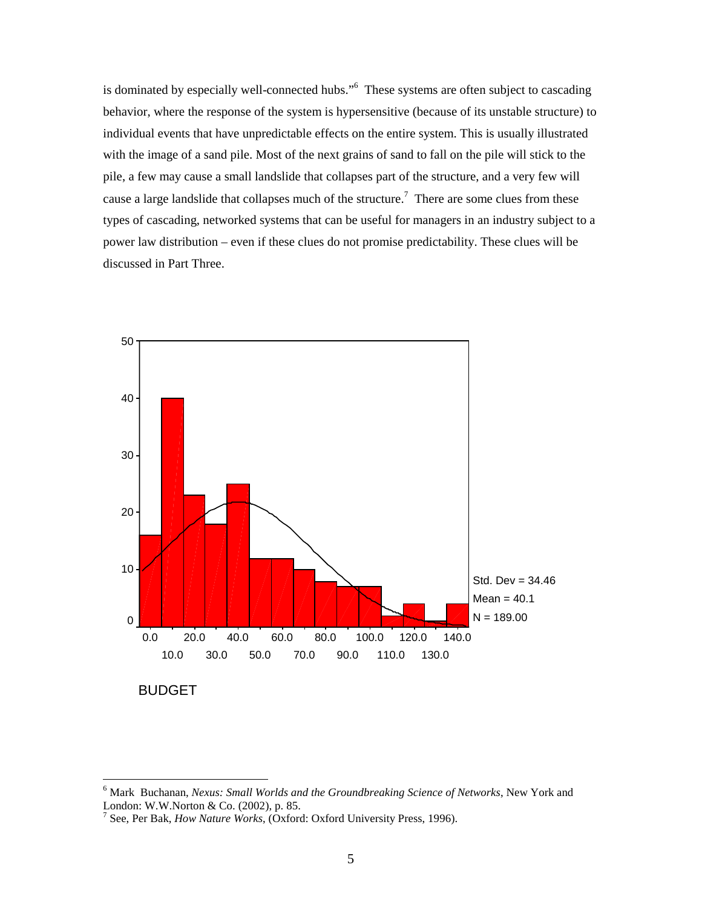is dominated by especially well-connected hubs."[6] These systems are often subject to cascading behavior, where the response of the system is hypersensitive (because of its unstable structure) to individual events that have unpredictable effects on the entire system. This is usually illustrated with the image of a sand pile. Most of the next grains of sand to fall on the pile will stick to the pile, a few may cause a small landslide that collapses part of the structure, and a very few will cause a large landslide that collapses much of the structure.[7] There are some clues from these types of cascading, networked systems that can be useful for managers in an industry subject to a power law distribution – even if these clues do not promise predictability. These clues will be discussed in Part Three.

Std. Dev = 34.46
Mean = 40.1
N = 189.00

BUDGET

---

[6] Mark Buchanan, *Nexus: Small Worlds and the Groundbreaking Science of Networks*, New York and London: W.W.Norton & Co. (2002), p. 85.

[7] See, Per Bak, *How Nature Works*, (Oxford: Oxford University Press, 1996).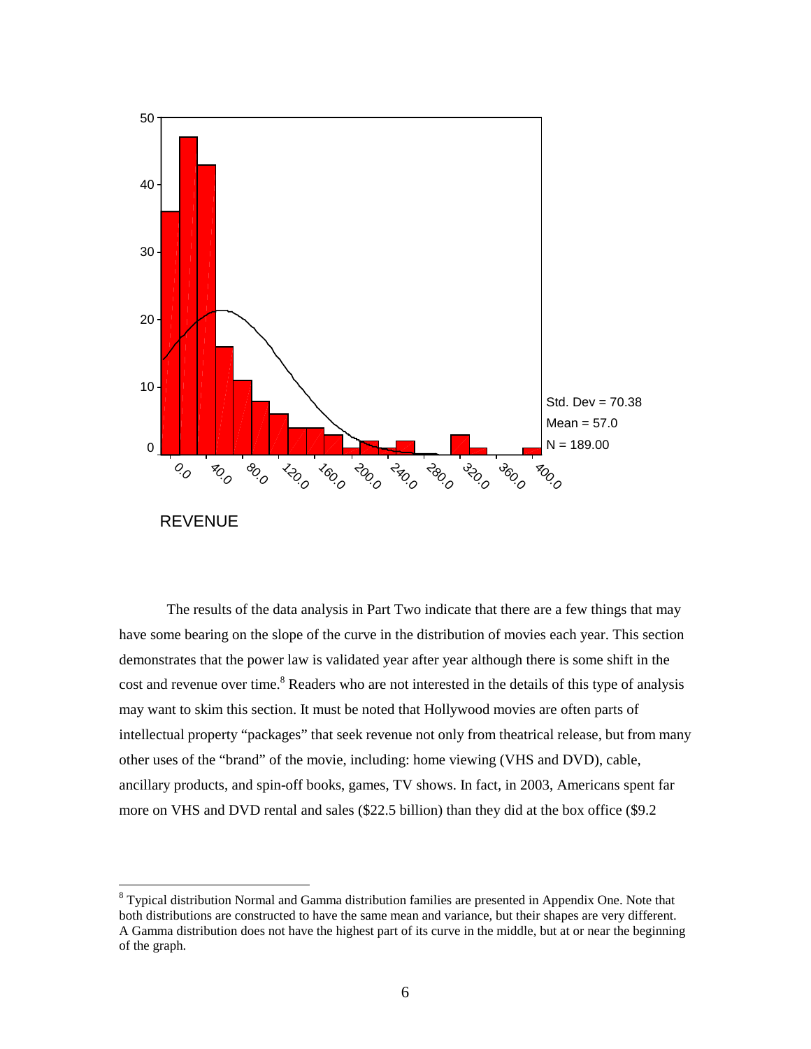The results of the data analysis in Part Two indicate that there are a few things that may have some bearing on the slope of the curve in the distribution of movies each year. This section demonstrates that the power law is validated year after year although there is some shift in the cost and revenue over time.[8] Readers who are not interested in the details of this type of analysis may want to skim this section. It must be noted that Hollywood movies are often parts of intellectual property “packages” that seek revenue not only from theatrical release, but from many other uses of the “brand” of the movie, including: home viewing (VHS and DVD), cable, ancillary products, and spin-off books, games, TV shows. In fact, in 2003, Americans spent far more on VHS and DVD rental and sales ($22.5 billion) than they did at the box office ($9.2

---

[8] Typical distribution Normal and Gamma distribution families are presented in Appendix One. Note that both distributions are constructed to have the same mean and variance, but their shapes are very different. A Gamma distribution does not have the highest part of its curve in the middle, but at or near the beginning of the graph.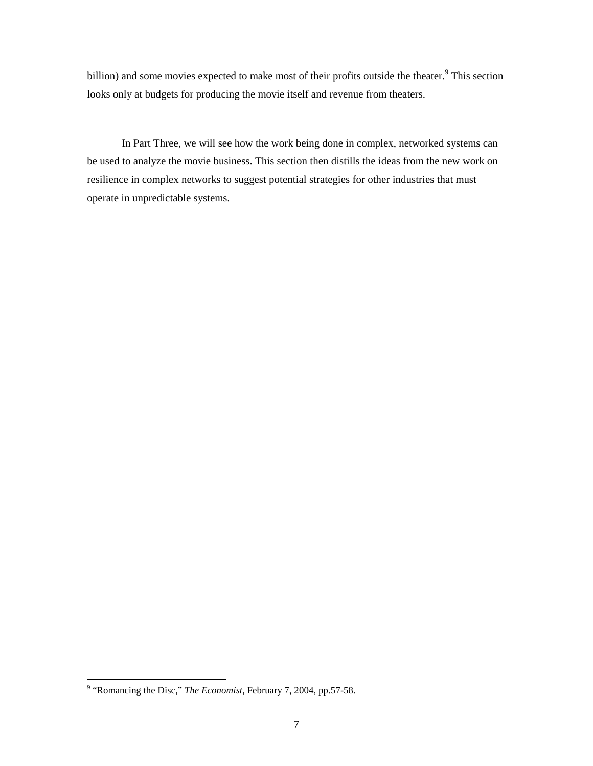billion) and some movies expected to make most of their profits outside the theater.[9] This section looks only at budgets for producing the movie itself and revenue from theaters.

In Part Three, we will see how the work being done in complex, networked systems can be used to analyze the movie business. This section then distills the ideas from the new work on resilience in complex networks to suggest potential strategies for other industries that must operate in unpredictable systems.

---

[9] "Romancing the Disc," *The Economist*, February 7, 2004, pp.57-58.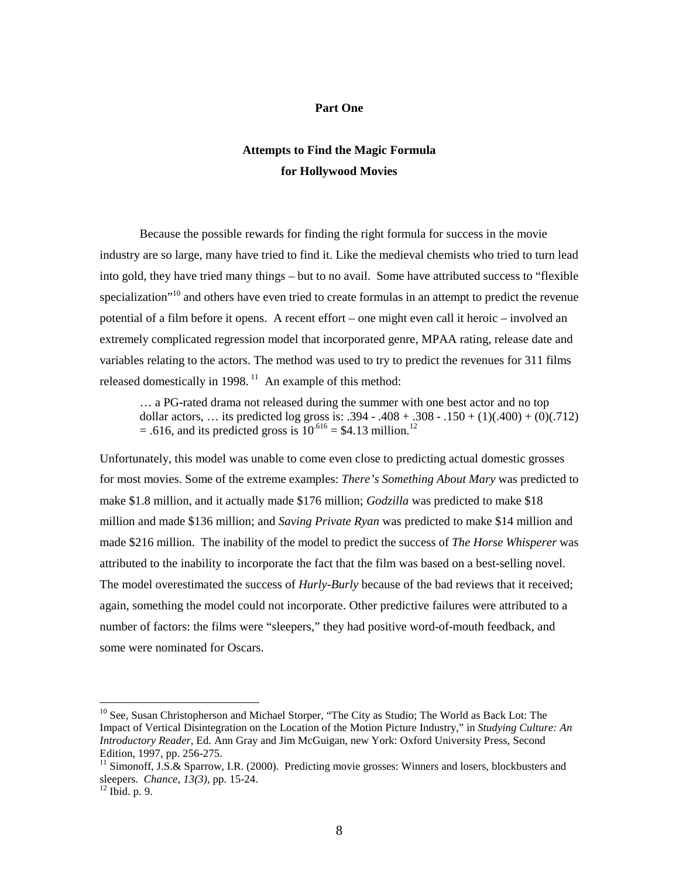# Part One

## Attempts to Find the Magic Formula for Hollywood Movies

Because the possible rewards for finding the right formula for success in the movie industry are so large, many have tried to find it. Like the medieval chemists who tried to turn lead into gold, they have tried many things – but to no avail. Some have attributed success to "flexible specialization"[10] and others have even tried to create formulas in an attempt to predict the revenue potential of a film before it opens. A recent effort – one might even call it heroic – involved an extremely complicated regression model that incorporated genre, MPAA rating, release date and variables relating to the actors. The method was used to try to predict the revenues for 311 films released domestically in 1998.[11] An example of this method:

> … a PG-rated drama not released during the summer with one best actor and no top dollar actors, … its predicted log gross is: $.394 - .408 + .308 - .150 + (1)(.400) + (0)(.712) = .616$, and its predicted gross is $10^{.616}$ = $4.13 million.[12]

Unfortunately, this model was unable to come even close to predicting actual domestic grosses for most movies. Some of the extreme examples: *There's Something About Mary* was predicted to make $1.8 million, and it actually made $176 million; *Godzilla* was predicted to make $18 million and made $136 million; and *Saving Private Ryan* was predicted to make $14 million and made $216 million. The inability of the model to predict the success of *The Horse Whisperer* was attributed to the inability to incorporate the fact that the film was based on a best-selling novel. The model overestimated the success of *Hurly-Burly* because of the bad reviews that it received; again, something the model could not incorporate. Other predictive failures were attributed to a number of factors: the films were "sleepers," they had positive word-of-mouth feedback, and some were nominated for Oscars.

---

[10] See, Susan Christopherson and Michael Storper, "The City as Studio; The World as Back Lot: The Impact of Vertical Disintegration on the Location of the Motion Picture Industry," in *Studying Culture: An Introductory Reader*, Ed. Ann Gray and Jim McGuigan, new York: Oxford University Press, Second Edition, 1997, pp. 256-275.

[11] Simonoff, J.S.& Sparrow, I.R. (2000). Predicting movie grosses: Winners and losers, blockbusters and sleepers. *Chance, 13(3)*, pp. 15-24.

[12] Ibid. p. 9.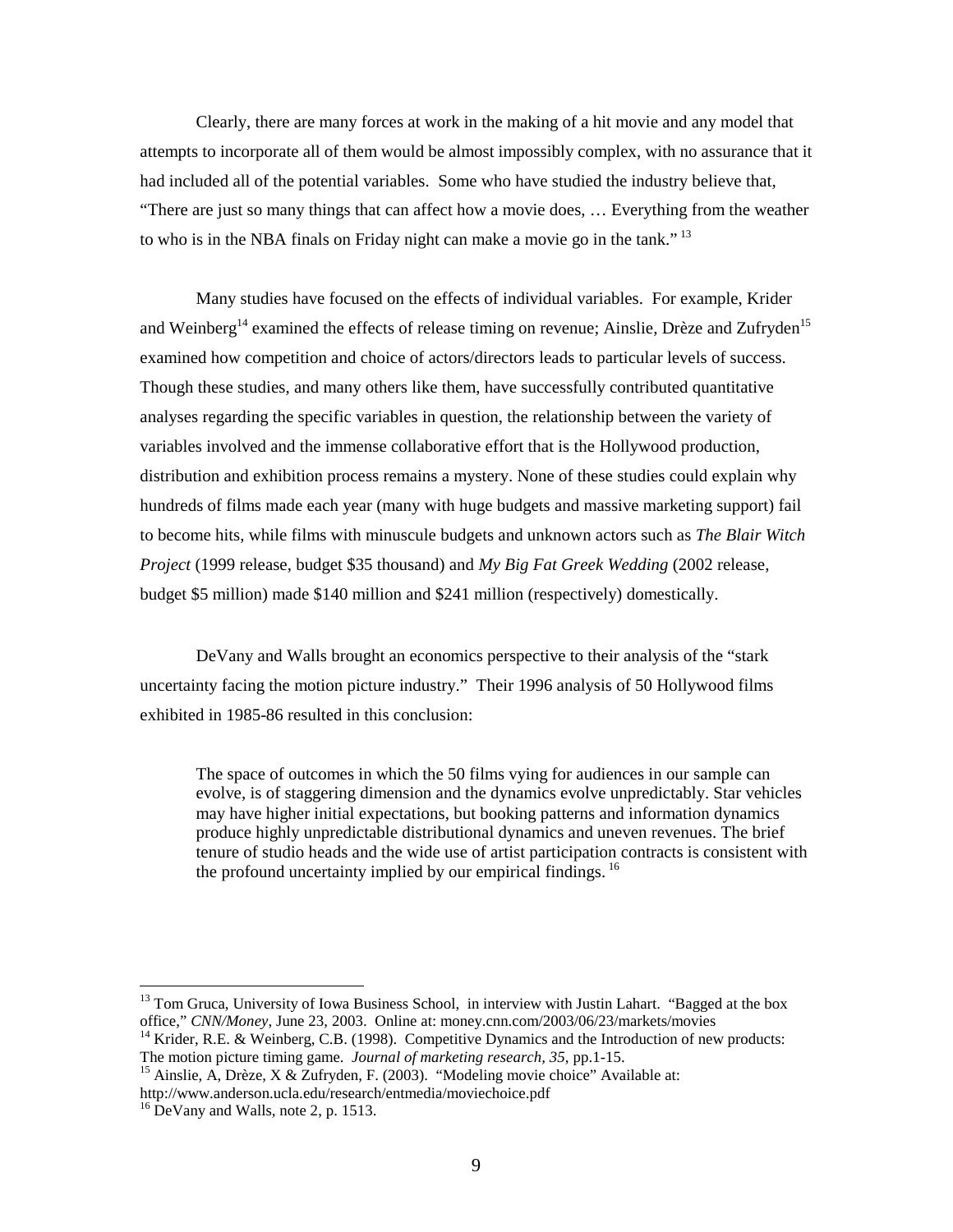Clearly, there are many forces at work in the making of a hit movie and any model that attempts to incorporate all of them would be almost impossibly complex, with no assurance that it had included all of the potential variables. Some who have studied the industry believe that, "There are just so many things that can affect how a movie does, … Everything from the weather to who is in the NBA finals on Friday night can make a movie go in the tank." [13]

Many studies have focused on the effects of individual variables. For example, Krider and Weinberg[14] examined the effects of release timing on revenue; Ainslie, Drèze and Zufryden[15] examined how competition and choice of actors/directors leads to particular levels of success. Though these studies, and many others like them, have successfully contributed quantitative analyses regarding the specific variables in question, the relationship between the variety of variables involved and the immense collaborative effort that is the Hollywood production, distribution and exhibition process remains a mystery. None of these studies could explain why hundreds of films made each year (many with huge budgets and massive marketing support) fail to become hits, while films with minuscule budgets and unknown actors such as *The Blair Witch Project* (1999 release, budget $35 thousand) and *My Big Fat Greek Wedding* (2002 release, budget $5 million) made $140 million and $241 million (respectively) domestically.

DeVany and Walls brought an economics perspective to their analysis of the "stark uncertainty facing the motion picture industry." Their 1996 analysis of 50 Hollywood films exhibited in 1985-86 resulted in this conclusion:

> The space of outcomes in which the 50 films vying for audiences in our sample can evolve, is of staggering dimension and the dynamics evolve unpredictably. Star vehicles may have higher initial expectations, but booking patterns and information dynamics produce highly unpredictable distributional dynamics and uneven revenues. The brief tenure of studio heads and the wide use of artist participation contracts is consistent with the profound uncertainty implied by our empirical findings. [16]

---

[13] Tom Gruca, University of Iowa Business School, in interview with Justin Lahart. "Bagged at the box office," *CNN/Money*, June 23, 2003. Online at: money.cnn.com/2003/06/23/markets/movies

[14] Krider, R.E. & Weinberg, C.B. (1998). Competitive Dynamics and the Introduction of new products: The motion picture timing game. *Journal of marketing research, 35*, pp.1-15.

[15] Ainslie, A, Drèze, X & Zufryden, F. (2003). "Modeling movie choice" Available at: http://www.anderson.ucla.edu/research/entmedia/moviechoice.pdf

[16] DeVany and Walls, note 2, p. 1513.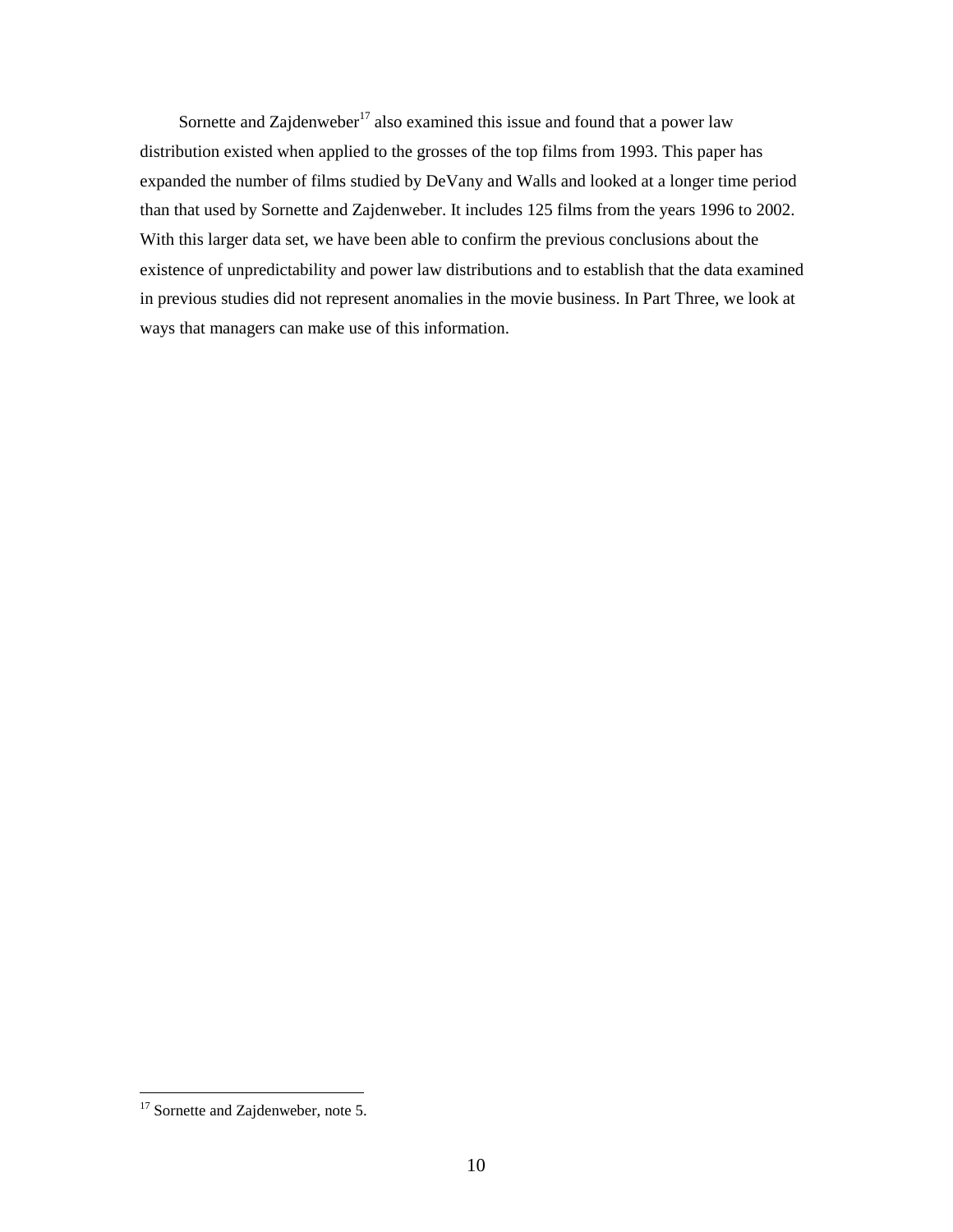Sornette and Zajdenweber[17] also examined this issue and found that a power law distribution existed when applied to the grosses of the top films from 1993. This paper has expanded the number of films studied by DeVany and Walls and looked at a longer time period than that used by Sornette and Zajdenweber. It includes 125 films from the years 1996 to 2002. With this larger data set, we have been able to confirm the previous conclusions about the existence of unpredictability and power law distributions and to establish that the data examined in previous studies did not represent anomalies in the movie business. In Part Three, we look at ways that managers can make use of this information.

---

[17] Sornette and Zajdenweber, note 5.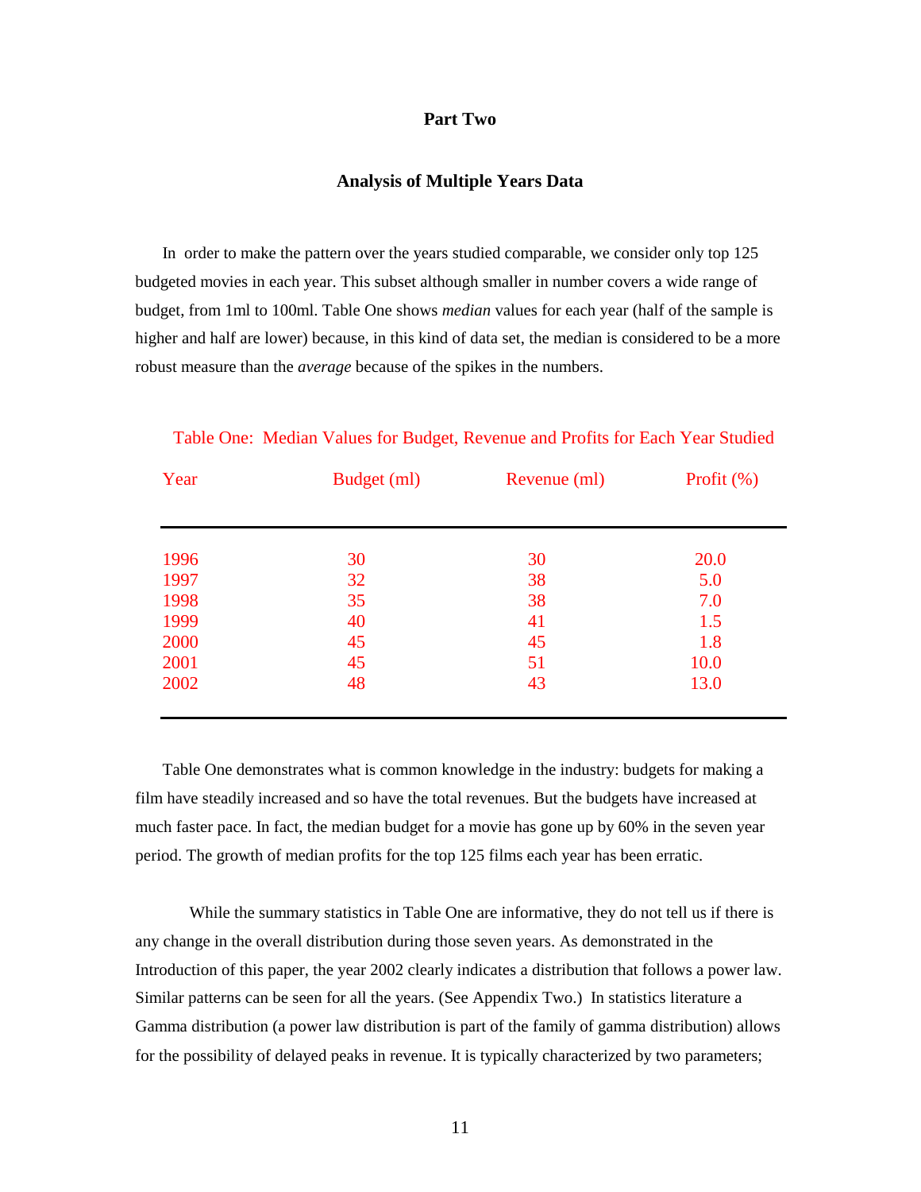## Part Two

### Analysis of Multiple Years Data

In order to make the pattern over the years studied comparable, we consider only top 125 budgeted movies in each year. This subset although smaller in number covers a wide range of budget, from 1ml to 100ml. Table One shows *median* values for each year (half of the sample is higher and half are lower) because, in this kind of data set, the median is considered to be a more robust measure than the *average* because of the spikes in the numbers.

Table One: Median Values for Budget, Revenue and Profits for Each Year Studied

| Year | Budget (ml) | Revenue (ml) | Profit (%) |
|---|---|---|---|
| 1996 | 30 | 30 | 20.0 |
| 1997 | 32 | 38 | 5.0 |
| 1998 | 35 | 38 | 7.0 |
| 1999 | 40 | 41 | 1.5 |
| 2000 | 45 | 45 | 1.8 |
| 2001 | 45 | 51 | 10.0 |
| 2002 | 48 | 43 | 13.0 |

Table One demonstrates what is common knowledge in the industry: budgets for making a film have steadily increased and so have the total revenues. But the budgets have increased at much faster pace. In fact, the median budget for a movie has gone up by 60% in the seven year period. The growth of median profits for the top 125 films each year has been erratic.

While the summary statistics in Table One are informative, they do not tell us if there is any change in the overall distribution during those seven years. As demonstrated in the Introduction of this paper, the year 2002 clearly indicates a distribution that follows a power law. Similar patterns can be seen for all the years. (See Appendix Two.) In statistics literature a Gamma distribution (a power law distribution is part of the family of gamma distribution) allows for the possibility of delayed peaks in revenue. It is typically characterized by two parameters;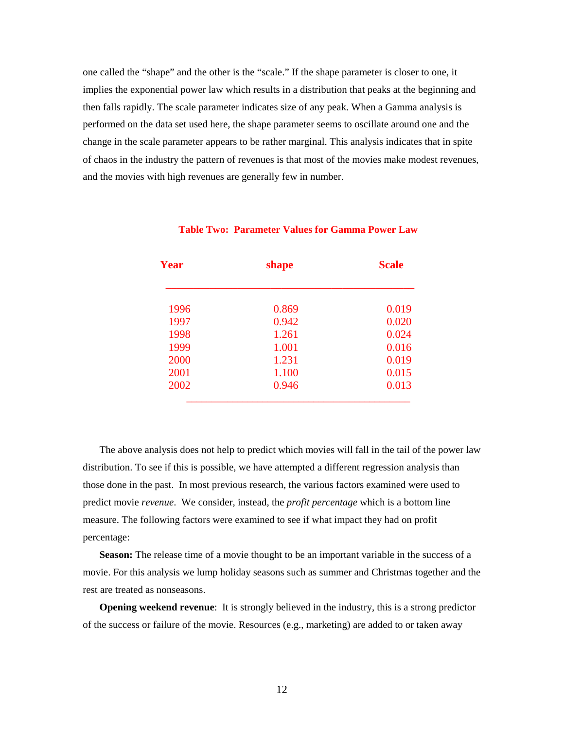one called the "shape" and the other is the "scale." If the shape parameter is closer to one, it implies the exponential power law which results in a distribution that peaks at the beginning and then falls rapidly. The scale parameter indicates size of any peak. When a Gamma analysis is performed on the data set used here, the shape parameter seems to oscillate around one and the change in the scale parameter appears to be rather marginal. This analysis indicates that in spite of chaos in the industry the pattern of revenues is that most of the movies make modest revenues, and the movies with high revenues are generally few in number.

**Table Two: Parameter Values for Gamma Power Law**

| Year | shape | Scale |
|---|---|---|
| 1996 | 0.869 | 0.019 |
| 1997 | 0.942 | 0.020 |
| 1998 | 1.261 | 0.024 |
| 1999 | 1.001 | 0.016 |
| 2000 | 1.231 | 0.019 |
| 2001 | 1.100 | 0.015 |
| 2002 | 0.946 | 0.013 |

The above analysis does not help to predict which movies will fall in the tail of the power law distribution. To see if this is possible, we have attempted a different regression analysis than those done in the past. In most previous research, the various factors examined were used to predict movie *revenue*. We consider, instead, the *profit percentage* which is a bottom line measure. The following factors were examined to see if what impact they had on profit percentage:

**Season:** The release time of a movie thought to be an important variable in the success of a movie. For this analysis we lump holiday seasons such as summer and Christmas together and the rest are treated as nonseasons.

**Opening weekend revenue**: It is strongly believed in the industry, this is a strong predictor of the success or failure of the movie. Resources (e.g., marketing) are added to or taken away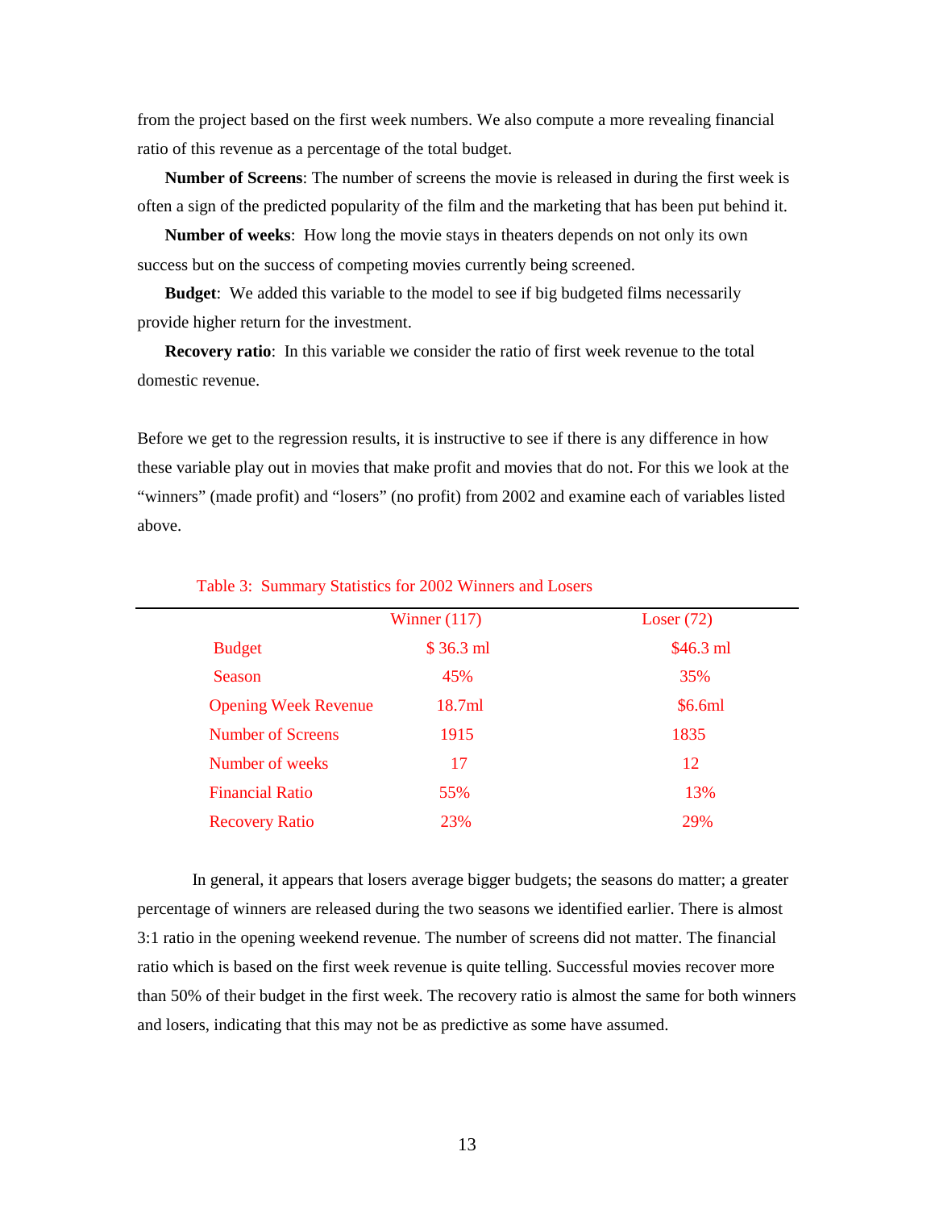from the project based on the first week numbers. We also compute a more revealing financial ratio of this revenue as a percentage of the total budget.

**Number of Screens**: The number of screens the movie is released in during the first week is often a sign of the predicted popularity of the film and the marketing that has been put behind it.

**Number of weeks**: How long the movie stays in theaters depends on not only its own success but on the success of competing movies currently being screened.

**Budget**: We added this variable to the model to see if big budgeted films necessarily provide higher return for the investment.

**Recovery ratio**: In this variable we consider the ratio of first week revenue to the total domestic revenue.

Before we get to the regression results, it is instructive to see if there is any difference in how these variable play out in movies that make profit and movies that do not. For this we look at the "winners" (made profit) and "losers" (no profit) from 2002 and examine each of variables listed above.

Table 3: Summary Statistics for 2002 Winners and Losers

| | Winner (117) | Loser (72) |
|---|---|---|
| Budget | $ 36.3 ml | $46.3 ml |
| Season | 45% | 35% |
| Opening Week Revenue | 18.7ml | $6.6ml |
| Number of Screens | 1915 | 1835 |
| Number of weeks | 17 | 12 |
| Financial Ratio | 55% | 13% |
| Recovery Ratio | 23% | 29% |

In general, it appears that losers average bigger budgets; the seasons do matter; a greater percentage of winners are released during the two seasons we identified earlier. There is almost 3:1 ratio in the opening weekend revenue. The number of screens did not matter. The financial ratio which is based on the first week revenue is quite telling. Successful movies recover more than 50% of their budget in the first week. The recovery ratio is almost the same for both winners and losers, indicating that this may not be as predictive as some have assumed.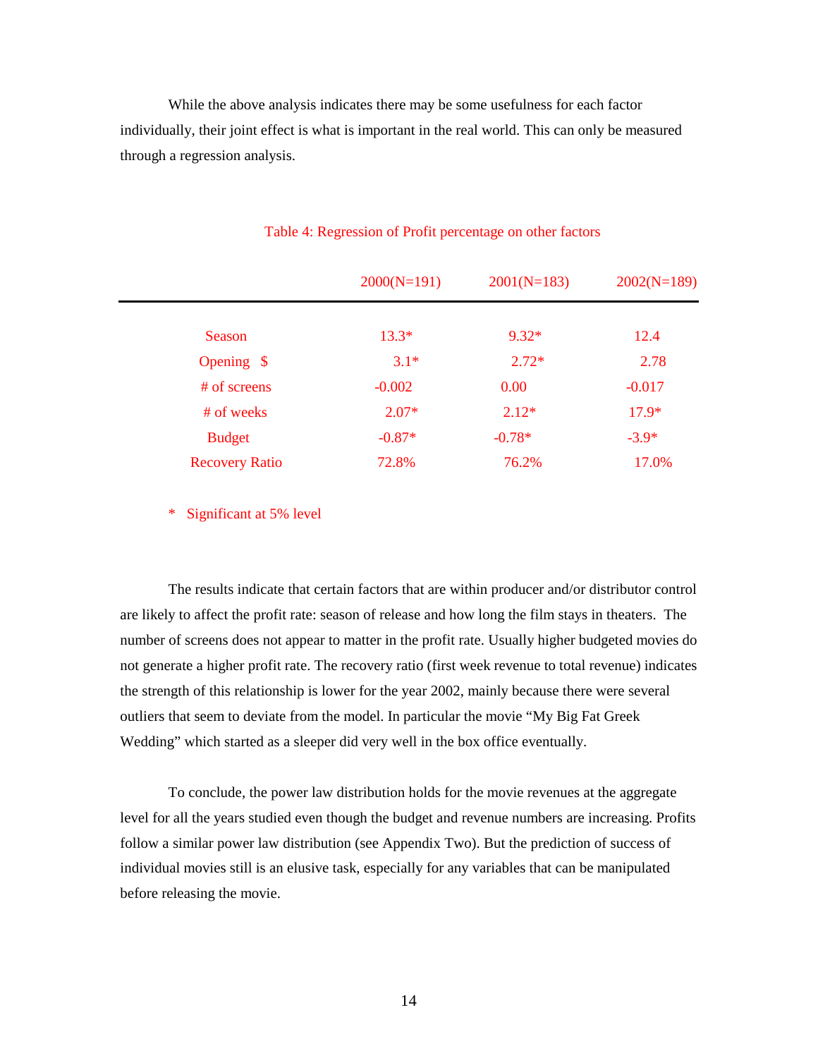While the above analysis indicates there may be some usefulness for each factor individually, their joint effect is what is important in the real world. This can only be measured through a regression analysis.

Table 4: Regression of Profit percentage on other factors

| | 2000(N=191) | 2001(N=183) | 2002(N=189) |
|---|---|---|---|
| Season | 13.3* | 9.32* | 12.4 |
| Opening $ | 3.1* | 2.72* | 2.78 |
| # of screens | -0.002 | 0.00 | -0.017 |
| # of weeks | 2.07* | 2.12* | 17.9* |
| Budget | -0.87* | -0.78* | -3.9* |
| Recovery Ratio | 72.8% | 76.2% | 17.0% |

* Significant at 5% level

The results indicate that certain factors that are within producer and/or distributor control are likely to affect the profit rate: season of release and how long the film stays in theaters. The number of screens does not appear to matter in the profit rate. Usually higher budgeted movies do not generate a higher profit rate. The recovery ratio (first week revenue to total revenue) indicates the strength of this relationship is lower for the year 2002, mainly because there were several outliers that seem to deviate from the model. In particular the movie "My Big Fat Greek Wedding" which started as a sleeper did very well in the box office eventually.

To conclude, the power law distribution holds for the movie revenues at the aggregate level for all the years studied even though the budget and revenue numbers are increasing. Profits follow a similar power law distribution (see Appendix Two). But the prediction of success of individual movies still is an elusive task, especially for any variables that can be manipulated before releasing the movie.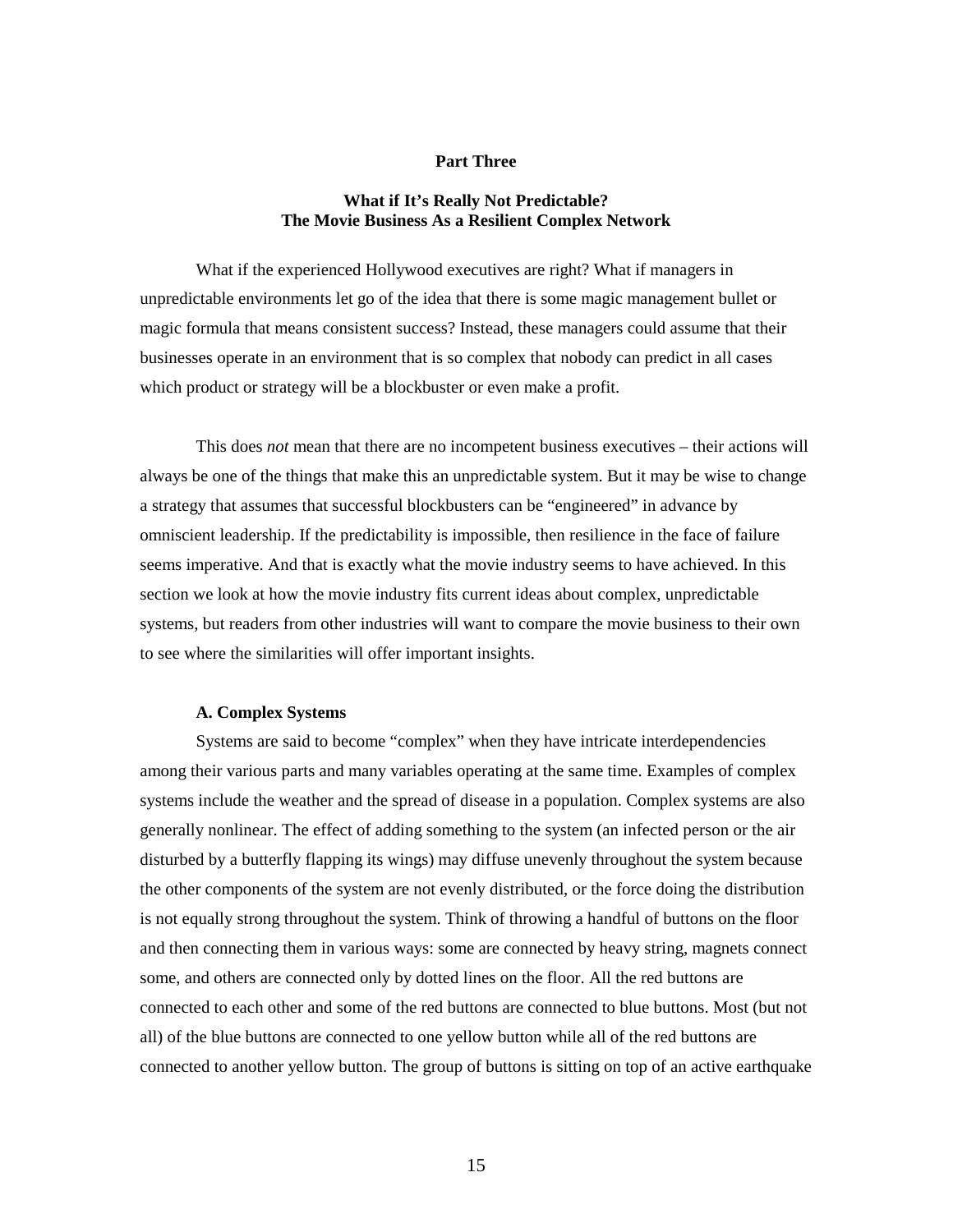## Part Three

### What if It's Really Not Predictable? The Movie Business As a Resilient Complex Network

What if the experienced Hollywood executives are right? What if managers in unpredictable environments let go of the idea that there is some magic management bullet or magic formula that means consistent success? Instead, these managers could assume that their businesses operate in an environment that is so complex that nobody can predict in all cases which product or strategy will be a blockbuster or even make a profit.

This does *not* mean that there are no incompetent business executives – their actions will always be one of the things that make this an unpredictable system. But it may be wise to change a strategy that assumes that successful blockbusters can be "engineered" in advance by omniscient leadership. If the predictability is impossible, then resilience in the face of failure seems imperative. And that is exactly what the movie industry seems to have achieved. In this section we look at how the movie industry fits current ideas about complex, unpredictable systems, but readers from other industries will want to compare the movie business to their own to see where the similarities will offer important insights.

#### A. Complex Systems

Systems are said to become "complex" when they have intricate interdependencies among their various parts and many variables operating at the same time. Examples of complex systems include the weather and the spread of disease in a population. Complex systems are also generally nonlinear. The effect of adding something to the system (an infected person or the air disturbed by a butterfly flapping its wings) may diffuse unevenly throughout the system because the other components of the system are not evenly distributed, or the force doing the distribution is not equally strong throughout the system. Think of throwing a handful of buttons on the floor and then connecting them in various ways: some are connected by heavy string, magnets connect some, and others are connected only by dotted lines on the floor. All the red buttons are connected to each other and some of the red buttons are connected to blue buttons. Most (but not all) of the blue buttons are connected to one yellow button while all of the red buttons are connected to another yellow button. The group of buttons is sitting on top of an active earthquake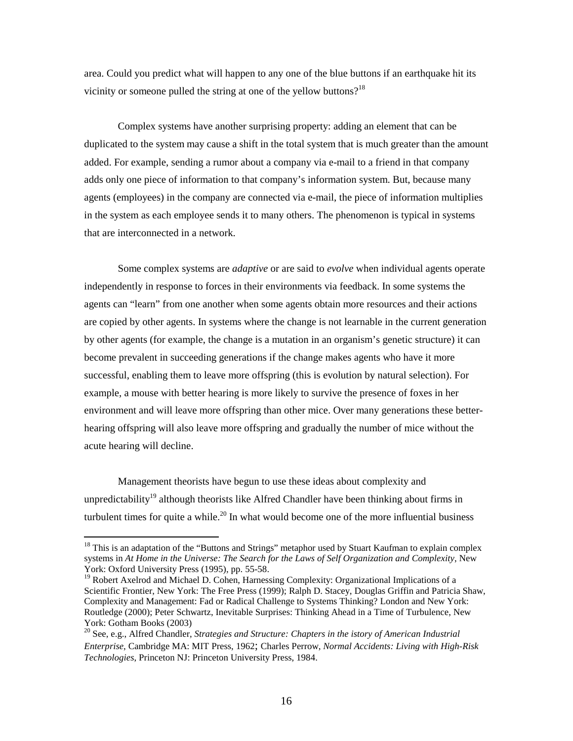area. Could you predict what will happen to any one of the blue buttons if an earthquake hit its vicinity or someone pulled the string at one of the yellow buttons?[18]

Complex systems have another surprising property: adding an element that can be duplicated to the system may cause a shift in the total system that is much greater than the amount added. For example, sending a rumor about a company via e-mail to a friend in that company adds only one piece of information to that company's information system. But, because many agents (employees) in the company are connected via e-mail, the piece of information multiplies in the system as each employee sends it to many others. The phenomenon is typical in systems that are interconnected in a network.

Some complex systems are *adaptive* or are said to *evolve* when individual agents operate independently in response to forces in their environments via feedback. In some systems the agents can "learn" from one another when some agents obtain more resources and their actions are copied by other agents. In systems where the change is not learnable in the current generation by other agents (for example, the change is a mutation in an organism's genetic structure) it can become prevalent in succeeding generations if the change makes agents who have it more successful, enabling them to leave more offspring (this is evolution by natural selection). For example, a mouse with better hearing is more likely to survive the presence of foxes in her environment and will leave more offspring than other mice. Over many generations these better-hearing offspring will also leave more offspring and gradually the number of mice without the acute hearing will decline.

Management theorists have begun to use these ideas about complexity and unpredictability[19] although theorists like Alfred Chandler have been thinking about firms in turbulent times for quite a while.[20] In what would become one of the more influential business

---

[18] This is an adaptation of the "Buttons and Strings" metaphor used by Stuart Kaufman to explain complex systems in *At Home in the Universe: The Search for the Laws of Self Organization and Complexity*, New York: Oxford University Press (1995), pp. 55-58.

[19] Robert Axelrod and Michael D. Cohen, Harnessing Complexity: Organizational Implications of a Scientific Frontier, New York: The Free Press (1999); Ralph D. Stacey, Douglas Griffin and Patricia Shaw, Complexity and Management: Fad or Radical Challenge to Systems Thinking? London and New York: Routledge (2000); Peter Schwartz, Inevitable Surprises: Thinking Ahead in a Time of Turbulence, New York: Gotham Books (2003)

[20] See, e.g., Alfred Chandler, *Strategies and Structure: Chapters in the istory of American Industrial Enterprise*, Cambridge MA: MIT Press, 1962; Charles Perrow, *Normal Accidents: Living with High-Risk Technologies*, Princeton NJ: Princeton University Press, 1984.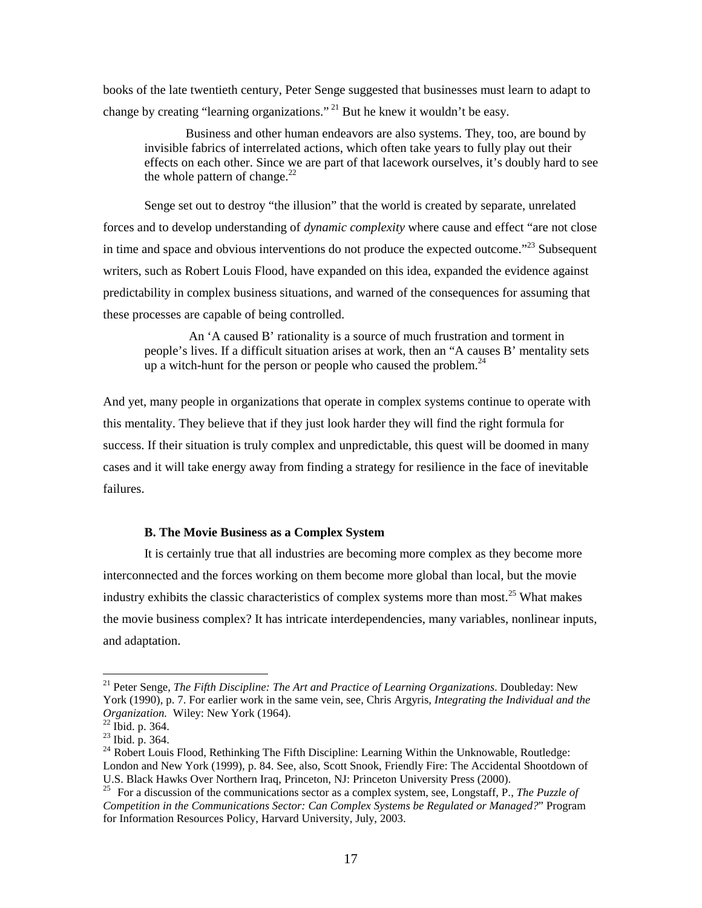books of the late twentieth century, Peter Senge suggested that businesses must learn to adapt to change by creating "learning organizations." [21] But he knew it wouldn't be easy.

> Business and other human endeavors are also systems. They, too, are bound by invisible fabrics of interrelated actions, which often take years to fully play out their effects on each other. Since we are part of that lacework ourselves, it's doubly hard to see the whole pattern of change.[22]

Senge set out to destroy "the illusion" that the world is created by separate, unrelated forces and to develop understanding of *dynamic complexity* where cause and effect "are not close in time and space and obvious interventions do not produce the expected outcome."[23] Subsequent writers, such as Robert Louis Flood, have expanded on this idea, expanded the evidence against predictability in complex business situations, and warned of the consequences for assuming that these processes are capable of being controlled.

> An 'A caused B' rationality is a source of much frustration and torment in people's lives. If a difficult situation arises at work, then an "A causes B' mentality sets up a witch-hunt for the person or people who caused the problem.[24]

And yet, many people in organizations that operate in complex systems continue to operate with this mentality. They believe that if they just look harder they will find the right formula for success. If their situation is truly complex and unpredictable, this quest will be doomed in many cases and it will take energy away from finding a strategy for resilience in the face of inevitable failures.

### B. The Movie Business as a Complex System

It is certainly true that all industries are becoming more complex as they become more interconnected and the forces working on them become more global than local, but the movie industry exhibits the classic characteristics of complex systems more than most.[25] What makes the movie business complex? It has intricate interdependencies, many variables, nonlinear inputs, and adaptation.

---

[21] Peter Senge, *The Fifth Discipline: The Art and Practice of Learning Organizations*. Doubleday: New York (1990), p. 7. For earlier work in the same vein, see, Chris Argyris, *Integrating the Individual and the Organization.* Wiley: New York (1964).

[22] Ibid. p. 364.

[23] Ibid. p. 364.

[24] Robert Louis Flood, Rethinking The Fifth Discipline: Learning Within the Unknowable, Routledge: London and New York (1999), p. 84. See, also, Scott Snook, Friendly Fire: The Accidental Shootdown of U.S. Black Hawks Over Northern Iraq, Princeton, NJ: Princeton University Press (2000).

[25] For a discussion of the communications sector as a complex system, see, Longstaff, P., *The Puzzle of Competition in the Communications Sector: Can Complex Systems be Regulated or Managed?*" Program for Information Resources Policy, Harvard University, July, 2003.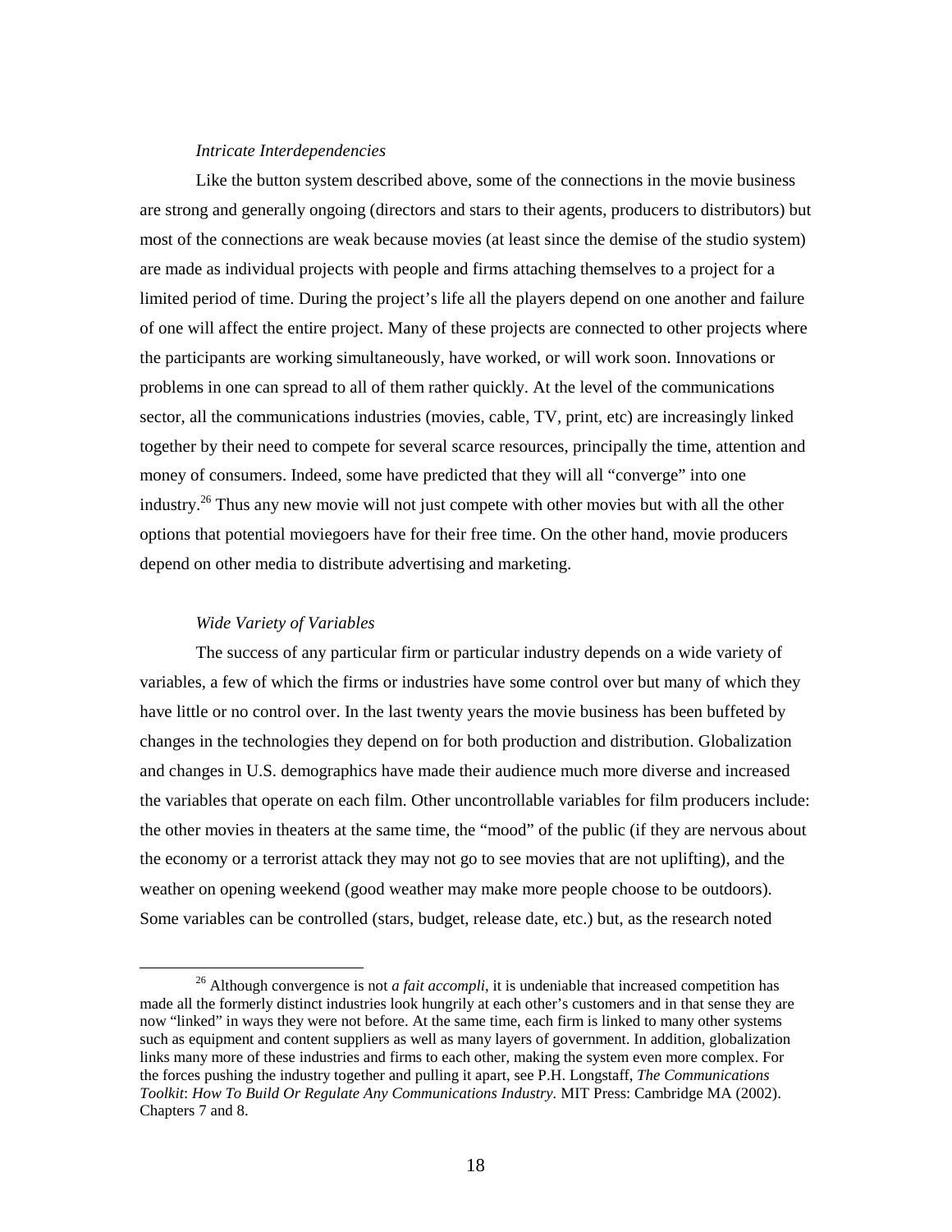*Intricate Interdependencies*

Like the button system described above, some of the connections in the movie business are strong and generally ongoing (directors and stars to their agents, producers to distributors) but most of the connections are weak because movies (at least since the demise of the studio system) are made as individual projects with people and firms attaching themselves to a project for a limited period of time. During the project's life all the players depend on one another and failure of one will affect the entire project. Many of these projects are connected to other projects where the participants are working simultaneously, have worked, or will work soon. Innovations or problems in one can spread to all of them rather quickly. At the level of the communications sector, all the communications industries (movies, cable, TV, print, etc) are increasingly linked together by their need to compete for several scarce resources, principally the time, attention and money of consumers. Indeed, some have predicted that they will all "converge" into one industry.[26] Thus any new movie will not just compete with other movies but with all the other options that potential moviegoers have for their free time. On the other hand, movie producers depend on other media to distribute advertising and marketing.

*Wide Variety of Variables*

The success of any particular firm or particular industry depends on a wide variety of variables, a few of which the firms or industries have some control over but many of which they have little or no control over. In the last twenty years the movie business has been buffeted by changes in the technologies they depend on for both production and distribution. Globalization and changes in U.S. demographics have made their audience much more diverse and increased the variables that operate on each film. Other uncontrollable variables for film producers include: the other movies in theaters at the same time, the "mood" of the public (if they are nervous about the economy or a terrorist attack they may not go to see movies that are not uplifting), and the weather on opening weekend (good weather may make more people choose to be outdoors). Some variables can be controlled (stars, budget, release date, etc.) but, as the research noted

[26] Although convergence is not *a fait accompli*, it is undeniable that increased competition has made all the formerly distinct industries look hungrily at each other's customers and in that sense they are now "linked" in ways they were not before. At the same time, each firm is linked to many other systems such as equipment and content suppliers as well as many layers of government. In addition, globalization links many more of these industries and firms to each other, making the system even more complex. For the forces pushing the industry together and pulling it apart, see P.H. Longstaff, *The Communications Toolkit*: *How To Build Or Regulate Any Communications Industry*. MIT Press: Cambridge MA (2002). Chapters 7 and 8.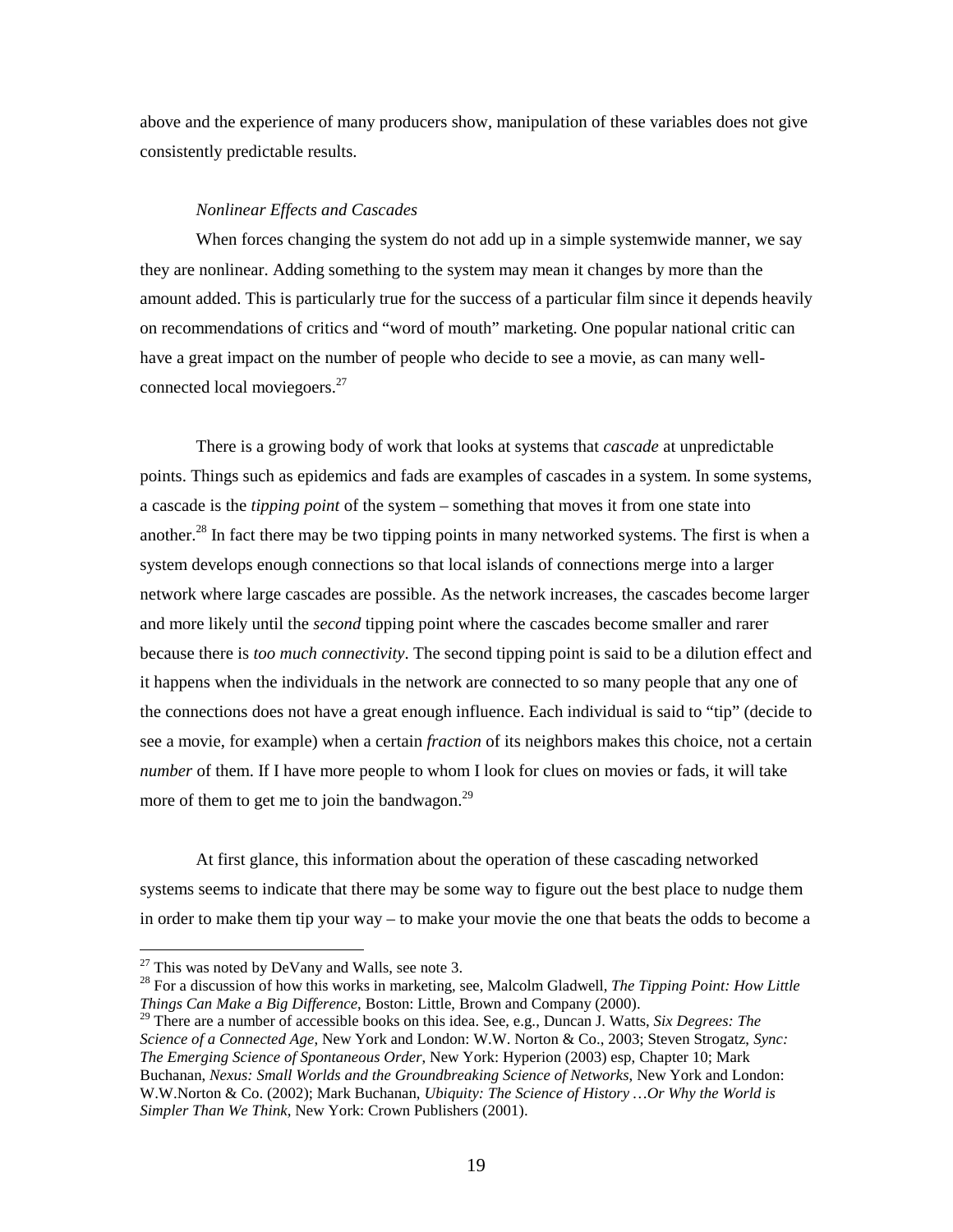above and the experience of many producers show, manipulation of these variables does not give consistently predictable results.

*Nonlinear Effects and Cascades*

When forces changing the system do not add up in a simple systemwide manner, we say they are nonlinear. Adding something to the system may mean it changes by more than the amount added. This is particularly true for the success of a particular film since it depends heavily on recommendations of critics and "word of mouth" marketing. One popular national critic can have a great impact on the number of people who decide to see a movie, as can many well-connected local moviegoers.[27]

There is a growing body of work that looks at systems that *cascade* at unpredictable points. Things such as epidemics and fads are examples of cascades in a system. In some systems, a cascade is the *tipping point* of the system – something that moves it from one state into another.[28] In fact there may be two tipping points in many networked systems. The first is when a system develops enough connections so that local islands of connections merge into a larger network where large cascades are possible. As the network increases, the cascades become larger and more likely until the *second* tipping point where the cascades become smaller and rarer because there is *too much connectivity*. The second tipping point is said to be a dilution effect and it happens when the individuals in the network are connected to so many people that any one of the connections does not have a great enough influence. Each individual is said to "tip" (decide to see a movie, for example) when a certain *fraction* of its neighbors makes this choice, not a certain *number* of them. If I have more people to whom I look for clues on movies or fads, it will take more of them to get me to join the bandwagon.[29]

At first glance, this information about the operation of these cascading networked systems seems to indicate that there may be some way to figure out the best place to nudge them in order to make them tip your way – to make your movie the one that beats the odds to become a

---

[27] This was noted by DeVany and Walls, see note 3.

[28] For a discussion of how this works in marketing, see, Malcolm Gladwell, *The Tipping Point: How Little Things Can Make a Big Difference*, Boston: Little, Brown and Company (2000).

[29] There are a number of accessible books on this idea. See, e.g., Duncan J. Watts, *Six Degrees: The Science of a Connected Age*, New York and London: W.W. Norton & Co., 2003; Steven Strogatz, *Sync: The Emerging Science of Spontaneous Order*, New York: Hyperion (2003) esp, Chapter 10; Mark Buchanan, *Nexus: Small Worlds and the Groundbreaking Science of Networks*, New York and London: W.W.Norton & Co. (2002); Mark Buchanan, *Ubiquity: The Science of History …Or Why the World is Simpler Than We Think*, New York: Crown Publishers (2001).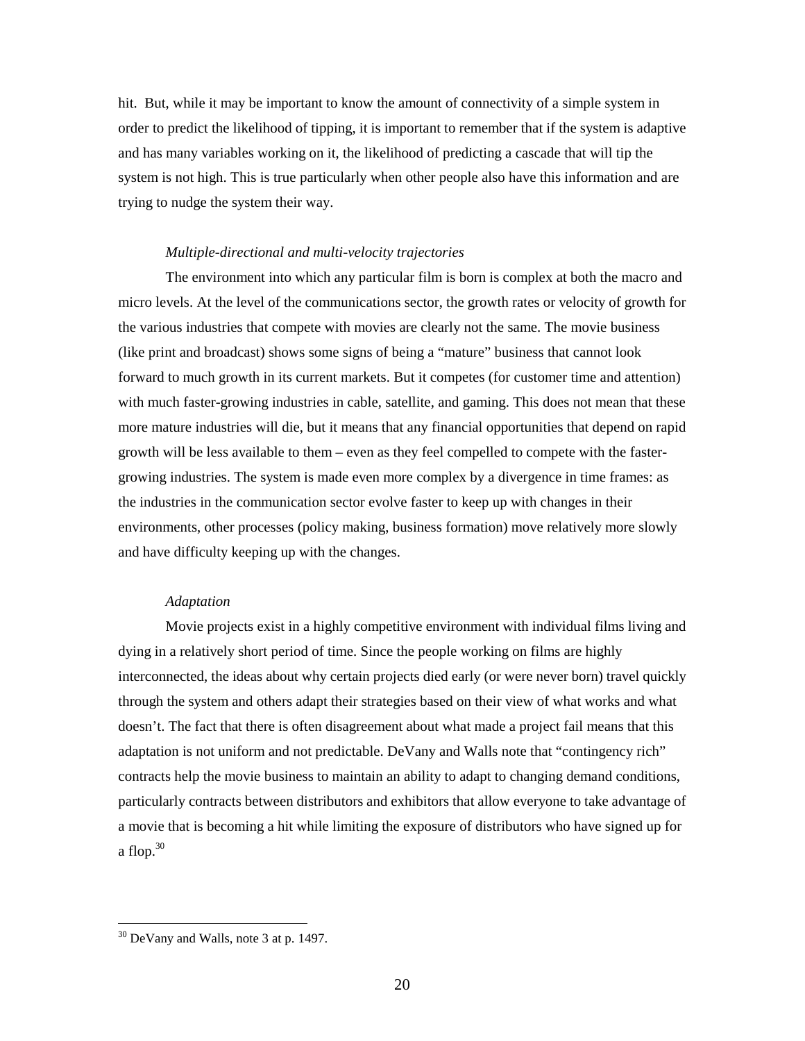hit. But, while it may be important to know the amount of connectivity of a simple system in order to predict the likelihood of tipping, it is important to remember that if the system is adaptive and has many variables working on it, the likelihood of predicting a cascade that will tip the system is not high. This is true particularly when other people also have this information and are trying to nudge the system their way.

*Multiple-directional and multi-velocity trajectories*

The environment into which any particular film is born is complex at both the macro and micro levels. At the level of the communications sector, the growth rates or velocity of growth for the various industries that compete with movies are clearly not the same. The movie business (like print and broadcast) shows some signs of being a "mature" business that cannot look forward to much growth in its current markets. But it competes (for customer time and attention) with much faster-growing industries in cable, satellite, and gaming. This does not mean that these more mature industries will die, but it means that any financial opportunities that depend on rapid growth will be less available to them – even as they feel compelled to compete with the faster-growing industries. The system is made even more complex by a divergence in time frames: as the industries in the communication sector evolve faster to keep up with changes in their environments, other processes (policy making, business formation) move relatively more slowly and have difficulty keeping up with the changes.

*Adaptation*

Movie projects exist in a highly competitive environment with individual films living and dying in a relatively short period of time. Since the people working on films are highly interconnected, the ideas about why certain projects died early (or were never born) travel quickly through the system and others adapt their strategies based on their view of what works and what doesn't. The fact that there is often disagreement about what made a project fail means that this adaptation is not uniform and not predictable. DeVany and Walls note that "contingency rich" contracts help the movie business to maintain an ability to adapt to changing demand conditions, particularly contracts between distributors and exhibitors that allow everyone to take advantage of a movie that is becoming a hit while limiting the exposure of distributors who have signed up for a flop.[30]

---

[30] DeVany and Walls, note 3 at p. 1497.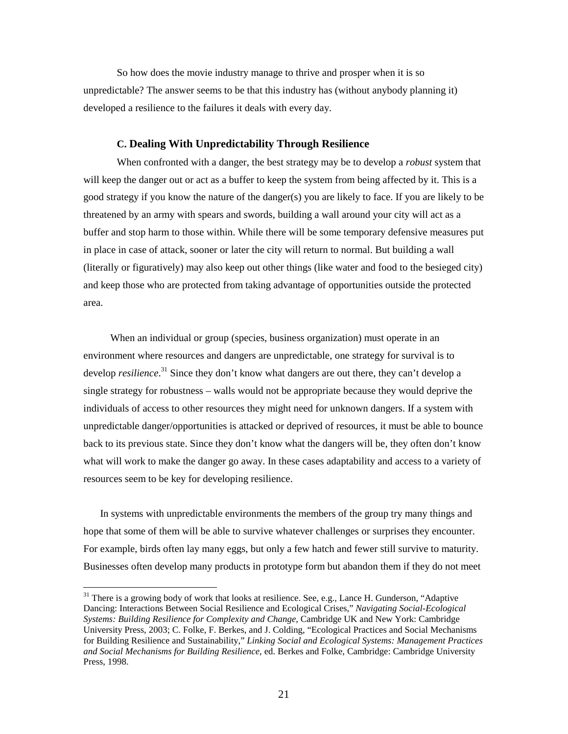So how does the movie industry manage to thrive and prosper when it is so unpredictable? The answer seems to be that this industry has (without anybody planning it) developed a resilience to the failures it deals with every day.

### C. Dealing With Unpredictability Through Resilience

When confronted with a danger, the best strategy may be to develop a *robust* system that will keep the danger out or act as a buffer to keep the system from being affected by it. This is a good strategy if you know the nature of the danger(s) you are likely to face. If you are likely to be threatened by an army with spears and swords, building a wall around your city will act as a buffer and stop harm to those within. While there will be some temporary defensive measures put in place in case of attack, sooner or later the city will return to normal. But building a wall (literally or figuratively) may also keep out other things (like water and food to the besieged city) and keep those who are protected from taking advantage of opportunities outside the protected area.

When an individual or group (species, business organization) must operate in an environment where resources and dangers are unpredictable, one strategy for survival is to develop *resilience*.[31] Since they don't know what dangers are out there, they can't develop a single strategy for robustness – walls would not be appropriate because they would deprive the individuals of access to other resources they might need for unknown dangers. If a system with unpredictable danger/opportunities is attacked or deprived of resources, it must be able to bounce back to its previous state. Since they don't know what the dangers will be, they often don't know what will work to make the danger go away. In these cases adaptability and access to a variety of resources seem to be key for developing resilience.

In systems with unpredictable environments the members of the group try many things and hope that some of them will be able to survive whatever challenges or surprises they encounter. For example, birds often lay many eggs, but only a few hatch and fewer still survive to maturity. Businesses often develop many products in prototype form but abandon them if they do not meet

[31] There is a growing body of work that looks at resilience. See, e.g., Lance H. Gunderson, "Adaptive Dancing: Interactions Between Social Resilience and Ecological Crises," *Navigating Social-Ecological Systems: Building Resilience for Complexity and Change*, Cambridge UK and New York: Cambridge University Press, 2003; C. Folke, F. Berkes, and J. Colding, "Ecological Practices and Social Mechanisms for Building Resilience and Sustainability," *Linking Social and Ecological Systems: Management Practices and Social Mechanisms for Building Resilience*, ed. Berkes and Folke, Cambridge: Cambridge University Press, 1998.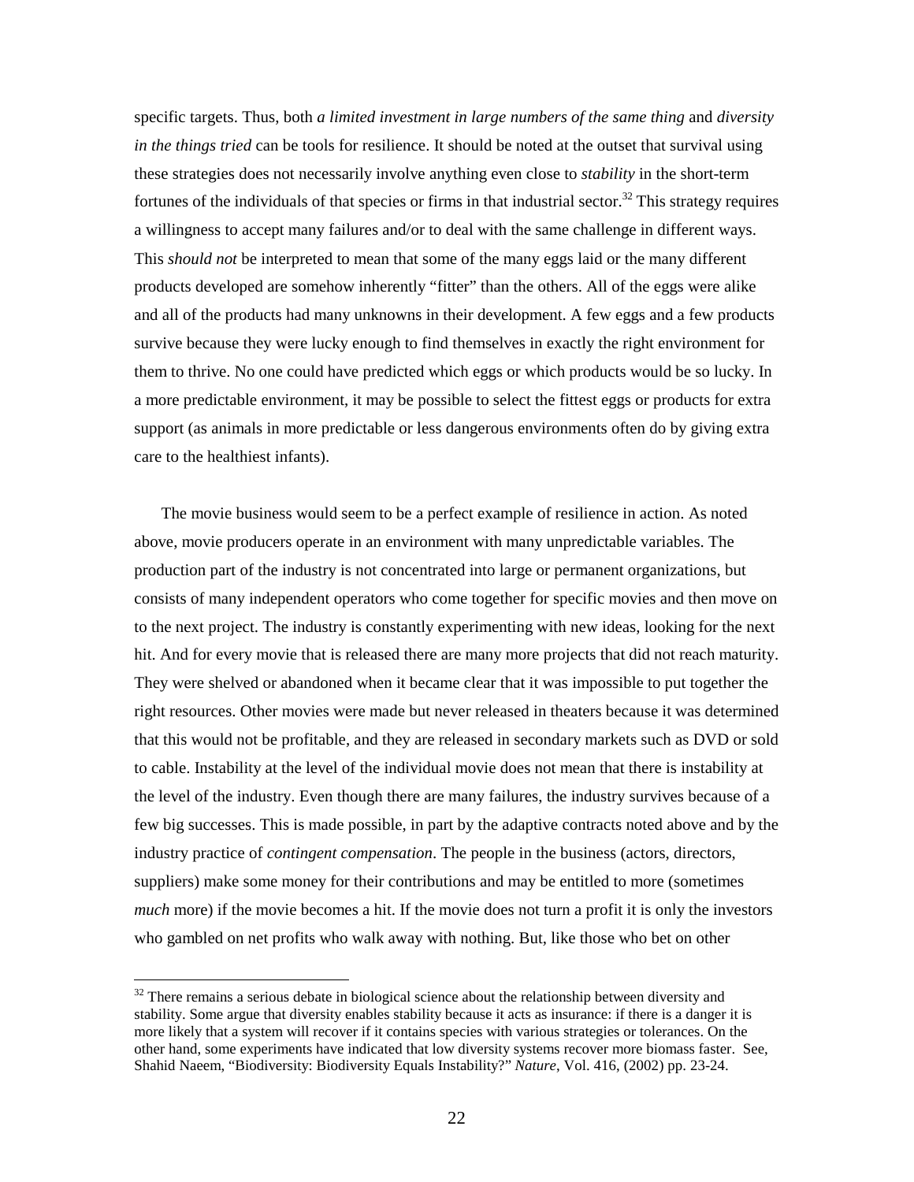specific targets. Thus, both *a limited investment in large numbers of the same thing* and *diversity in the things tried* can be tools for resilience. It should be noted at the outset that survival using these strategies does not necessarily involve anything even close to *stability* in the short-term fortunes of the individuals of that species or firms in that industrial sector.[32] This strategy requires a willingness to accept many failures and/or to deal with the same challenge in different ways. This *should not* be interpreted to mean that some of the many eggs laid or the many different products developed are somehow inherently "fitter" than the others. All of the eggs were alike and all of the products had many unknowns in their development. A few eggs and a few products survive because they were lucky enough to find themselves in exactly the right environment for them to thrive. No one could have predicted which eggs or which products would be so lucky. In a more predictable environment, it may be possible to select the fittest eggs or products for extra support (as animals in more predictable or less dangerous environments often do by giving extra care to the healthiest infants).

The movie business would seem to be a perfect example of resilience in action. As noted above, movie producers operate in an environment with many unpredictable variables. The production part of the industry is not concentrated into large or permanent organizations, but consists of many independent operators who come together for specific movies and then move on to the next project. The industry is constantly experimenting with new ideas, looking for the next hit. And for every movie that is released there are many more projects that did not reach maturity. They were shelved or abandoned when it became clear that it was impossible to put together the right resources. Other movies were made but never released in theaters because it was determined that this would not be profitable, and they are released in secondary markets such as DVD or sold to cable. Instability at the level of the individual movie does not mean that there is instability at the level of the industry. Even though there are many failures, the industry survives because of a few big successes. This is made possible, in part by the adaptive contracts noted above and by the industry practice of *contingent compensation*. The people in the business (actors, directors, suppliers) make some money for their contributions and may be entitled to more (sometimes *much* more) if the movie becomes a hit. If the movie does not turn a profit it is only the investors who gambled on net profits who walk away with nothing. But, like those who bet on other

---

[32] There remains a serious debate in biological science about the relationship between diversity and stability. Some argue that diversity enables stability because it acts as insurance: if there is a danger it is more likely that a system will recover if it contains species with various strategies or tolerances. On the other hand, some experiments have indicated that low diversity systems recover more biomass faster. See, Shahid Naeem, "Biodiversity: Biodiversity Equals Instability?" *Nature*, Vol. 416, (2002) pp. 23-24.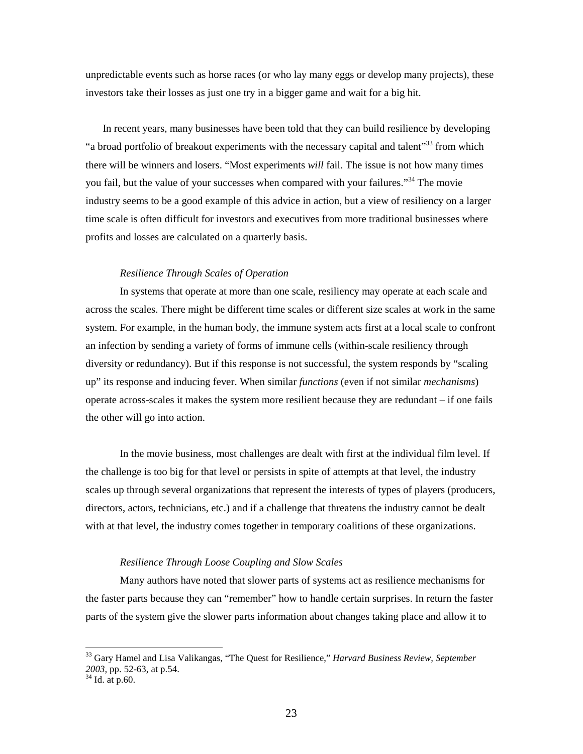unpredictable events such as horse races (or who lay many eggs or develop many projects), these investors take their losses as just one try in a bigger game and wait for a big hit.

In recent years, many businesses have been told that they can build resilience by developing "a broad portfolio of breakout experiments with the necessary capital and talent"[33] from which there will be winners and losers. "Most experiments *will* fail. The issue is not how many times you fail, but the value of your successes when compared with your failures."[34] The movie industry seems to be a good example of this advice in action, but a view of resiliency on a larger time scale is often difficult for investors and executives from more traditional businesses where profits and losses are calculated on a quarterly basis.

*Resilience Through Scales of Operation*

In systems that operate at more than one scale, resiliency may operate at each scale and across the scales. There might be different time scales or different size scales at work in the same system. For example, in the human body, the immune system acts first at a local scale to confront an infection by sending a variety of forms of immune cells (within-scale resiliency through diversity or redundancy). But if this response is not successful, the system responds by "scaling up" its response and inducing fever. When similar *functions* (even if not similar *mechanisms*) operate across-scales it makes the system more resilient because they are redundant – if one fails the other will go into action.

In the movie business, most challenges are dealt with first at the individual film level. If the challenge is too big for that level or persists in spite of attempts at that level, the industry scales up through several organizations that represent the interests of types of players (producers, directors, actors, technicians, etc.) and if a challenge that threatens the industry cannot be dealt with at that level, the industry comes together in temporary coalitions of these organizations.

*Resilience Through Loose Coupling and Slow Scales*

Many authors have noted that slower parts of systems act as resilience mechanisms for the faster parts because they can "remember" how to handle certain surprises. In return the faster parts of the system give the slower parts information about changes taking place and allow it to

---

[33] Gary Hamel and Lisa Valikangas, "The Quest for Resilience," *Harvard Business Review, September 2003,* pp. 52-63, at p.54.

[34] Id. at p.60.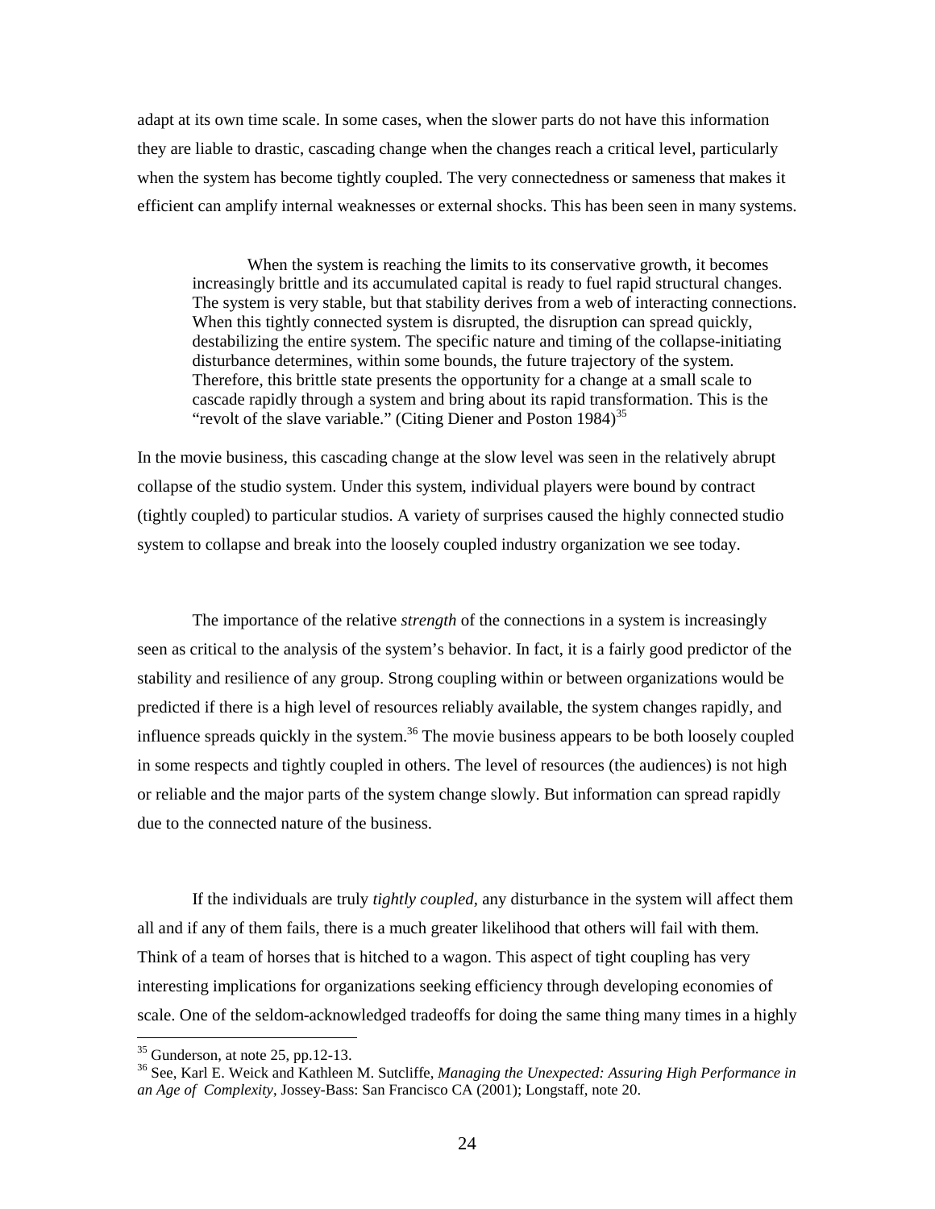adapt at its own time scale. In some cases, when the slower parts do not have this information they are liable to drastic, cascading change when the changes reach a critical level, particularly when the system has become tightly coupled. The very connectedness or sameness that makes it efficient can amplify internal weaknesses or external shocks. This has been seen in many systems.

> When the system is reaching the limits to its conservative growth, it becomes increasingly brittle and its accumulated capital is ready to fuel rapid structural changes. The system is very stable, but that stability derives from a web of interacting connections. When this tightly connected system is disrupted, the disruption can spread quickly, destabilizing the entire system. The specific nature and timing of the collapse-initiating disturbance determines, within some bounds, the future trajectory of the system. Therefore, this brittle state presents the opportunity for a change at a small scale to cascade rapidly through a system and bring about its rapid transformation. This is the "revolt of the slave variable." (Citing Diener and Poston 1984)[35]

In the movie business, this cascading change at the slow level was seen in the relatively abrupt collapse of the studio system. Under this system, individual players were bound by contract (tightly coupled) to particular studios. A variety of surprises caused the highly connected studio system to collapse and break into the loosely coupled industry organization we see today.

The importance of the relative *strength* of the connections in a system is increasingly seen as critical to the analysis of the system's behavior. In fact, it is a fairly good predictor of the stability and resilience of any group. Strong coupling within or between organizations would be predicted if there is a high level of resources reliably available, the system changes rapidly, and influence spreads quickly in the system.[36] The movie business appears to be both loosely coupled in some respects and tightly coupled in others. The level of resources (the audiences) is not high or reliable and the major parts of the system change slowly. But information can spread rapidly due to the connected nature of the business.

If the individuals are truly *tightly coupled*, any disturbance in the system will affect them all and if any of them fails, there is a much greater likelihood that others will fail with them. Think of a team of horses that is hitched to a wagon. This aspect of tight coupling has very interesting implications for organizations seeking efficiency through developing economies of scale. One of the seldom-acknowledged tradeoffs for doing the same thing many times in a highly

---

[35] Gunderson, at note 25, pp.12-13.

[36] See, Karl E. Weick and Kathleen M. Sutcliffe, *Managing the Unexpected: Assuring High Performance in an Age of Complexity*, Jossey-Bass: San Francisco CA (2001); Longstaff, note 20.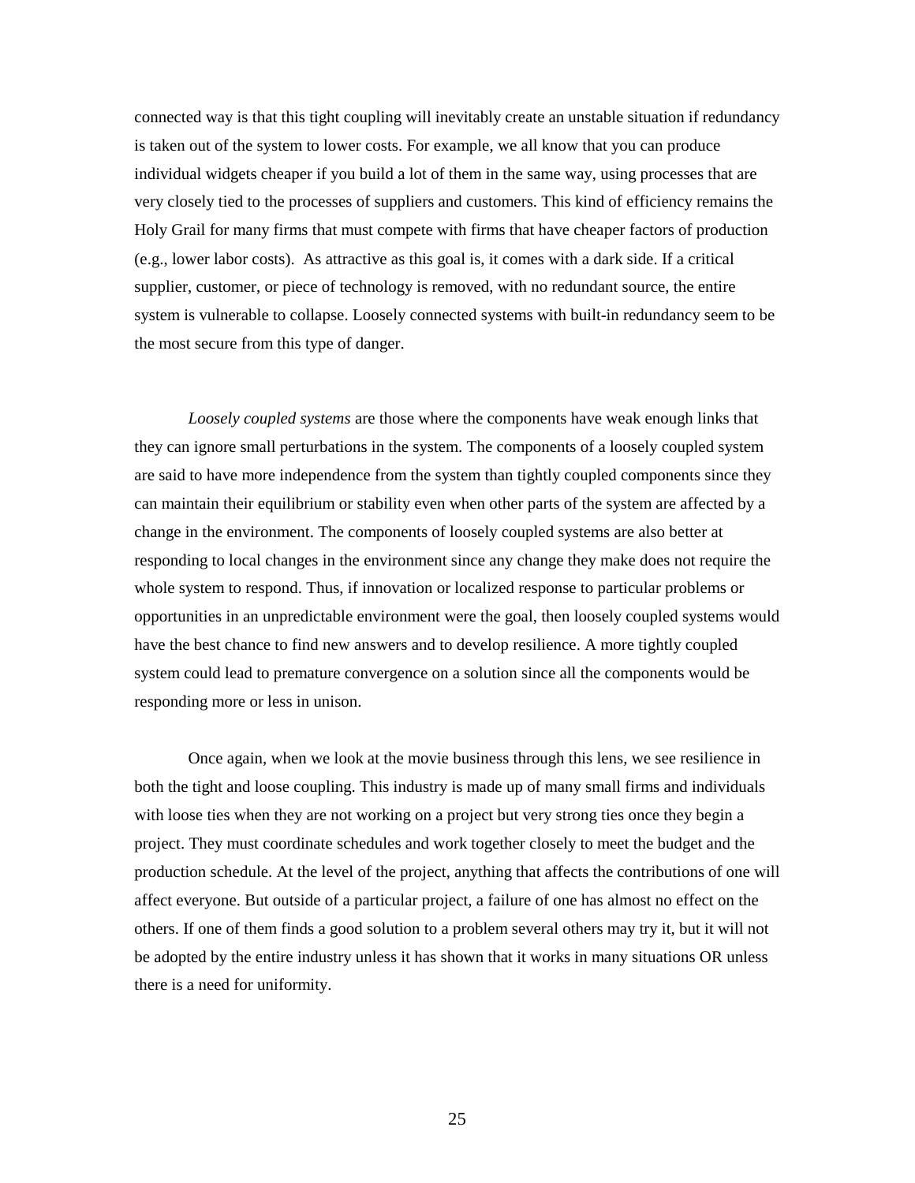connected way is that this tight coupling will inevitably create an unstable situation if redundancy is taken out of the system to lower costs. For example, we all know that you can produce individual widgets cheaper if you build a lot of them in the same way, using processes that are very closely tied to the processes of suppliers and customers. This kind of efficiency remains the Holy Grail for many firms that must compete with firms that have cheaper factors of production (e.g., lower labor costs). As attractive as this goal is, it comes with a dark side. If a critical supplier, customer, or piece of technology is removed, with no redundant source, the entire system is vulnerable to collapse. Loosely connected systems with built-in redundancy seem to be the most secure from this type of danger.

*Loosely coupled systems* are those where the components have weak enough links that they can ignore small perturbations in the system. The components of a loosely coupled system are said to have more independence from the system than tightly coupled components since they can maintain their equilibrium or stability even when other parts of the system are affected by a change in the environment. The components of loosely coupled systems are also better at responding to local changes in the environment since any change they make does not require the whole system to respond. Thus, if innovation or localized response to particular problems or opportunities in an unpredictable environment were the goal, then loosely coupled systems would have the best chance to find new answers and to develop resilience. A more tightly coupled system could lead to premature convergence on a solution since all the components would be responding more or less in unison.

Once again, when we look at the movie business through this lens, we see resilience in both the tight and loose coupling. This industry is made up of many small firms and individuals with loose ties when they are not working on a project but very strong ties once they begin a project. They must coordinate schedules and work together closely to meet the budget and the production schedule. At the level of the project, anything that affects the contributions of one will affect everyone. But outside of a particular project, a failure of one has almost no effect on the others. If one of them finds a good solution to a problem several others may try it, but it will not be adopted by the entire industry unless it has shown that it works in many situations OR unless there is a need for uniformity.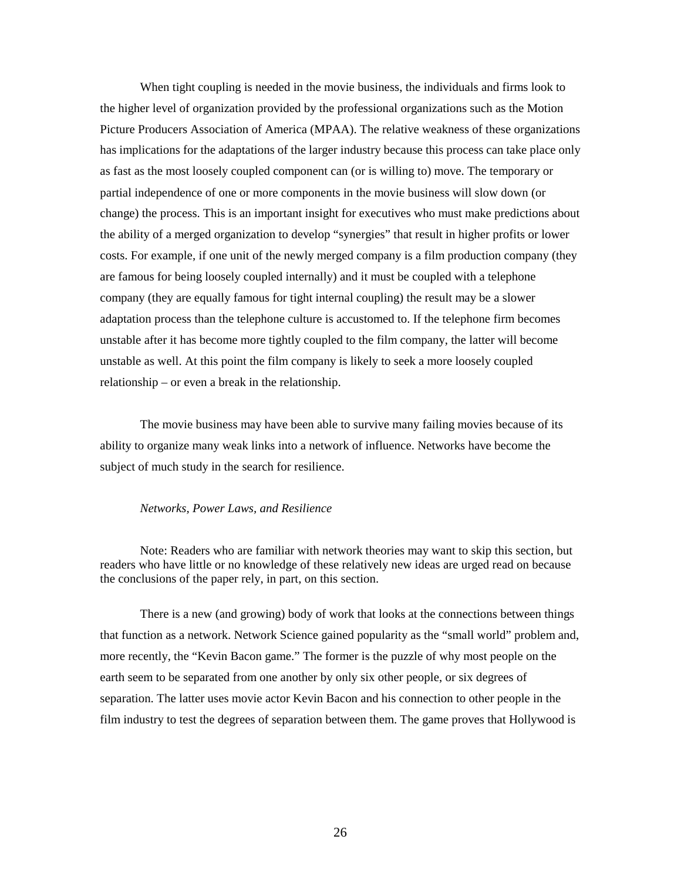When tight coupling is needed in the movie business, the individuals and firms look to the higher level of organization provided by the professional organizations such as the Motion Picture Producers Association of America (MPAA). The relative weakness of these organizations has implications for the adaptations of the larger industry because this process can take place only as fast as the most loosely coupled component can (or is willing to) move. The temporary or partial independence of one or more components in the movie business will slow down (or change) the process. This is an important insight for executives who must make predictions about the ability of a merged organization to develop "synergies" that result in higher profits or lower costs. For example, if one unit of the newly merged company is a film production company (they are famous for being loosely coupled internally) and it must be coupled with a telephone company (they are equally famous for tight internal coupling) the result may be a slower adaptation process than the telephone culture is accustomed to. If the telephone firm becomes unstable after it has become more tightly coupled to the film company, the latter will become unstable as well. At this point the film company is likely to seek a more loosely coupled relationship – or even a break in the relationship.

The movie business may have been able to survive many failing movies because of its ability to organize many weak links into a network of influence. Networks have become the subject of much study in the search for resilience.

*Networks, Power Laws, and Resilience*

Note: Readers who are familiar with network theories may want to skip this section, but readers who have little or no knowledge of these relatively new ideas are urged read on because the conclusions of the paper rely, in part, on this section.

There is a new (and growing) body of work that looks at the connections between things that function as a network. Network Science gained popularity as the "small world" problem and, more recently, the "Kevin Bacon game." The former is the puzzle of why most people on the earth seem to be separated from one another by only six other people, or six degrees of separation. The latter uses movie actor Kevin Bacon and his connection to other people in the film industry to test the degrees of separation between them. The game proves that Hollywood is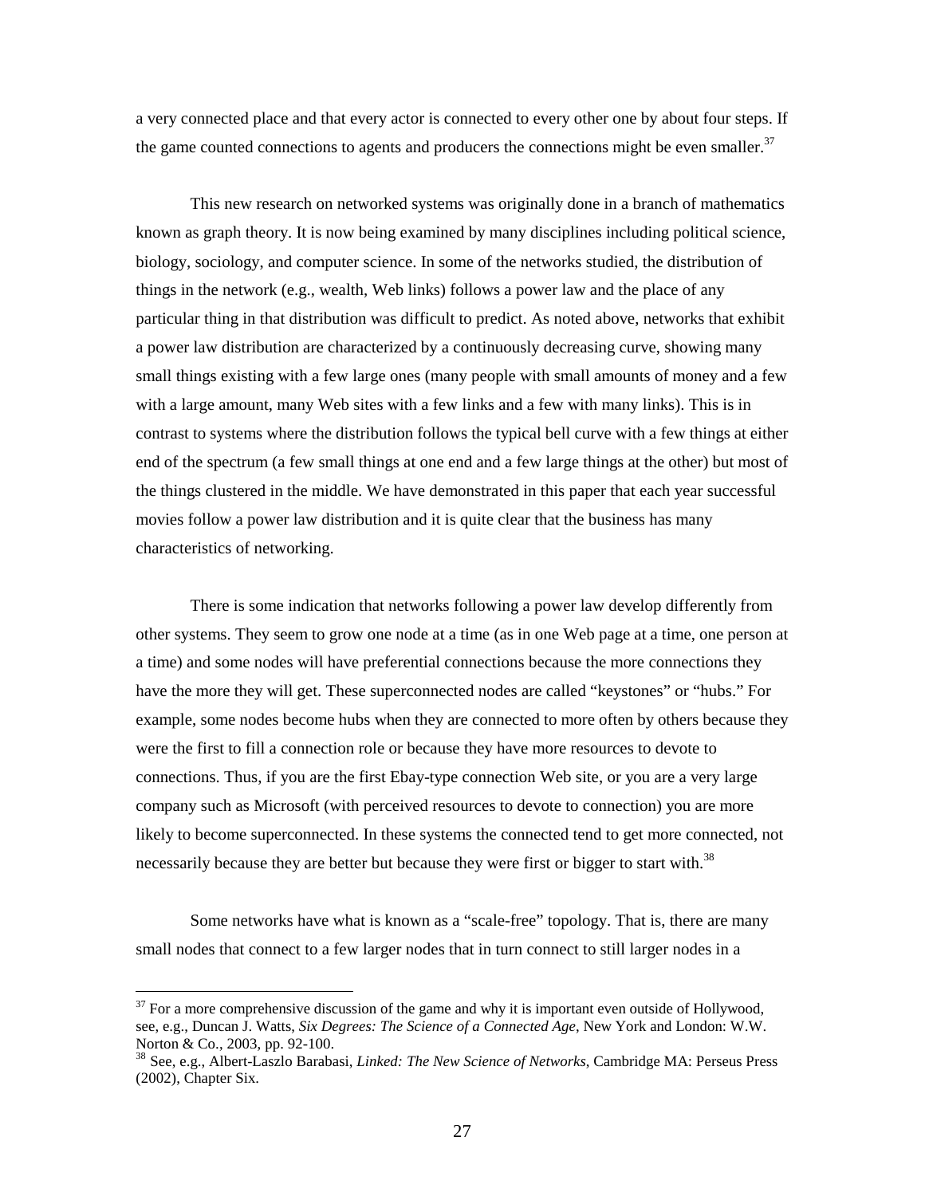a very connected place and that every actor is connected to every other one by about four steps. If the game counted connections to agents and producers the connections might be even smaller.[37]

This new research on networked systems was originally done in a branch of mathematics known as graph theory. It is now being examined by many disciplines including political science, biology, sociology, and computer science. In some of the networks studied, the distribution of things in the network (e.g., wealth, Web links) follows a power law and the place of any particular thing in that distribution was difficult to predict. As noted above, networks that exhibit a power law distribution are characterized by a continuously decreasing curve, showing many small things existing with a few large ones (many people with small amounts of money and a few with a large amount, many Web sites with a few links and a few with many links). This is in contrast to systems where the distribution follows the typical bell curve with a few things at either end of the spectrum (a few small things at one end and a few large things at the other) but most of the things clustered in the middle. We have demonstrated in this paper that each year successful movies follow a power law distribution and it is quite clear that the business has many characteristics of networking.

There is some indication that networks following a power law develop differently from other systems. They seem to grow one node at a time (as in one Web page at a time, one person at a time) and some nodes will have preferential connections because the more connections they have the more they will get. These superconnected nodes are called "keystones" or "hubs." For example, some nodes become hubs when they are connected to more often by others because they were the first to fill a connection role or because they have more resources to devote to connections. Thus, if you are the first Ebay-type connection Web site, or you are a very large company such as Microsoft (with perceived resources to devote to connection) you are more likely to become superconnected. In these systems the connected tend to get more connected, not necessarily because they are better but because they were first or bigger to start with.[38]

Some networks have what is known as a "scale-free" topology. That is, there are many small nodes that connect to a few larger nodes that in turn connect to still larger nodes in a

[37] For a more comprehensive discussion of the game and why it is important even outside of Hollywood, see, e.g., Duncan J. Watts, *Six Degrees: The Science of a Connected Age*, New York and London: W.W. Norton & Co., 2003, pp. 92-100.

[38] See, e.g., Albert-Laszlo Barabasi, *Linked: The New Science of Networks*, Cambridge MA: Perseus Press (2002), Chapter Six.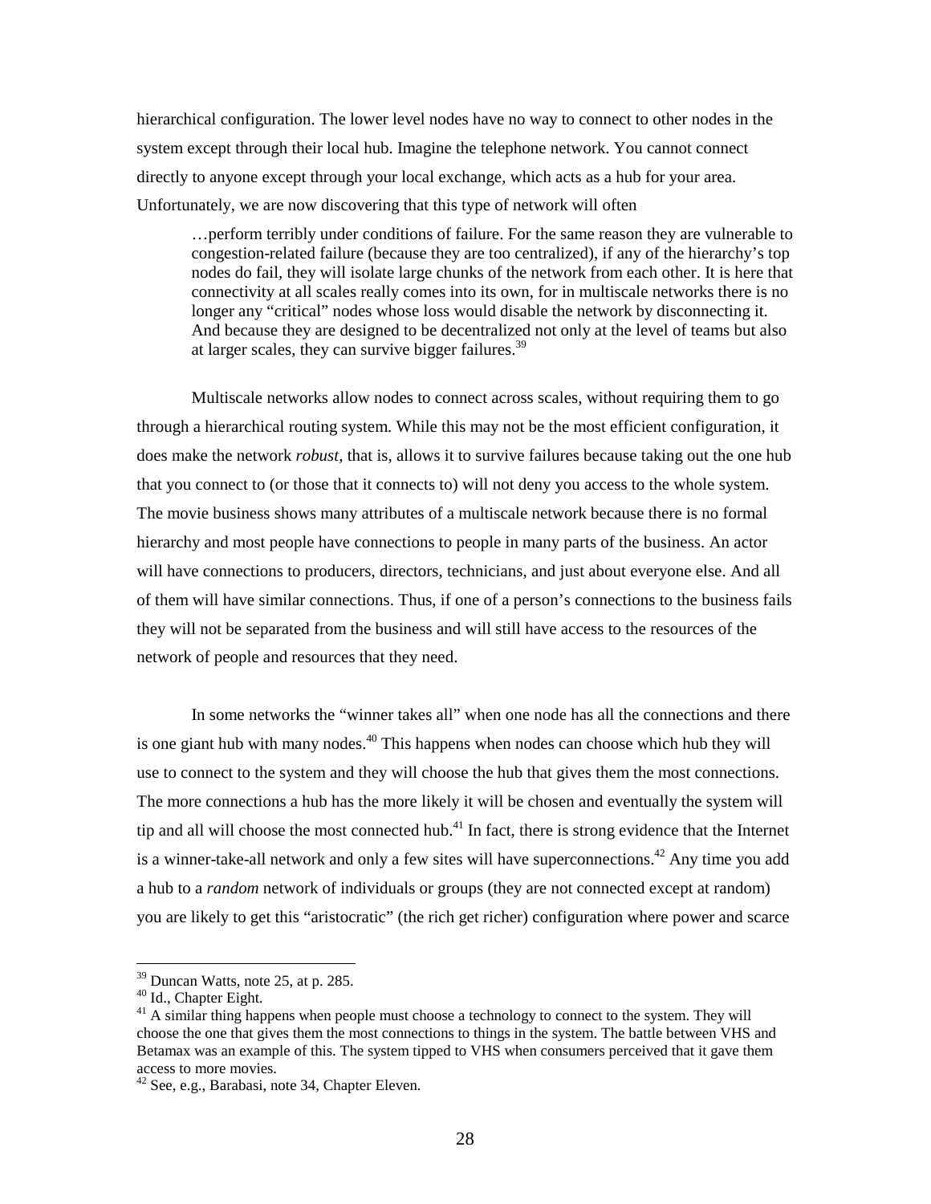hierarchical configuration. The lower level nodes have no way to connect to other nodes in the system except through their local hub. Imagine the telephone network. You cannot connect directly to anyone except through your local exchange, which acts as a hub for your area. Unfortunately, we are now discovering that this type of network will often

> …perform terribly under conditions of failure. For the same reason they are vulnerable to congestion-related failure (because they are too centralized), if any of the hierarchy's top nodes do fail, they will isolate large chunks of the network from each other. It is here that connectivity at all scales really comes into its own, for in multiscale networks there is no longer any "critical" nodes whose loss would disable the network by disconnecting it. And because they are designed to be decentralized not only at the level of teams but also at larger scales, they can survive bigger failures.[39]

Multiscale networks allow nodes to connect across scales, without requiring them to go through a hierarchical routing system. While this may not be the most efficient configuration, it does make the network *robust,* that is, allows it to survive failures because taking out the one hub that you connect to (or those that it connects to) will not deny you access to the whole system. The movie business shows many attributes of a multiscale network because there is no formal hierarchy and most people have connections to people in many parts of the business. An actor will have connections to producers, directors, technicians, and just about everyone else. And all of them will have similar connections. Thus, if one of a person's connections to the business fails they will not be separated from the business and will still have access to the resources of the network of people and resources that they need.

In some networks the "winner takes all" when one node has all the connections and there is one giant hub with many nodes.[40] This happens when nodes can choose which hub they will use to connect to the system and they will choose the hub that gives them the most connections. The more connections a hub has the more likely it will be chosen and eventually the system will tip and all will choose the most connected hub.[41] In fact, there is strong evidence that the Internet is a winner-take-all network and only a few sites will have superconnections.[42] Any time you add a hub to a *random* network of individuals or groups (they are not connected except at random) you are likely to get this "aristocratic" (the rich get richer) configuration where power and scarce

---

[39] Duncan Watts, note 25, at p. 285.

[40] Id., Chapter Eight.

[41] A similar thing happens when people must choose a technology to connect to the system. They will choose the one that gives them the most connections to things in the system. The battle between VHS and Betamax was an example of this. The system tipped to VHS when consumers perceived that it gave them access to more movies.

[42] See, e.g., Barabasi, note 34, Chapter Eleven.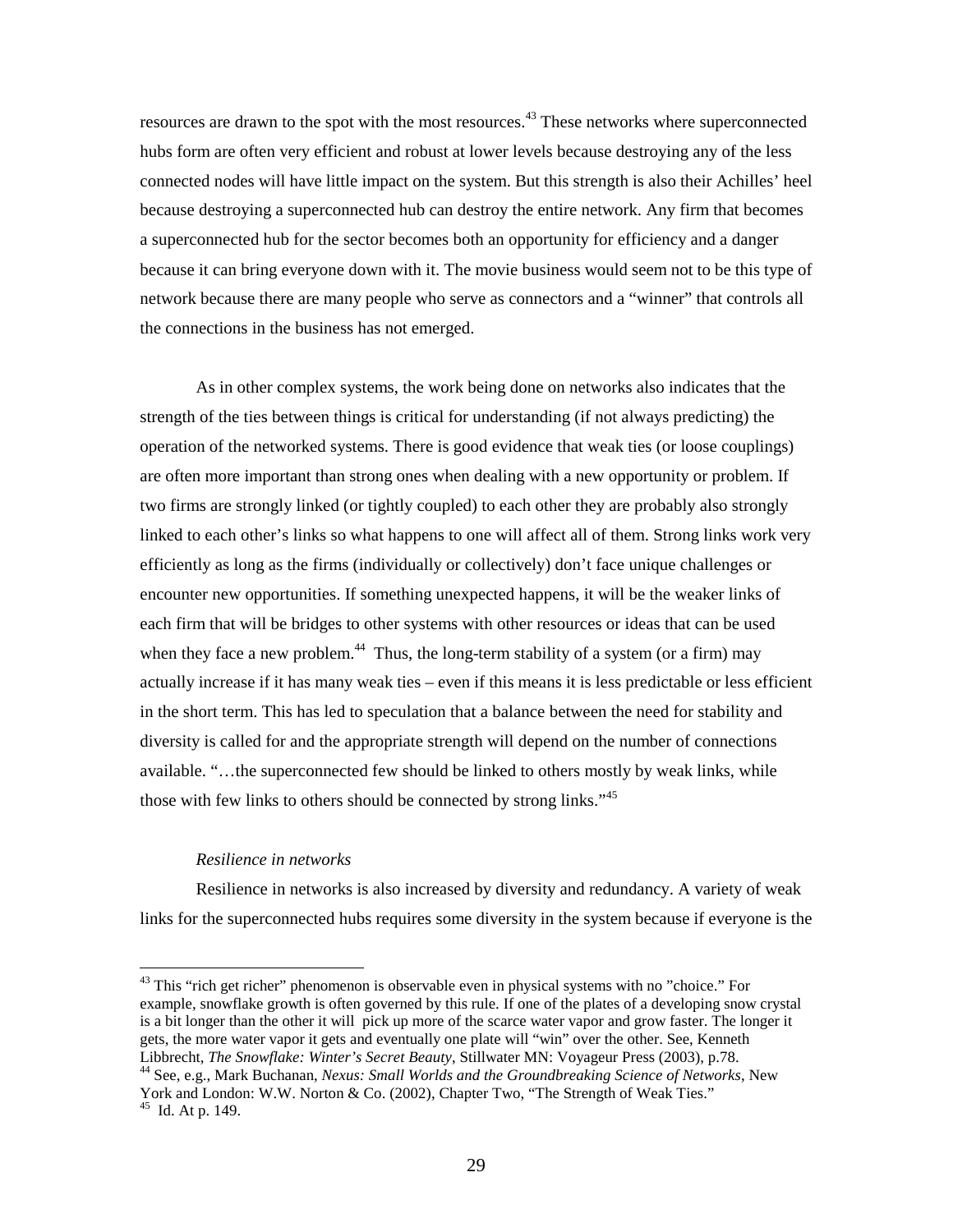resources are drawn to the spot with the most resources.[43] These networks where superconnected hubs form are often very efficient and robust at lower levels because destroying any of the less connected nodes will have little impact on the system. But this strength is also their Achilles' heel because destroying a superconnected hub can destroy the entire network. Any firm that becomes a superconnected hub for the sector becomes both an opportunity for efficiency and a danger because it can bring everyone down with it. The movie business would seem not to be this type of network because there are many people who serve as connectors and a "winner" that controls all the connections in the business has not emerged.

As in other complex systems, the work being done on networks also indicates that the strength of the ties between things is critical for understanding (if not always predicting) the operation of the networked systems. There is good evidence that weak ties (or loose couplings) are often more important than strong ones when dealing with a new opportunity or problem. If two firms are strongly linked (or tightly coupled) to each other they are probably also strongly linked to each other's links so what happens to one will affect all of them. Strong links work very efficiently as long as the firms (individually or collectively) don't face unique challenges or encounter new opportunities. If something unexpected happens, it will be the weaker links of each firm that will be bridges to other systems with other resources or ideas that can be used when they face a new problem.[44] Thus, the long-term stability of a system (or a firm) may actually increase if it has many weak ties – even if this means it is less predictable or less efficient in the short term. This has led to speculation that a balance between the need for stability and diversity is called for and the appropriate strength will depend on the number of connections available. "…the superconnected few should be linked to others mostly by weak links, while those with few links to others should be connected by strong links."[45]

*Resilience in networks*

Resilience in networks is also increased by diversity and redundancy. A variety of weak links for the superconnected hubs requires some diversity in the system because if everyone is the

---

[43] This "rich get richer" phenomenon is observable even in physical systems with no "choice." For example, snowflake growth is often governed by this rule. If one of the plates of a developing snow crystal is a bit longer than the other it will pick up more of the scarce water vapor and grow faster. The longer it gets, the more water vapor it gets and eventually one plate will "win" over the other. See, Kenneth Libbrecht, *The Snowflake: Winter's Secret Beauty*, Stillwater MN: Voyageur Press (2003), p.78.

[44] See, e.g., Mark Buchanan, *Nexus: Small Worlds and the Groundbreaking Science of Networks*, New York and London: W.W. Norton & Co. (2002), Chapter Two, "The Strength of Weak Ties."

[45] Id. At p. 149.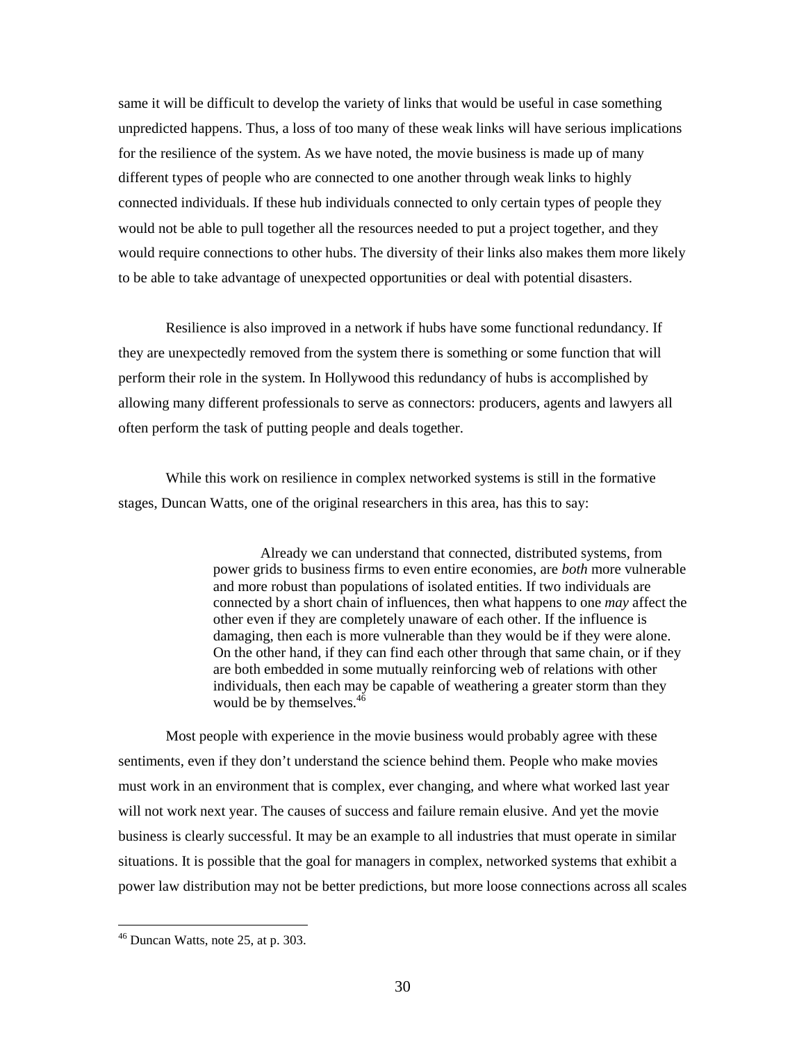same it will be difficult to develop the variety of links that would be useful in case something unpredicted happens. Thus, a loss of too many of these weak links will have serious implications for the resilience of the system. As we have noted, the movie business is made up of many different types of people who are connected to one another through weak links to highly connected individuals. If these hub individuals connected to only certain types of people they would not be able to pull together all the resources needed to put a project together, and they would require connections to other hubs. The diversity of their links also makes them more likely to be able to take advantage of unexpected opportunities or deal with potential disasters.

Resilience is also improved in a network if hubs have some functional redundancy. If they are unexpectedly removed from the system there is something or some function that will perform their role in the system. In Hollywood this redundancy of hubs is accomplished by allowing many different professionals to serve as connectors: producers, agents and lawyers all often perform the task of putting people and deals together.

While this work on resilience in complex networked systems is still in the formative stages, Duncan Watts, one of the original researchers in this area, has this to say:

> Already we can understand that connected, distributed systems, from power grids to business firms to even entire economies, are *both* more vulnerable and more robust than populations of isolated entities. If two individuals are connected by a short chain of influences, then what happens to one *may* affect the other even if they are completely unaware of each other. If the influence is damaging, then each is more vulnerable than they would be if they were alone. On the other hand, if they can find each other through that same chain, or if they are both embedded in some mutually reinforcing web of relations with other individuals, then each may be capable of weathering a greater storm than they would be by themselves.[46]

Most people with experience in the movie business would probably agree with these sentiments, even if they don't understand the science behind them. People who make movies must work in an environment that is complex, ever changing, and where what worked last year will not work next year. The causes of success and failure remain elusive. And yet the movie business is clearly successful. It may be an example to all industries that must operate in similar situations. It is possible that the goal for managers in complex, networked systems that exhibit a power law distribution may not be better predictions, but more loose connections across all scales

---

[46] Duncan Watts, note 25, at p. 303.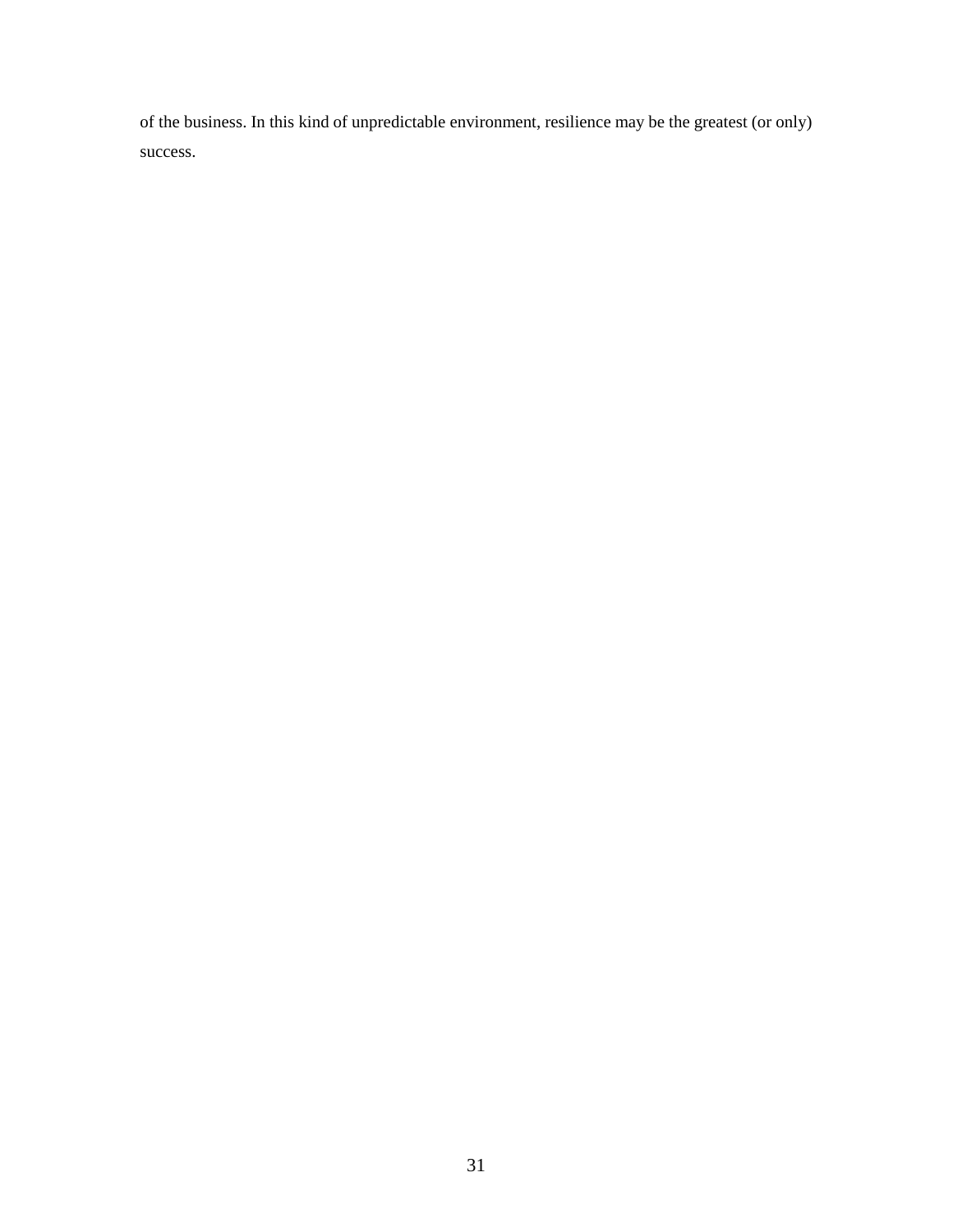of the business. In this kind of unpredictable environment, resilience may be the greatest (or only) success.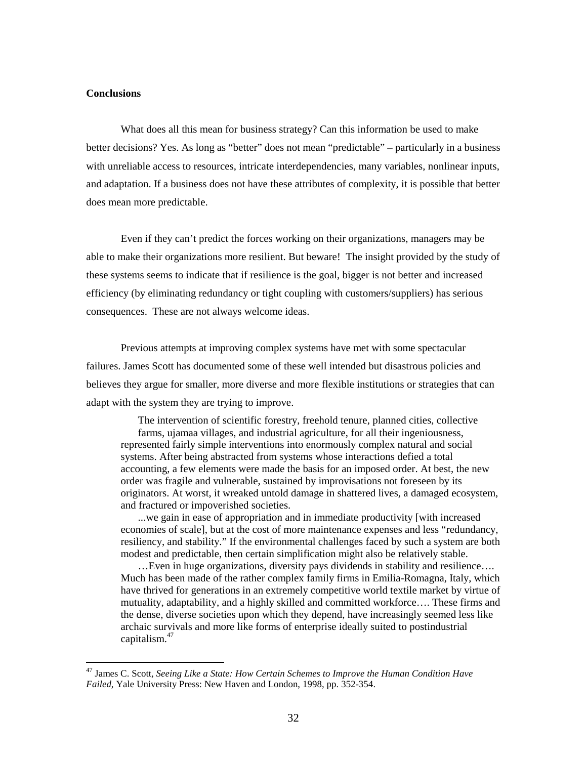**Conclusions**

What does all this mean for business strategy? Can this information be used to make better decisions? Yes. As long as "better" does not mean "predictable" – particularly in a business with unreliable access to resources, intricate interdependencies, many variables, nonlinear inputs, and adaptation. If a business does not have these attributes of complexity, it is possible that better does mean more predictable.

Even if they can't predict the forces working on their organizations, managers may be able to make their organizations more resilient. But beware! The insight provided by the study of these systems seems to indicate that if resilience is the goal, bigger is not better and increased efficiency (by eliminating redundancy or tight coupling with customers/suppliers) has serious consequences. These are not always welcome ideas.

Previous attempts at improving complex systems have met with some spectacular failures. James Scott has documented some of these well intended but disastrous policies and believes they argue for smaller, more diverse and more flexible institutions or strategies that can adapt with the system they are trying to improve.

> The intervention of scientific forestry, freehold tenure, planned cities, collective farms, ujamaa villages, and industrial agriculture, for all their ingeniousness, represented fairly simple interventions into enormously complex natural and social systems. After being abstracted from systems whose interactions defied a total accounting, a few elements were made the basis for an imposed order. At best, the new order was fragile and vulnerable, sustained by improvisations not foreseen by its originators. At worst, it wreaked untold damage in shattered lives, a damaged ecosystem, and fractured or impoverished societies.
>
> ...we gain in ease of appropriation and in immediate productivity [with increased economies of scale], but at the cost of more maintenance expenses and less "redundancy, resiliency, and stability." If the environmental challenges faced by such a system are both modest and predictable, then certain simplification might also be relatively stable.
>
> …Even in huge organizations, diversity pays dividends in stability and resilience…. Much has been made of the rather complex family firms in Emilia-Romagna, Italy, which have thrived for generations in an extremely competitive world textile market by virtue of mutuality, adaptability, and a highly skilled and committed workforce…. These firms and the dense, diverse societies upon which they depend, have increasingly seemed less like archaic survivals and more like forms of enterprise ideally suited to postindustrial capitalism.[47]

[47] James C. Scott, *Seeing Like a State: How Certain Schemes to Improve the Human Condition Have Failed*, Yale University Press: New Haven and London, 1998, pp. 352-354.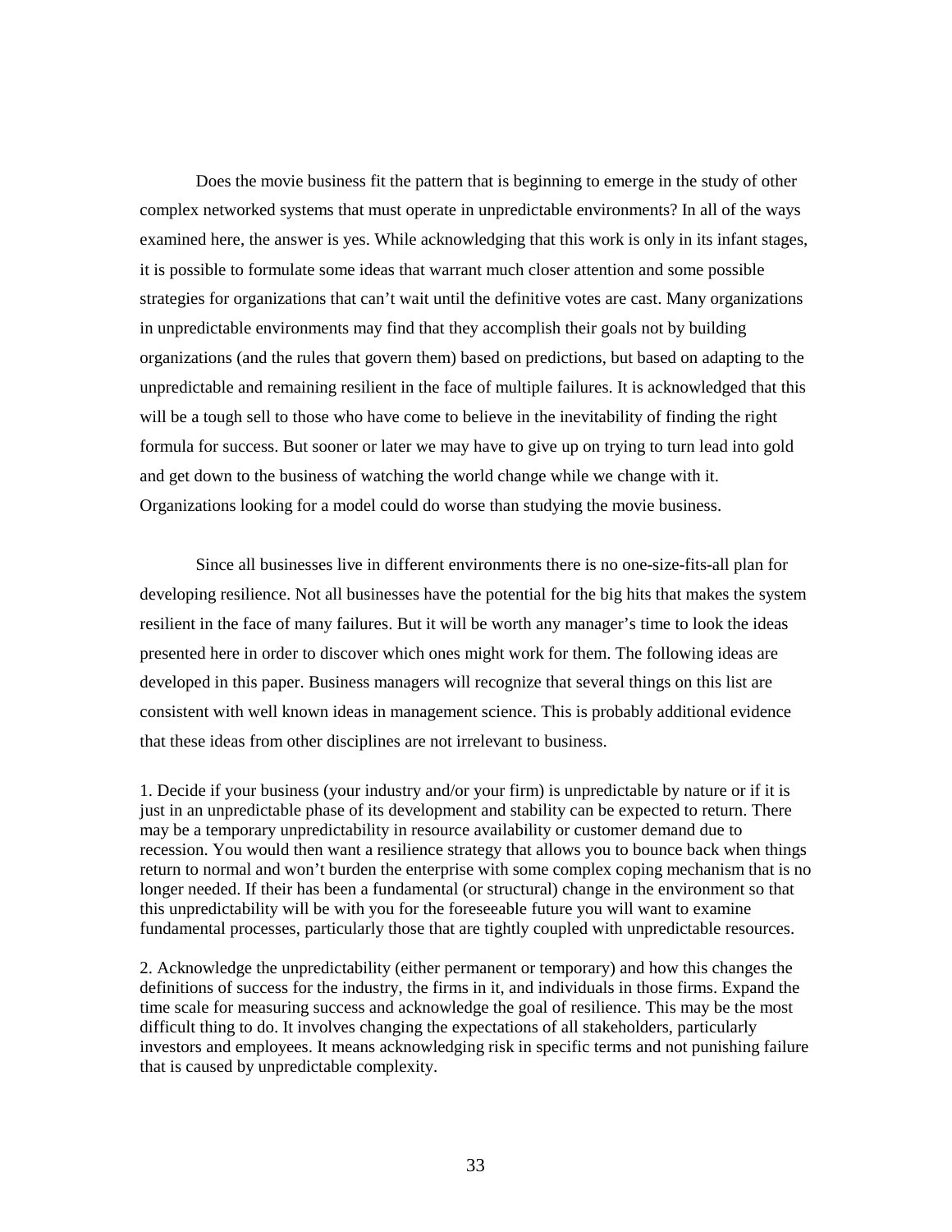Does the movie business fit the pattern that is beginning to emerge in the study of other complex networked systems that must operate in unpredictable environments? In all of the ways examined here, the answer is yes. While acknowledging that this work is only in its infant stages, it is possible to formulate some ideas that warrant much closer attention and some possible strategies for organizations that can't wait until the definitive votes are cast. Many organizations in unpredictable environments may find that they accomplish their goals not by building organizations (and the rules that govern them) based on predictions, but based on adapting to the unpredictable and remaining resilient in the face of multiple failures. It is acknowledged that this will be a tough sell to those who have come to believe in the inevitability of finding the right formula for success. But sooner or later we may have to give up on trying to turn lead into gold and get down to the business of watching the world change while we change with it. Organizations looking for a model could do worse than studying the movie business.

Since all businesses live in different environments there is no one-size-fits-all plan for developing resilience. Not all businesses have the potential for the big hits that makes the system resilient in the face of many failures. But it will be worth any manager's time to look the ideas presented here in order to discover which ones might work for them. The following ideas are developed in this paper. Business managers will recognize that several things on this list are consistent with well known ideas in management science. This is probably additional evidence that these ideas from other disciplines are not irrelevant to business.

1. Decide if your business (your industry and/or your firm) is unpredictable by nature or if it is just in an unpredictable phase of its development and stability can be expected to return. There may be a temporary unpredictability in resource availability or customer demand due to recession. You would then want a resilience strategy that allows you to bounce back when things return to normal and won't burden the enterprise with some complex coping mechanism that is no longer needed. If their has been a fundamental (or structural) change in the environment so that this unpredictability will be with you for the foreseeable future you will want to examine fundamental processes, particularly those that are tightly coupled with unpredictable resources.

2. Acknowledge the unpredictability (either permanent or temporary) and how this changes the definitions of success for the industry, the firms in it, and individuals in those firms. Expand the time scale for measuring success and acknowledge the goal of resilience. This may be the most difficult thing to do. It involves changing the expectations of all stakeholders, particularly investors and employees. It means acknowledging risk in specific terms and not punishing failure that is caused by unpredictable complexity.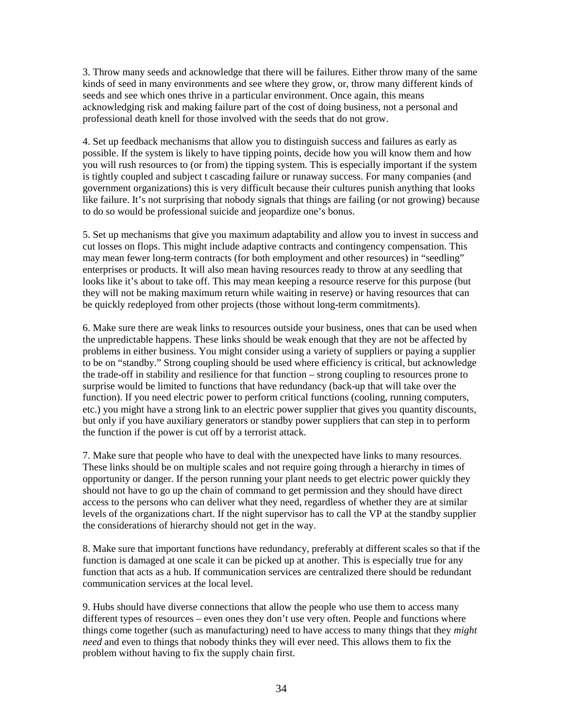3. Throw many seeds and acknowledge that there will be failures. Either throw many of the same kinds of seed in many environments and see where they grow, or, throw many different kinds of seeds and see which ones thrive in a particular environment. Once again, this means acknowledging risk and making failure part of the cost of doing business, not a personal and professional death knell for those involved with the seeds that do not grow.

4. Set up feedback mechanisms that allow you to distinguish success and failures as early as possible. If the system is likely to have tipping points, decide how you will know them and how you will rush resources to (or from) the tipping system. This is especially important if the system is tightly coupled and subject t cascading failure or runaway success. For many companies (and government organizations) this is very difficult because their cultures punish anything that looks like failure. It's not surprising that nobody signals that things are failing (or not growing) because to do so would be professional suicide and jeopardize one's bonus.

5. Set up mechanisms that give you maximum adaptability and allow you to invest in success and cut losses on flops. This might include adaptive contracts and contingency compensation. This may mean fewer long-term contracts (for both employment and other resources) in "seedling" enterprises or products. It will also mean having resources ready to throw at any seedling that looks like it's about to take off. This may mean keeping a resource reserve for this purpose (but they will not be making maximum return while waiting in reserve) or having resources that can be quickly redeployed from other projects (those without long-term commitments).

6. Make sure there are weak links to resources outside your business, ones that can be used when the unpredictable happens. These links should be weak enough that they are not be affected by problems in either business. You might consider using a variety of suppliers or paying a supplier to be on "standby." Strong coupling should be used where efficiency is critical, but acknowledge the trade-off in stability and resilience for that function – strong coupling to resources prone to surprise would be limited to functions that have redundancy (back-up that will take over the function). If you need electric power to perform critical functions (cooling, running computers, etc.) you might have a strong link to an electric power supplier that gives you quantity discounts, but only if you have auxiliary generators or standby power suppliers that can step in to perform the function if the power is cut off by a terrorist attack.

7. Make sure that people who have to deal with the unexpected have links to many resources. These links should be on multiple scales and not require going through a hierarchy in times of opportunity or danger. If the person running your plant needs to get electric power quickly they should not have to go up the chain of command to get permission and they should have direct access to the persons who can deliver what they need, regardless of whether they are at similar levels of the organizations chart. If the night supervisor has to call the VP at the standby supplier the considerations of hierarchy should not get in the way.

8. Make sure that important functions have redundancy, preferably at different scales so that if the function is damaged at one scale it can be picked up at another. This is especially true for any function that acts as a hub. If communication services are centralized there should be redundant communication services at the local level.

9. Hubs should have diverse connections that allow the people who use them to access many different types of resources – even ones they don't use very often. People and functions where things come together (such as manufacturing) need to have access to many things that they *might need* and even to things that nobody thinks they will ever need. This allows them to fix the problem without having to fix the supply chain first.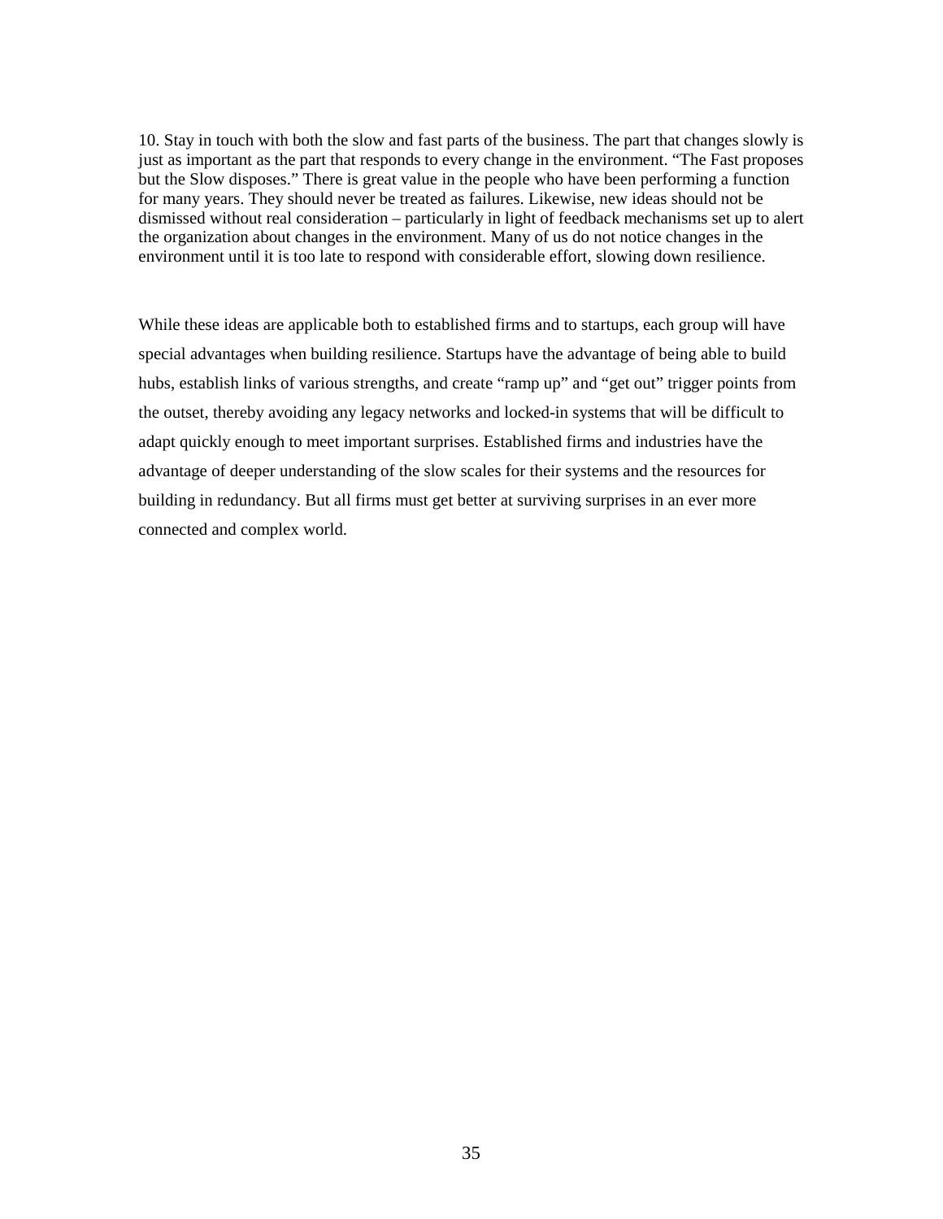10. Stay in touch with both the slow and fast parts of the business. The part that changes slowly is just as important as the part that responds to every change in the environment. "The Fast proposes but the Slow disposes." There is great value in the people who have been performing a function for many years. They should never be treated as failures. Likewise, new ideas should not be dismissed without real consideration – particularly in light of feedback mechanisms set up to alert the organization about changes in the environment. Many of us do not notice changes in the environment until it is too late to respond with considerable effort, slowing down resilience.

While these ideas are applicable both to established firms and to startups, each group will have special advantages when building resilience. Startups have the advantage of being able to build hubs, establish links of various strengths, and create "ramp up" and "get out" trigger points from the outset, thereby avoiding any legacy networks and locked-in systems that will be difficult to adapt quickly enough to meet important surprises. Established firms and industries have the advantage of deeper understanding of the slow scales for their systems and the resources for building in redundancy. But all firms must get better at surviving surprises in an ever more connected and complex world.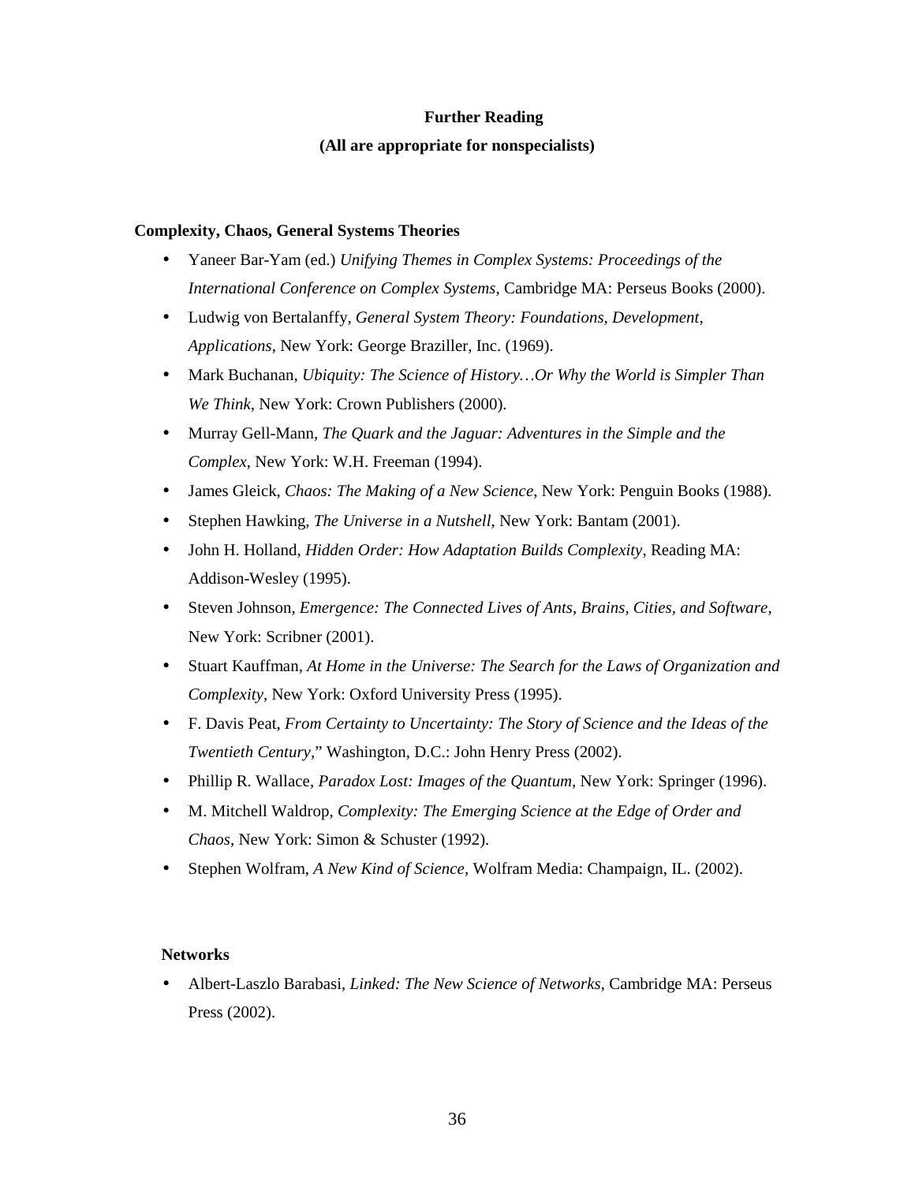## Further Reading

**(All are appropriate for nonspecialists)**

### Complexity, Chaos, General Systems Theories

- Yaneer Bar-Yam (ed.) *Unifying Themes in Complex Systems: Proceedings of the International Conference on Complex Systems*, Cambridge MA: Perseus Books (2000).
- Ludwig von Bertalanffy, *General System Theory: Foundations, Development, Applications*, New York: George Braziller, Inc. (1969).
- Mark Buchanan, *Ubiquity: The Science of History…Or Why the World is Simpler Than We Think*, New York: Crown Publishers (2000).
- Murray Gell-Mann, *The Quark and the Jaguar: Adventures in the Simple and the Complex*, New York: W.H. Freeman (1994).
- James Gleick, *Chaos: The Making of a New Science*, New York: Penguin Books (1988).
- Stephen Hawking, *The Universe in a Nutshell*, New York: Bantam (2001).
- John H. Holland, *Hidden Order: How Adaptation Builds Complexity*, Reading MA: Addison-Wesley (1995).
- Steven Johnson, *Emergence: The Connected Lives of Ants, Brains, Cities, and Software*, New York: Scribner (2001).
- Stuart Kauffman, *At Home in the Universe: The Search for the Laws of Organization and Complexity*, New York: Oxford University Press (1995).
- F. Davis Peat, *From Certainty to Uncertainty: The Story of Science and the Ideas of the Twentieth Century*," Washington, D.C.: John Henry Press (2002).
- Phillip R. Wallace, *Paradox Lost: Images of the Quantum*, New York: Springer (1996).
- M. Mitchell Waldrop, *Complexity: The Emerging Science at the Edge of Order and Chaos*, New York: Simon & Schuster (1992).
- Stephen Wolfram, *A New Kind of Science*, Wolfram Media: Champaign, IL. (2002).

### Networks

- Albert-Laszlo Barabasi, *Linked: The New Science of Networks*, Cambridge MA: Perseus Press (2002).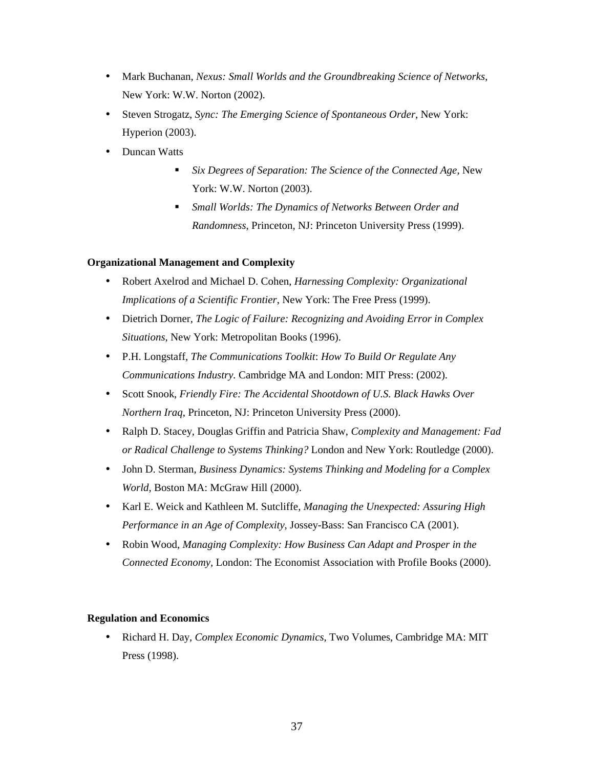- Mark Buchanan, *Nexus: Small Worlds and the Groundbreaking Science of Networks*, New York: W.W. Norton (2002).
- Steven Strogatz, *Sync: The Emerging Science of Spontaneous Order*, New York: Hyperion (2003).
- Duncan Watts
    - *Six Degrees of Separation: The Science of the Connected Age*, New York: W.W. Norton (2003).
    - *Small Worlds: The Dynamics of Networks Between Order and Randomness*, Princeton, NJ: Princeton University Press (1999).

**Organizational Management and Complexity**

- Robert Axelrod and Michael D. Cohen, *Harnessing Complexity: Organizational Implications of a Scientific Frontier*, New York: The Free Press (1999).
- Dietrich Dorner, *The Logic of Failure: Recognizing and Avoiding Error in Complex Situations*, New York: Metropolitan Books (1996).
- P.H. Longstaff, *The Communications Toolkit*: *How To Build Or Regulate Any Communications Industry*. Cambridge MA and London: MIT Press: (2002).
- Scott Snook, *Friendly Fire: The Accidental Shootdown of U.S. Black Hawks Over Northern Iraq*, Princeton, NJ: Princeton University Press (2000).
- Ralph D. Stacey, Douglas Griffin and Patricia Shaw, *Complexity and Management: Fad or Radical Challenge to Systems Thinking?* London and New York: Routledge (2000).
- John D. Sterman, *Business Dynamics: Systems Thinking and Modeling for a Complex World*, Boston MA: McGraw Hill (2000).
- Karl E. Weick and Kathleen M. Sutcliffe, *Managing the Unexpected: Assuring High Performance in an Age of Complexity*, Jossey-Bass: San Francisco CA (2001).
- Robin Wood, *Managing Complexity: How Business Can Adapt and Prosper in the Connected Economy*, London: The Economist Association with Profile Books (2000).

**Regulation and Economics**

- Richard H. Day, *Complex Economic Dynamics*, Two Volumes, Cambridge MA: MIT Press (1998).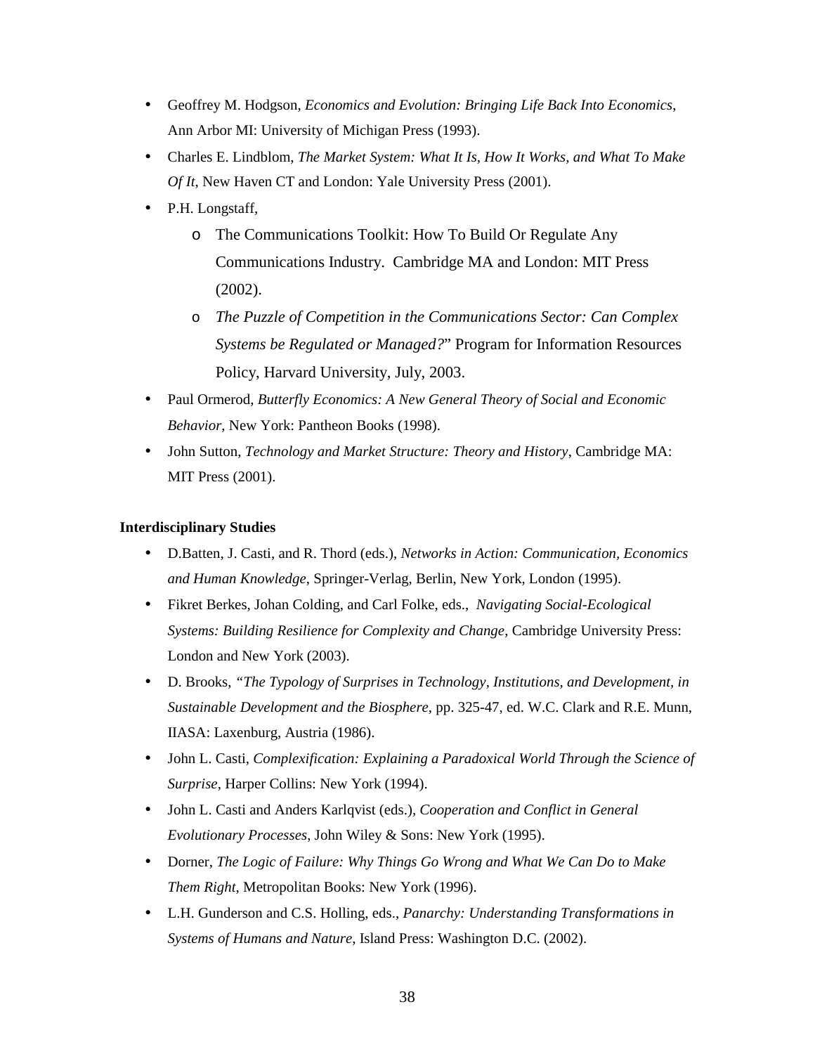- Geoffrey M. Hodgson, *Economics and Evolution: Bringing Life Back Into Economics*, Ann Arbor MI: University of Michigan Press (1993).
- Charles E. Lindblom, *The Market System: What It Is, How It Works, and What To Make Of It*, New Haven CT and London: Yale University Press (2001).
- P.H. Longstaff,
    - The Communications Toolkit: How To Build Or Regulate Any Communications Industry. Cambridge MA and London: MIT Press (2002).
    - *The Puzzle of Competition in the Communications Sector: Can Complex Systems be Regulated or Managed?*" Program for Information Resources Policy, Harvard University, July, 2003.
- Paul Ormerod, *Butterfly Economics: A New General Theory of Social and Economic Behavior*, New York: Pantheon Books (1998).
- John Sutton, *Technology and Market Structure: Theory and History*, Cambridge MA: MIT Press (2001).

**Interdisciplinary Studies**

- D.Batten, J. Casti, and R. Thord (eds.), *Networks in Action: Communication, Economics and Human Knowledge*, Springer-Verlag, Berlin, New York, London (1995).
- Fikret Berkes, Johan Colding, and Carl Folke, eds., *Navigating Social-Ecological Systems: Building Resilience for Complexity and Change*, Cambridge University Press: London and New York (2003).
- D. Brooks, *"The Typology of Surprises in Technology, Institutions, and Development, in Sustainable Development and the Biosphere*, pp. 325-47, ed. W.C. Clark and R.E. Munn, IIASA: Laxenburg, Austria (1986).
- John L. Casti, *Complexification: Explaining a Paradoxical World Through the Science of Surprise*, Harper Collins: New York (1994).
- John L. Casti and Anders Karlqvist (eds.), *Cooperation and Conflict in General Evolutionary Processes*, John Wiley & Sons: New York (1995).
- Dorner, *The Logic of Failure: Why Things Go Wrong and What We Can Do to Make Them Right*, Metropolitan Books: New York (1996).
- L.H. Gunderson and C.S. Holling, eds., *Panarchy: Understanding Transformations in Systems of Humans and Nature*, Island Press: Washington D.C. (2002).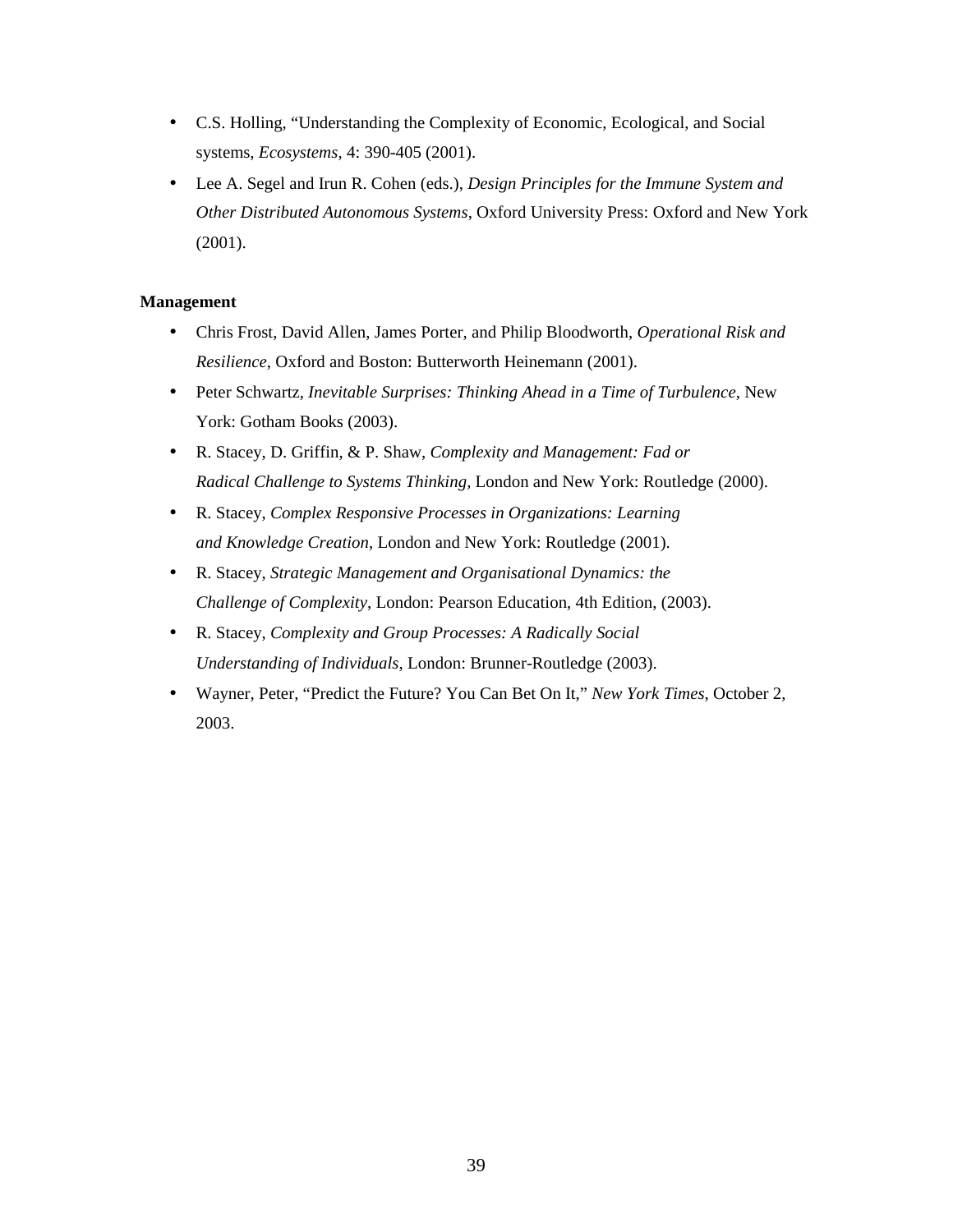- C.S. Holling, “Understanding the Complexity of Economic, Ecological, and Social systems, *Ecosystems*, 4: 390-405 (2001).
- Lee A. Segel and Irun R. Cohen (eds.), *Design Principles for the Immune System and Other Distributed Autonomous Systems*, Oxford University Press: Oxford and New York (2001).

**Management**

- Chris Frost, David Allen, James Porter, and Philip Bloodworth, *Operational Risk and Resilience*, Oxford and Boston: Butterworth Heinemann (2001).
- Peter Schwartz, *Inevitable Surprises: Thinking Ahead in a Time of Turbulence*, New York: Gotham Books (2003).
- R. Stacey, D. Griffin, & P. Shaw, *Complexity and Management: Fad or Radical Challenge to Systems Thinking*, London and New York: Routledge (2000).
- R. Stacey, *Complex Responsive Processes in Organizations: Learning and Knowledge Creation*, London and New York: Routledge (2001).
- R. Stacey, *Strategic Management and Organisational Dynamics: the Challenge of Complexity*, London: Pearson Education, 4th Edition, (2003).
- R. Stacey, *Complexity and Group Processes: A Radically Social Understanding of Individuals*, London: Brunner-Routledge (2003).
- Wayner, Peter, “Predict the Future? You Can Bet On It,” *New York Times*, October 2, 2003.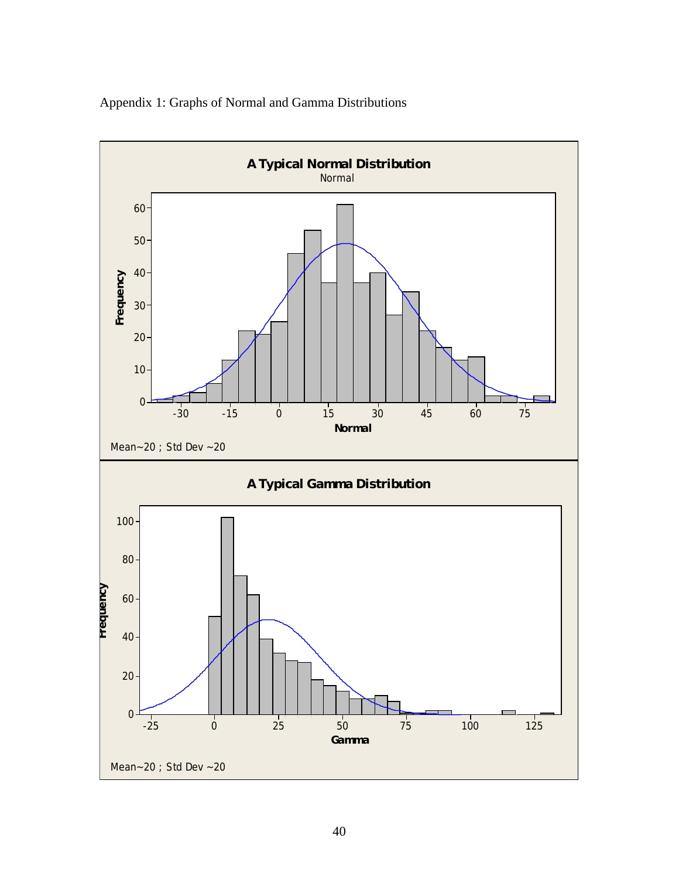Appendix 1: Graphs of Normal and Gamma Distributions

**A Typical Normal Distribution**

Normal

Mean~20 ; Std Dev ~20

**A Typical Gamma Distribution**

Mean~20 ; Std Dev ~20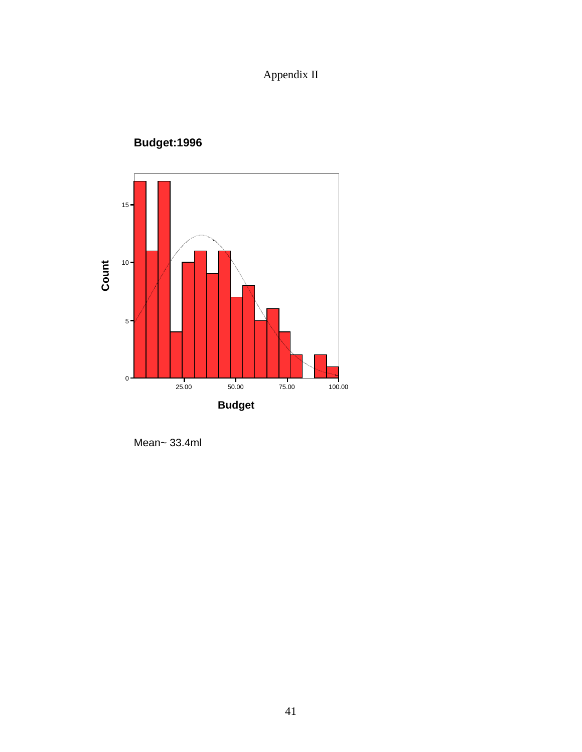Appendix II

**Budget:1996**

Mean~ 33.4ml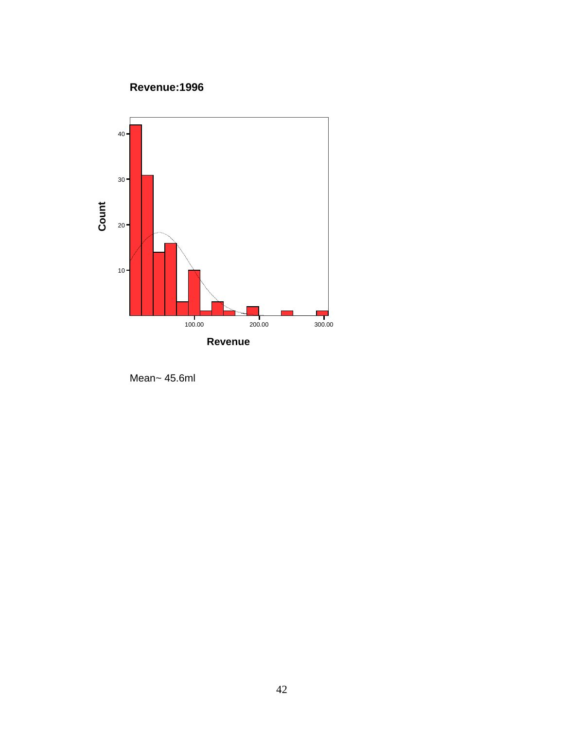**Revenue:1996**

Mean~ 45.6ml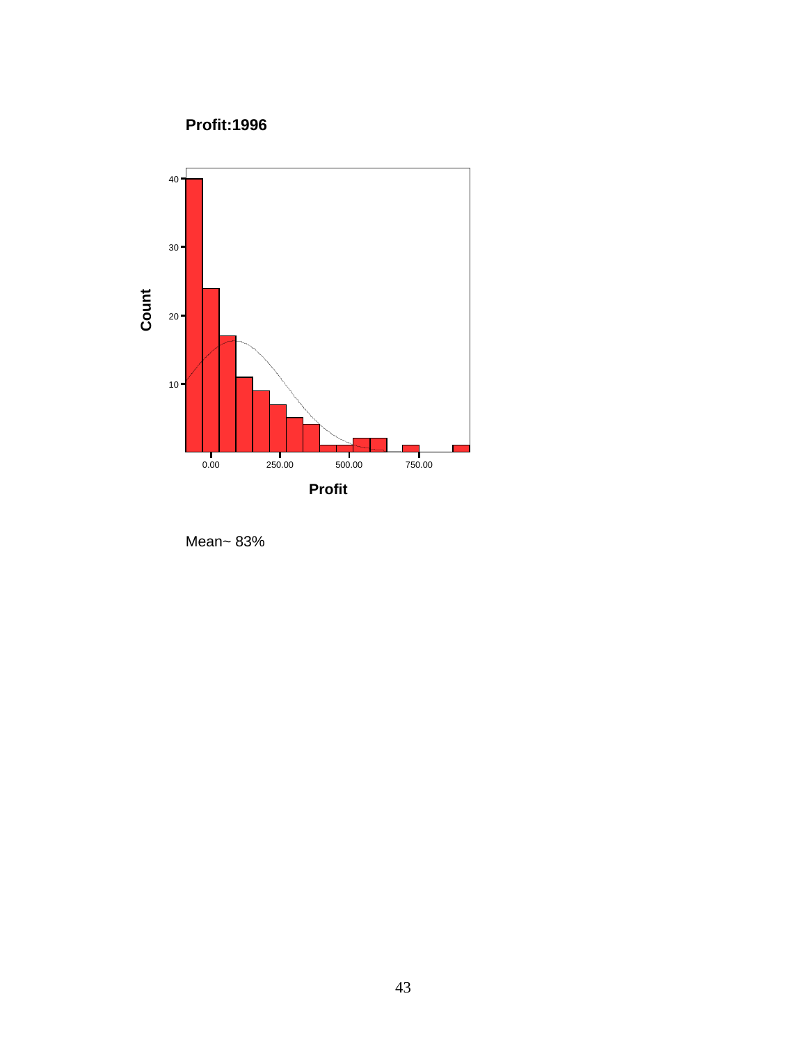**Profit:1996**

Mean~ 83%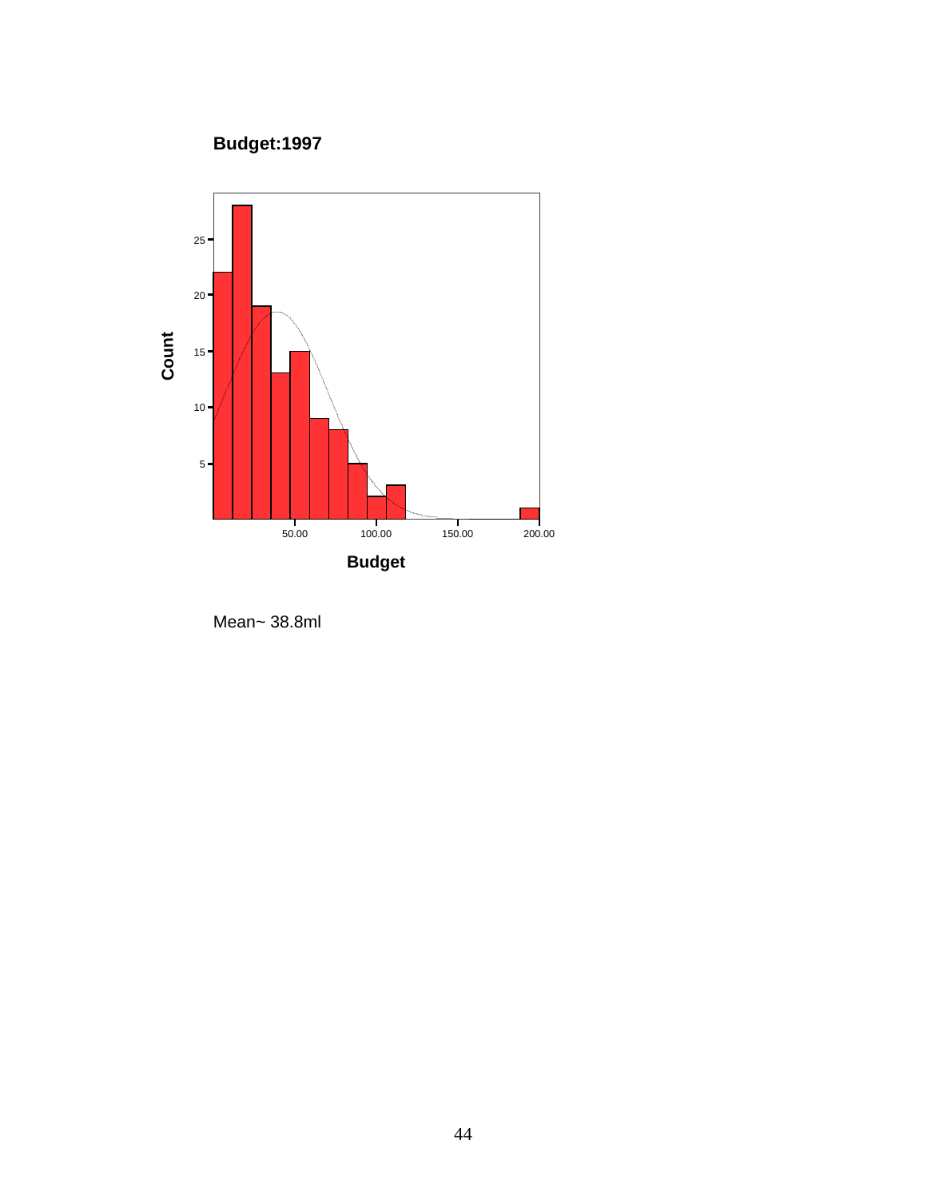**Budget:1997**

Mean~ 38.8ml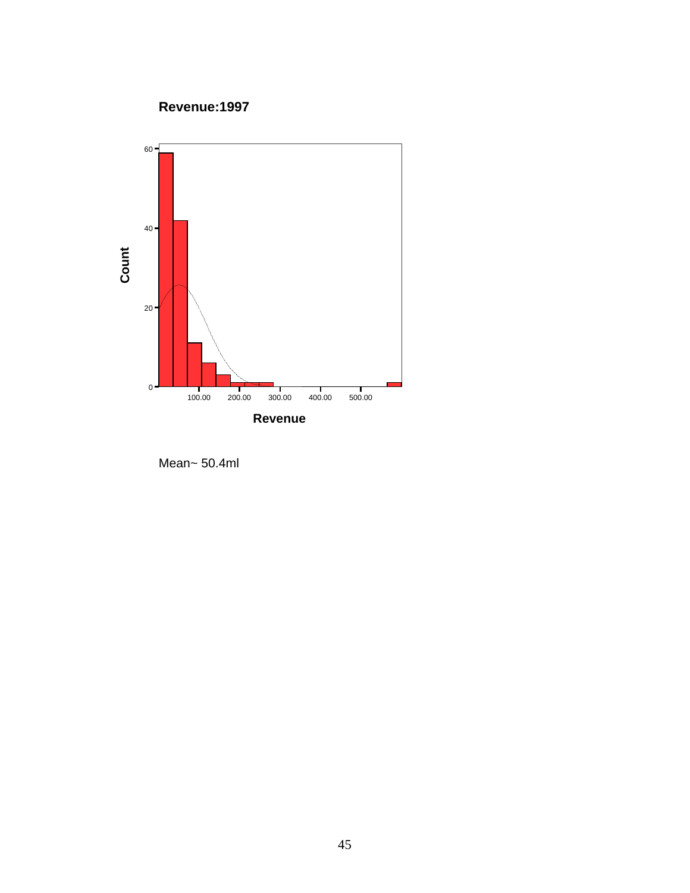**Revenue:1997**

Mean~ 50.4ml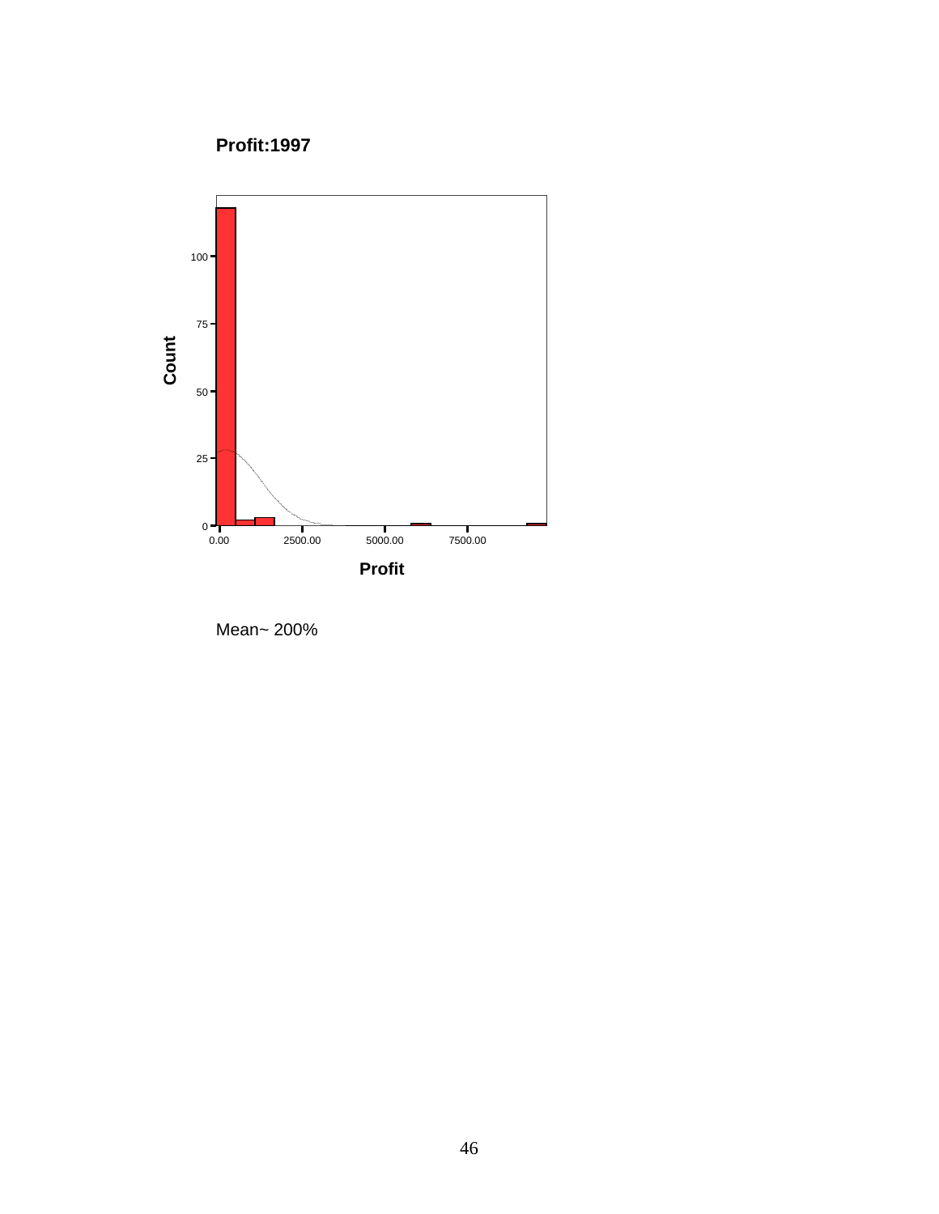**Profit:1997**

Mean~ 200%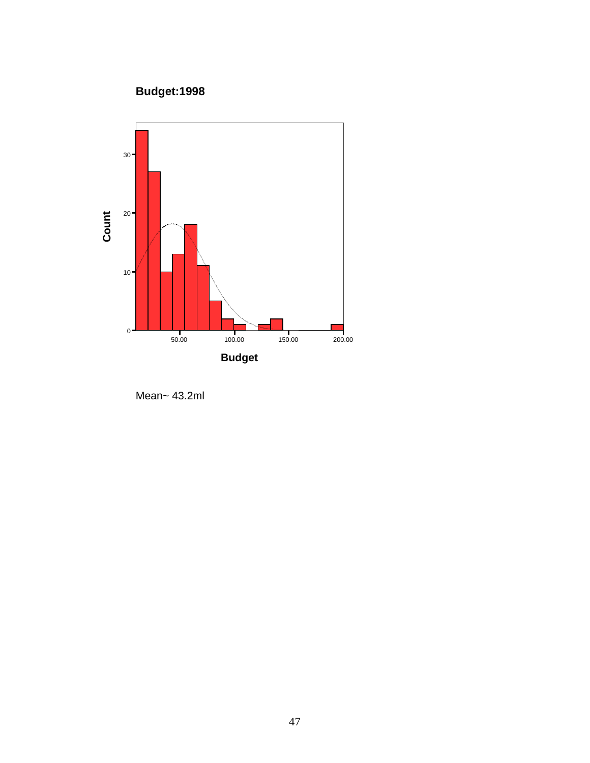**Budget:1998**

Mean~ 43.2ml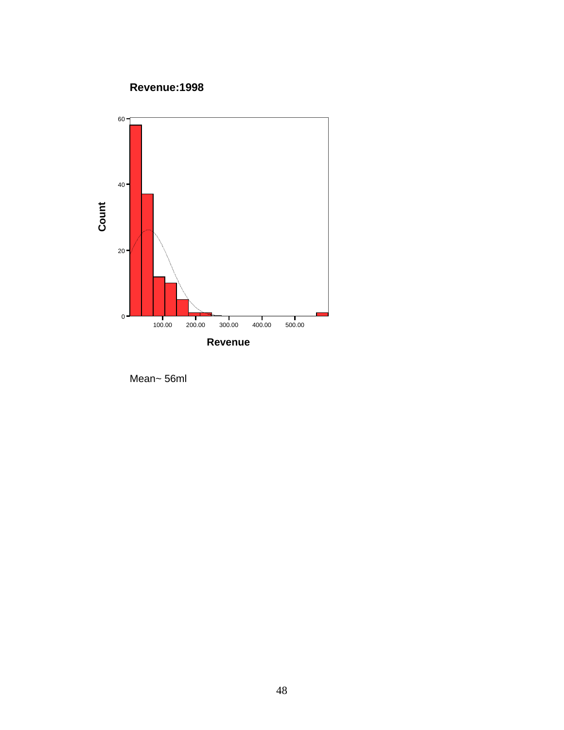**Revenue:1998**

Mean~ 56ml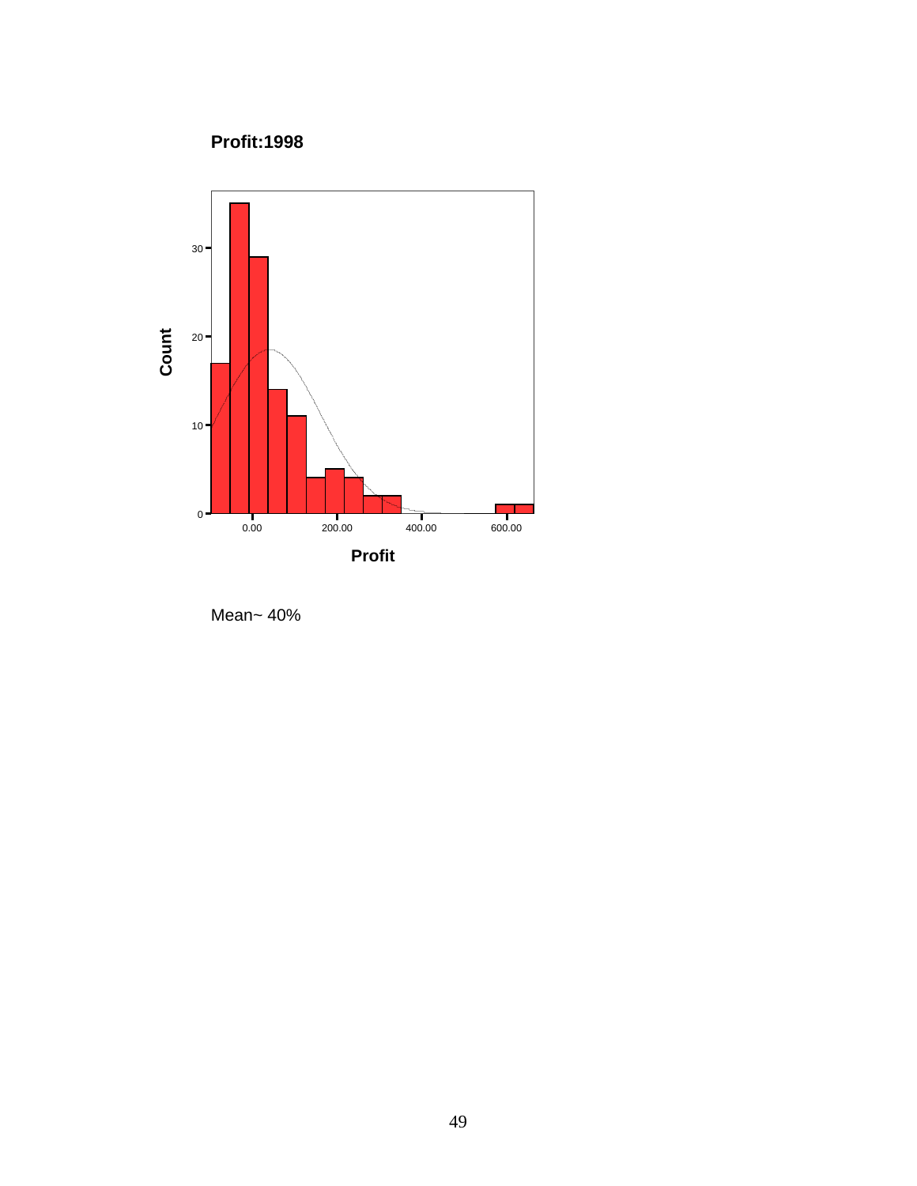**Profit:1998**

Mean~ 40%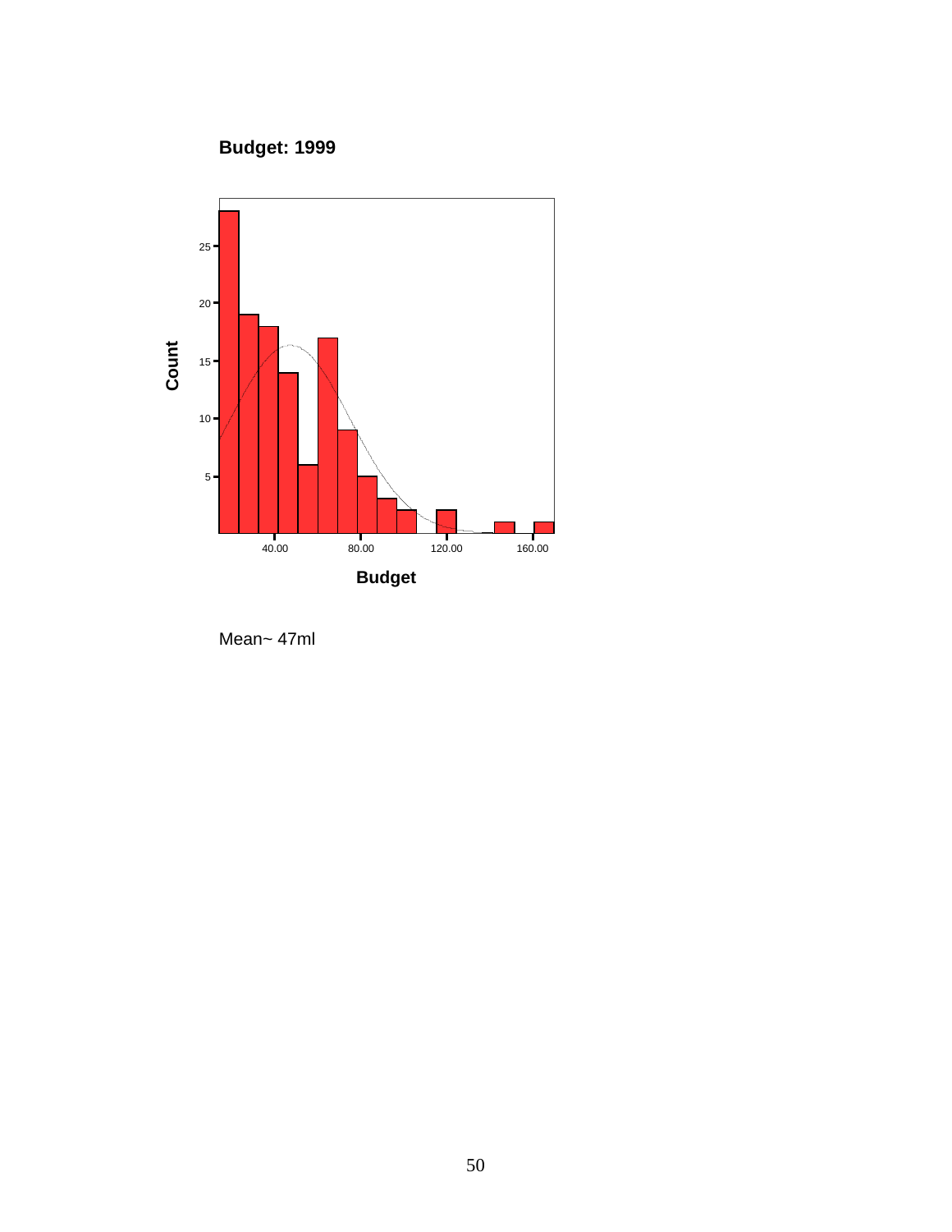**Budget: 1999**

Mean~ 47ml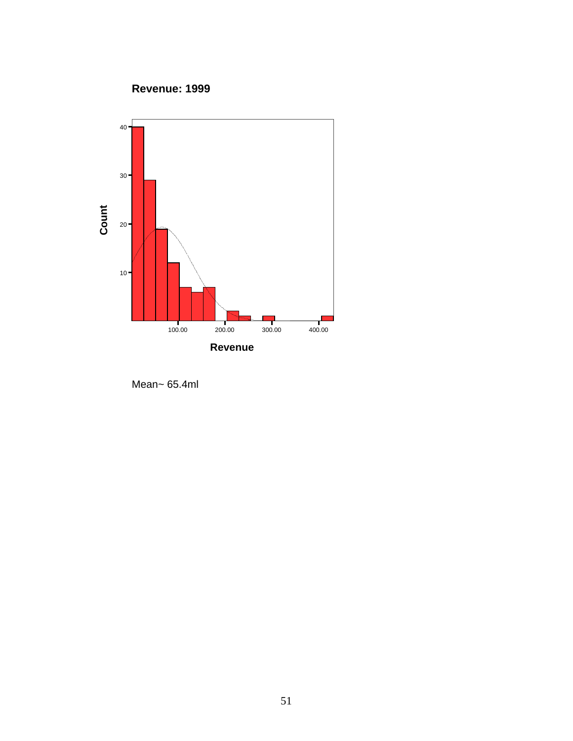**Revenue: 1999**

Mean~ 65.4ml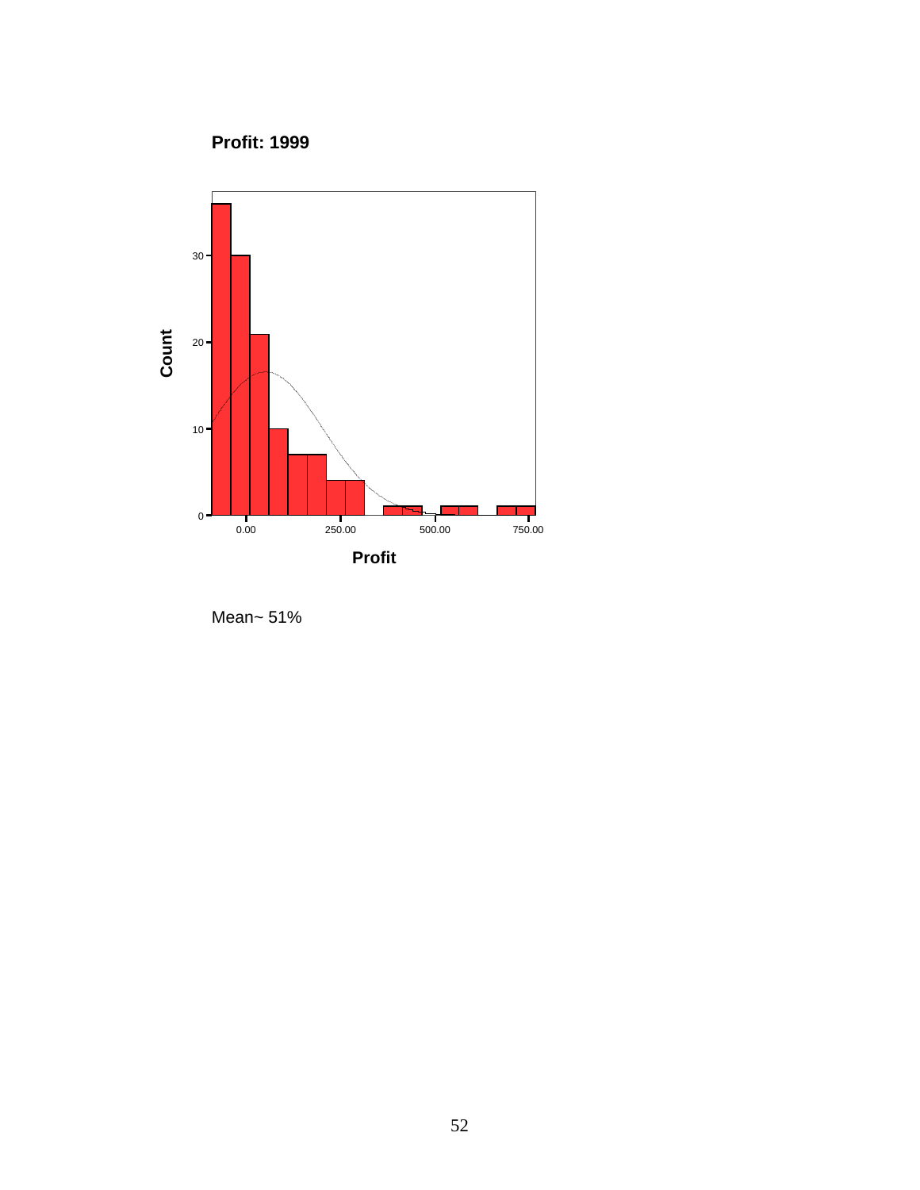**Profit: 1999**

Mean~ 51%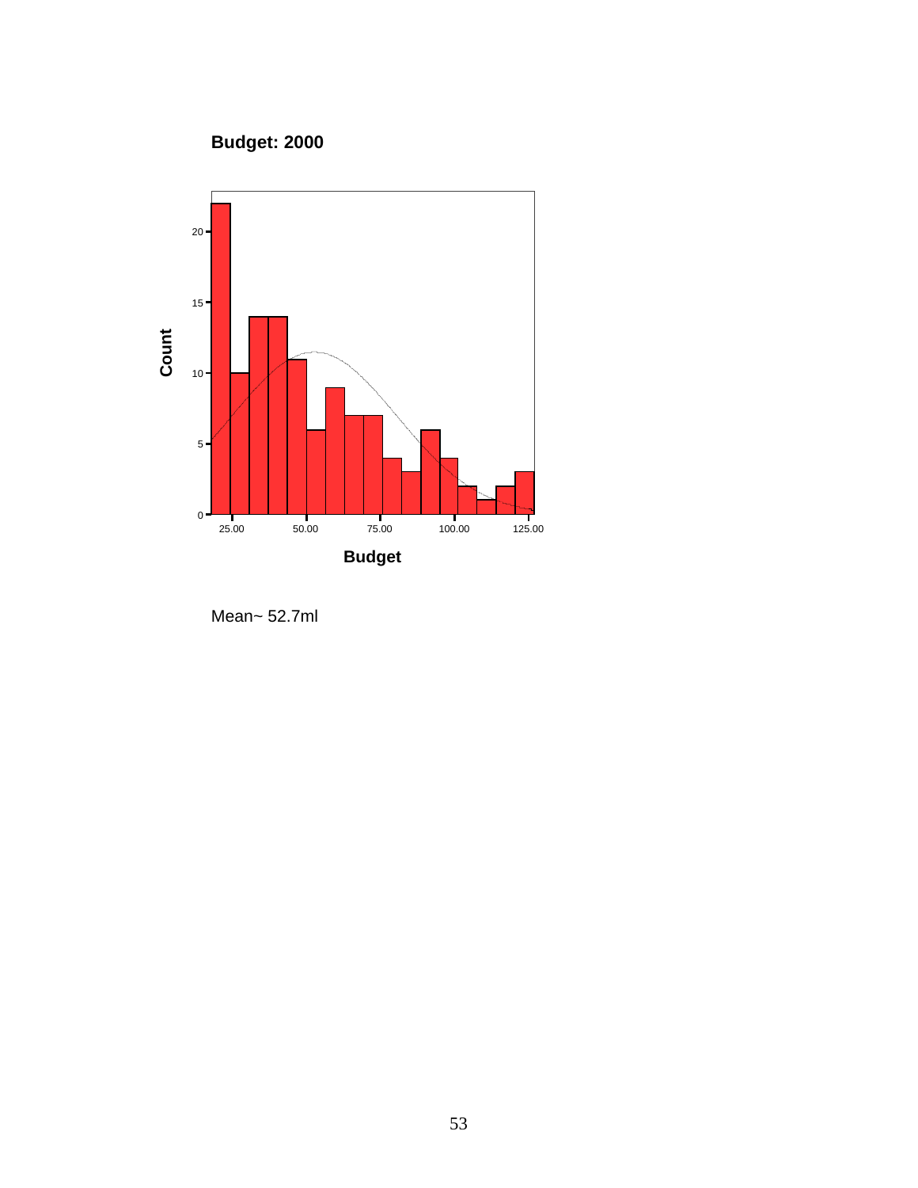**Budget: 2000**

Mean~ 52.7ml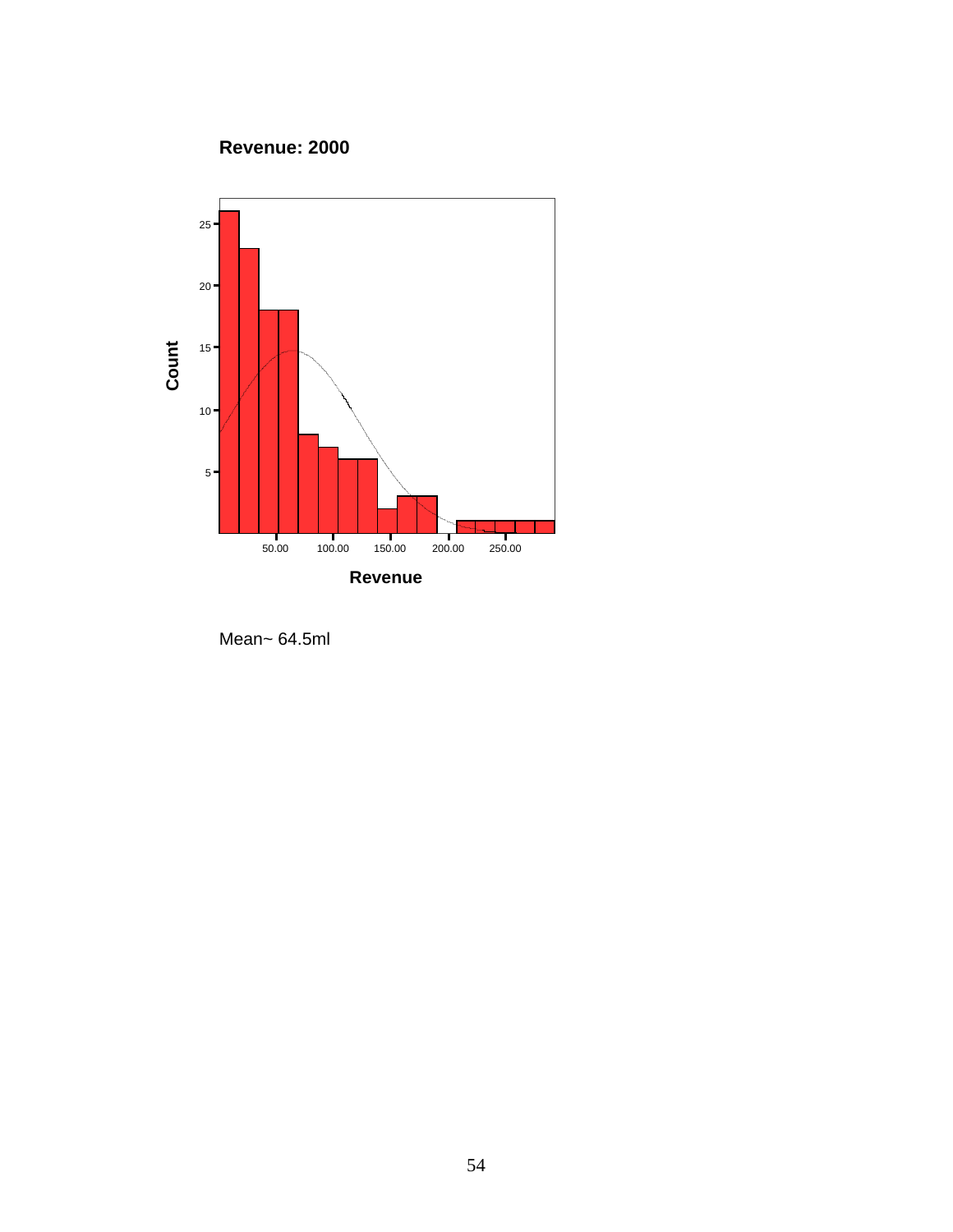**Revenue: 2000**

Mean~ 64.5ml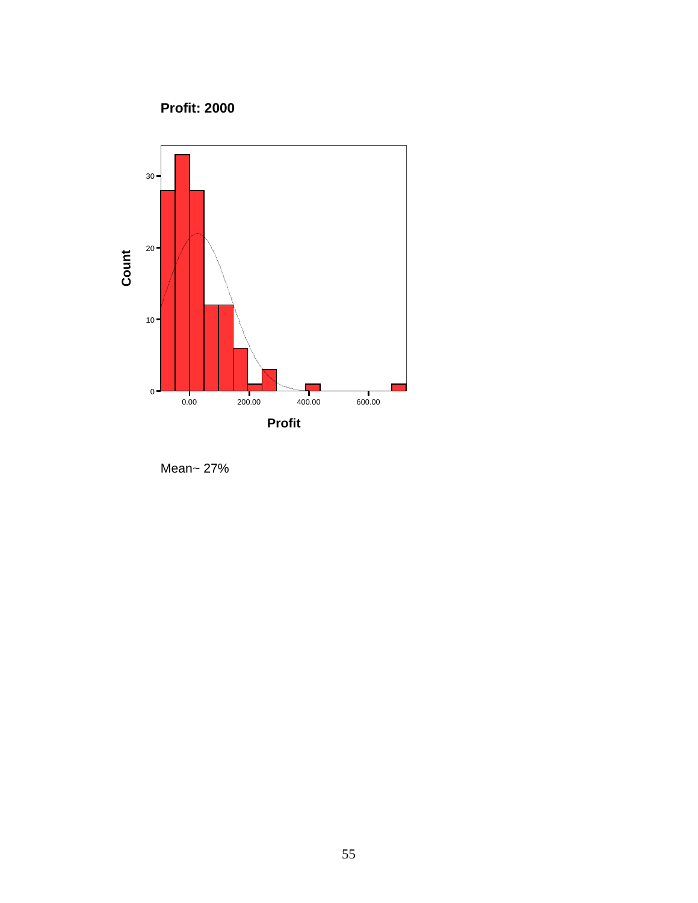**Profit: 2000**

Mean~ 27%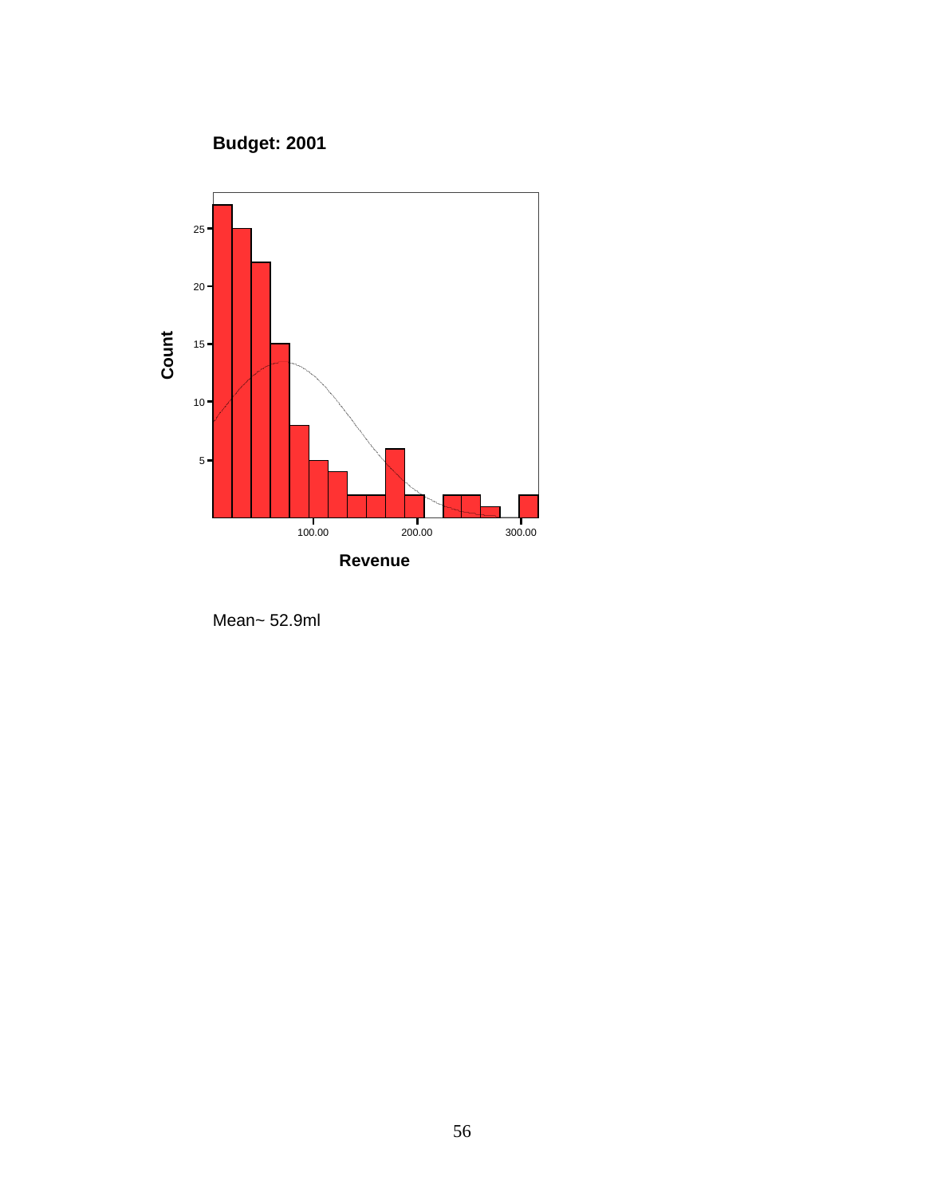**Budget: 2001**

Mean~ 52.9ml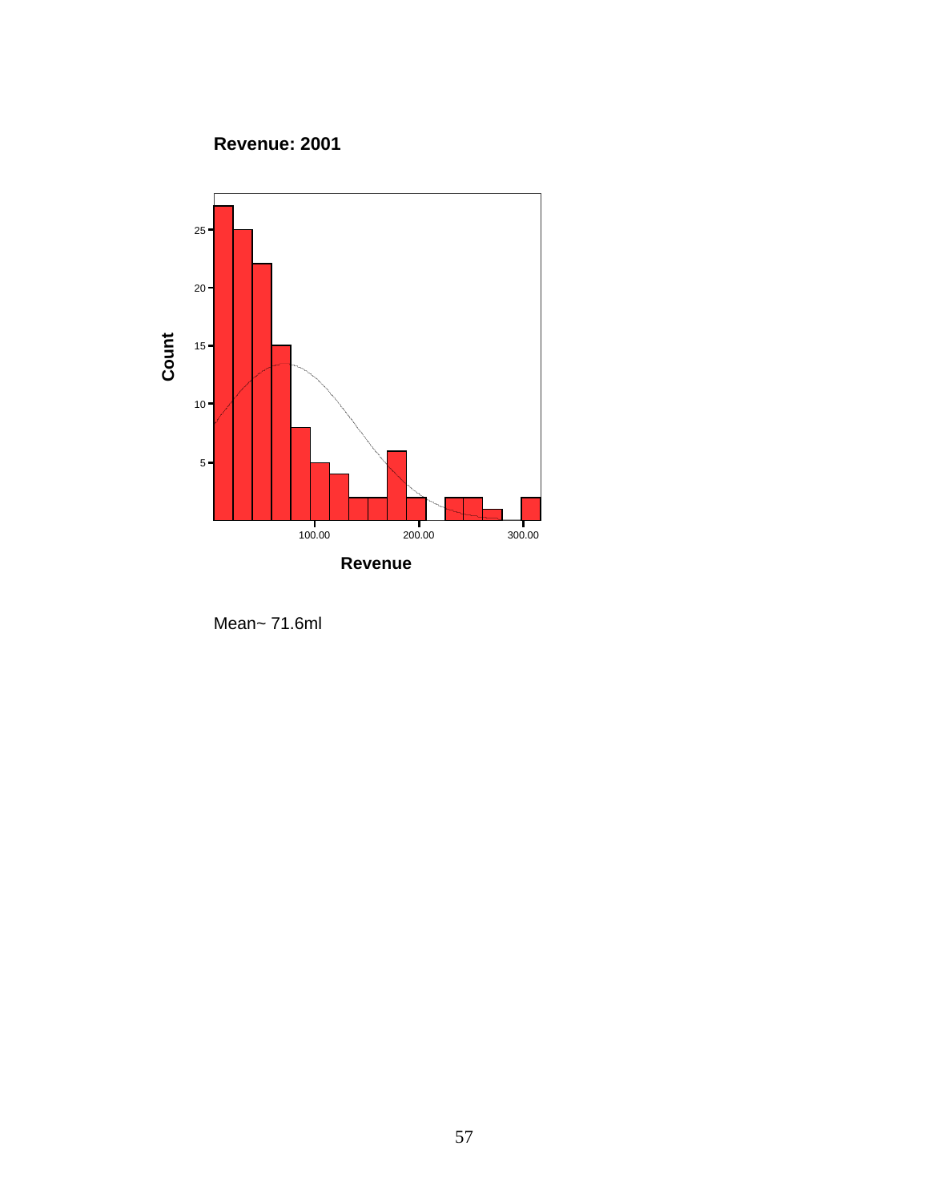**Revenue: 2001**

Mean~ 71.6ml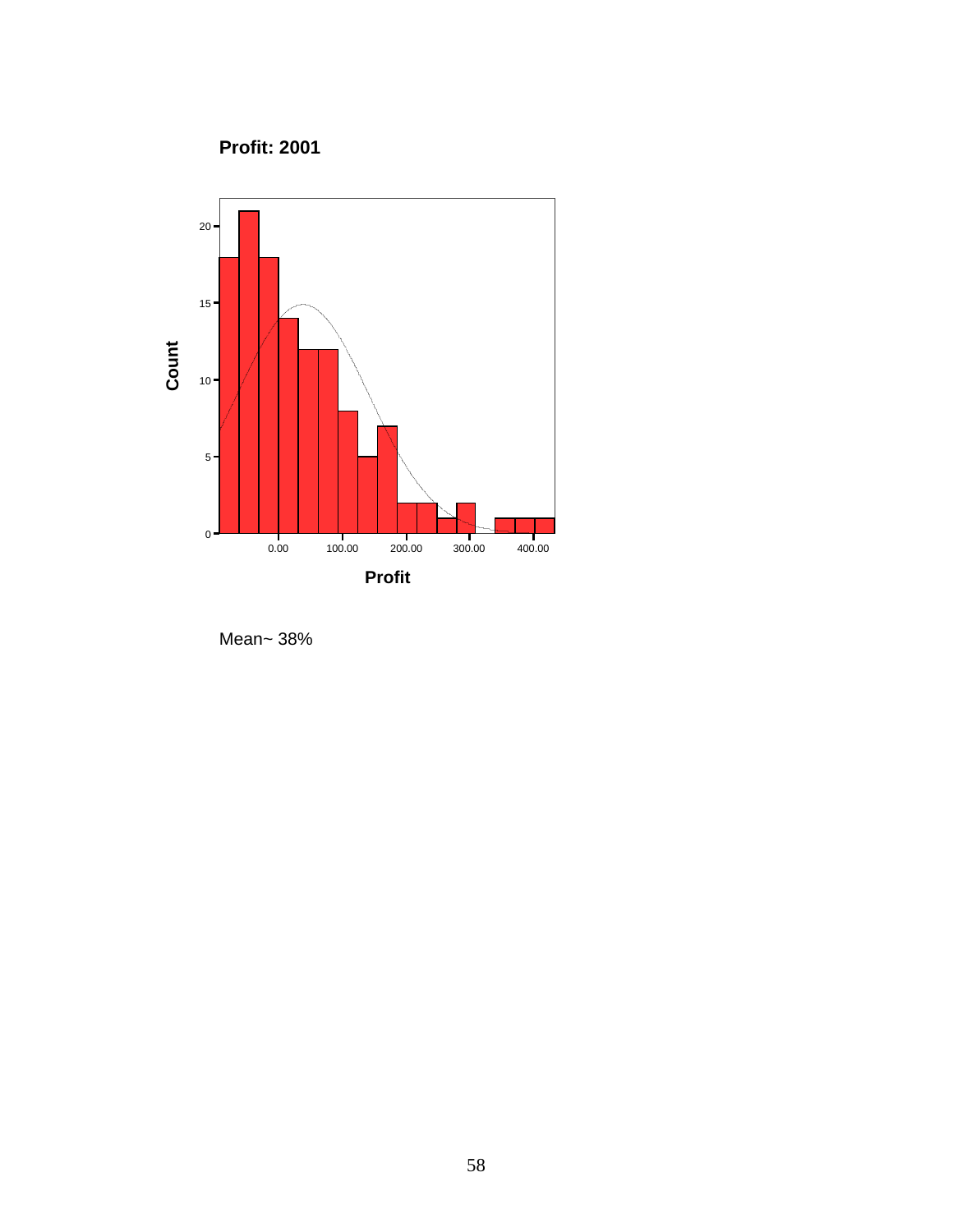**Profit: 2001**

Mean~ 38%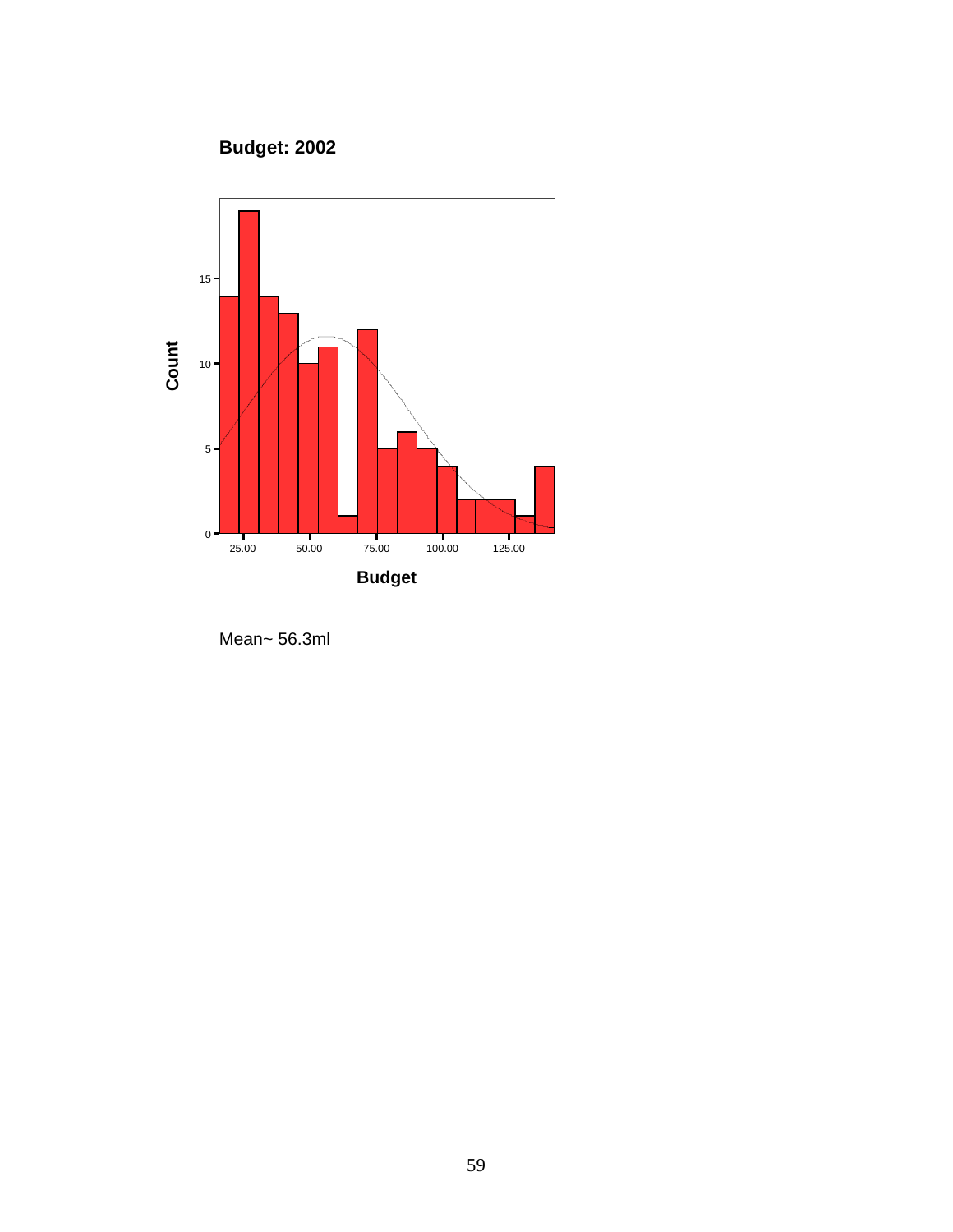**Budget: 2002**

Mean~ 56.3ml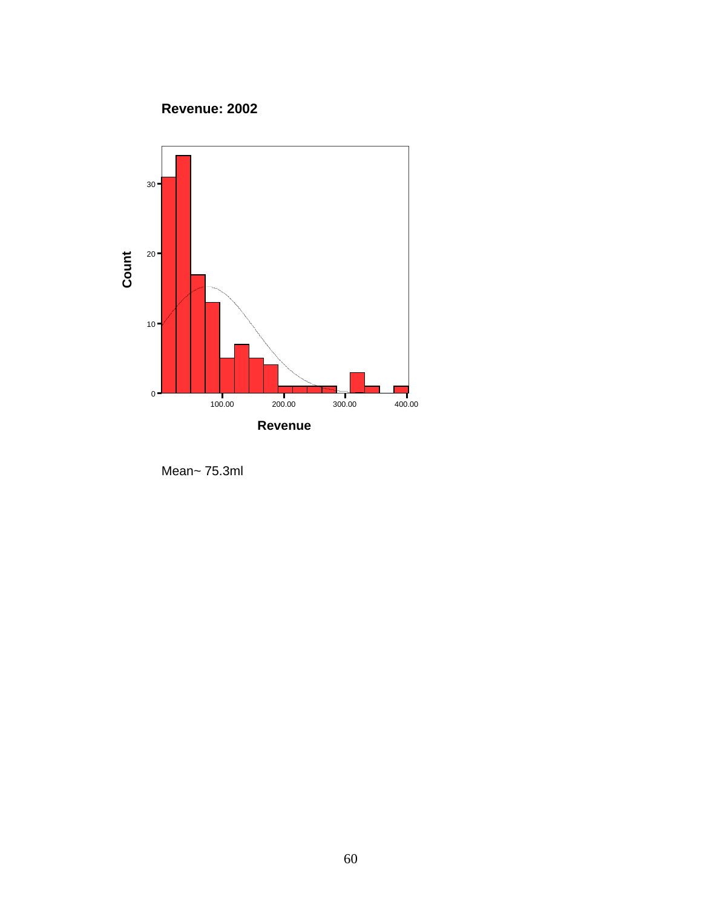**Revenue: 2002**

Mean~ 75.3ml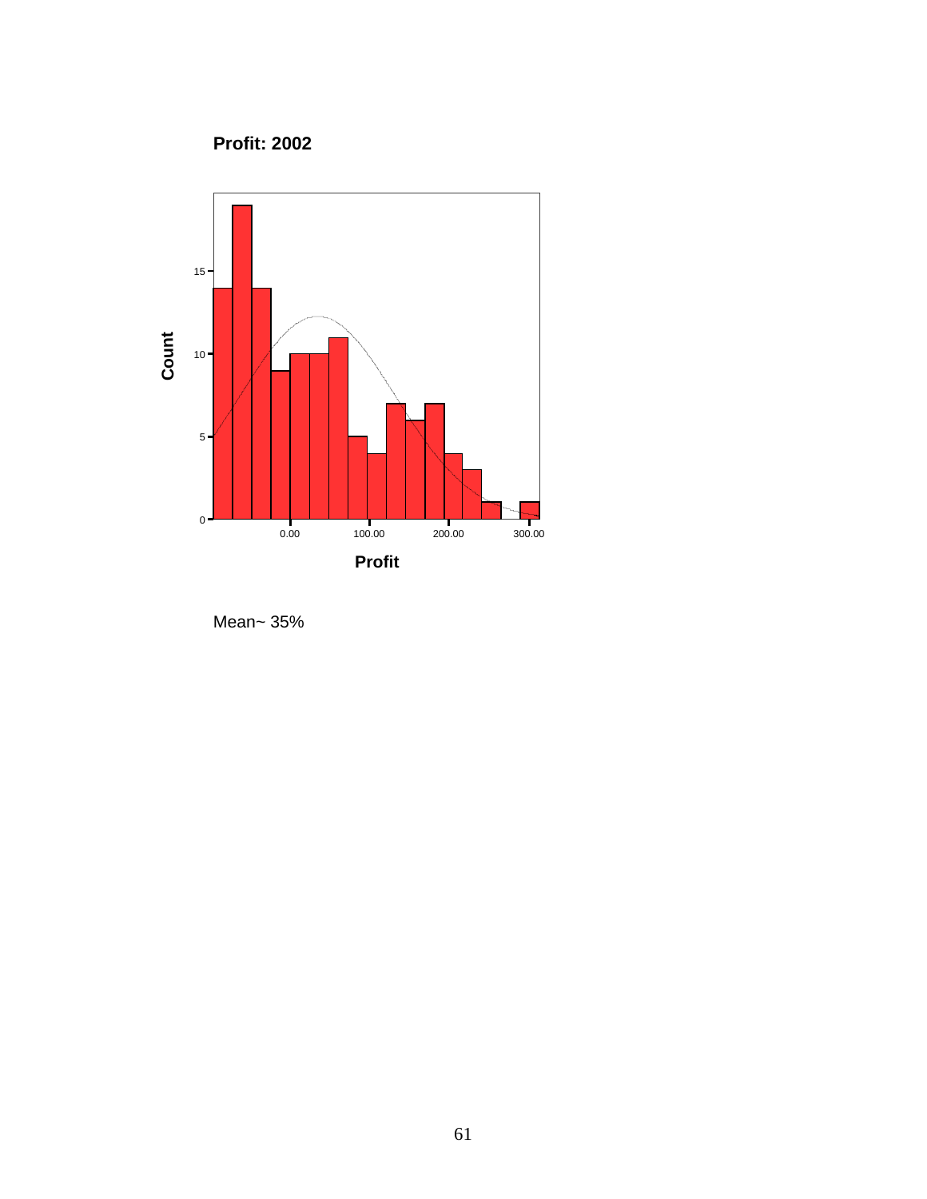**Profit: 2002**

Mean~ 35%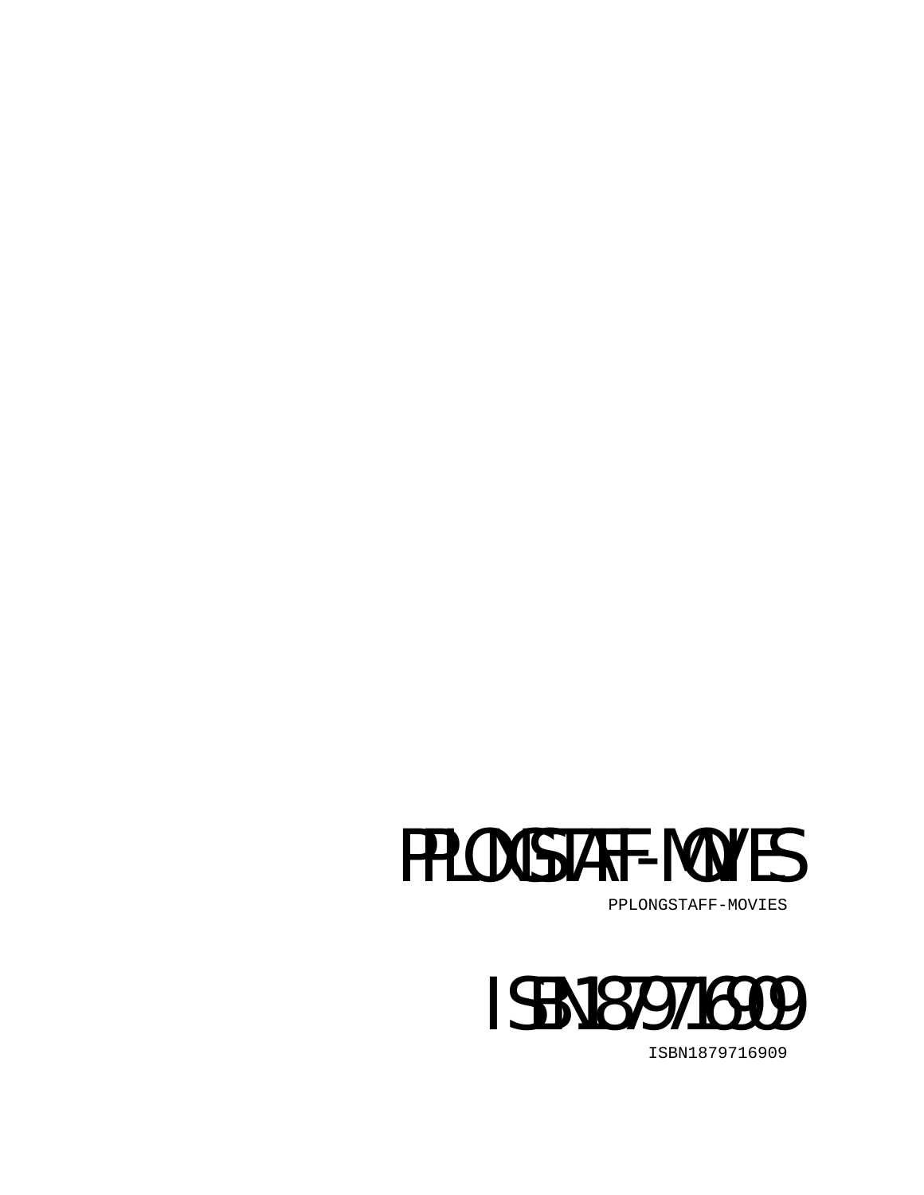PPLONGSTAFF-MOVIES

PPLONGSTAFF-MOVIES

ISBN1879716909

ISBN1879716909